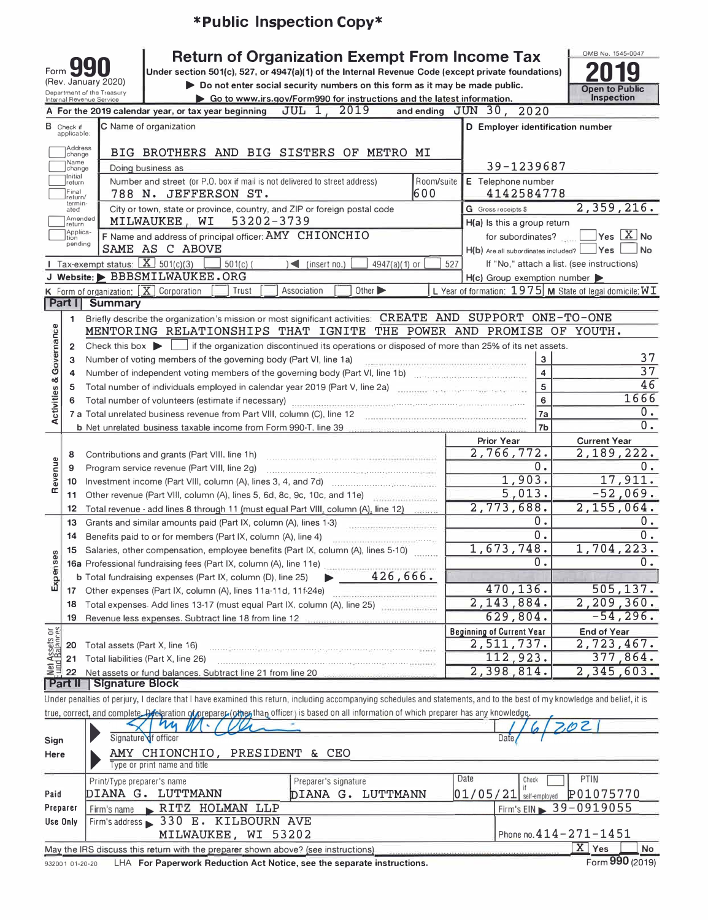**\*Public Inspection Copy\***

Form **990** (Rev. January 2020) Department of the Treasury Internal Revenue Service

# Return of Organization Exempt From Income Tax

Under section 501(c), 527, or 4947(a)(1) of the Internal Revenue Code (except private foundations)

▶ Do not enter social security numbers on this form as it may be made public.

▶ Go to www.irs.gov/Form990 for instructions and the latest information.

OMB No. 1545-0047 **2019** Open to Public Inspection

**A** For the 2019 calendar year, or tax year beginning JUL 1, 2019 and ending JUN 30, 2020

**B** Check if applicable: ☐ Address change ☐ Name change ☐ Initial return ☐ Final return/terminated ☐ Amended return ☐ Application pending

**C** Name of organization: BIG BROTHERS AND BIG SISTERS OF METRO MI

Doing business as

Number and street (or P.O. box if mail is not delivered to street address): 788 N. JEFFERSON ST. Room/suite: 600

City or town, state or province, country, and ZIP or foreign postal code: MILWAUKEE, WI 53202-3739

**D** Employer identification number: 39-1239687

**E** Telephone number: 4142584778

**G** Gross receipts $ 2,359,216.

**F** Name and address of principal officer: AMY CHIONCHIO SAME AS C ABOVE

**H(a)** Is this a group return for subordinates? ☐ Yes ☒ No

**H(b)** Are all subordinates included? ☐ Yes ☐ No If "No," attach a list. (see instructions)

**H(c)** Group exemption number ▶

**I** Tax-exempt status: ☒ 501(c)(3) ☐ 501(c) ( ) ◀ (insert no.) ☐ 4947(a)(1) or ☐ 527

**J** Website: ▶ BBBSMILWAUKEE.ORG

**K** Form of organization: ☒ Corporation ☐ Trust ☐ Association ☐ Other ▶

**L** Year of formation: 1975 **M** State of legal domicile: WI

## Part I Summary

**Activities & Governance**

1 Briefly describe the organization's mission or most significant activities: CREATE AND SUPPORT ONE-TO-ONE MENTORING RELATIONSHIPS THAT IGNITE THE POWER AND PROMISE OF YOUTH.

2 Check this box ▶ ☐ if the organization discontinued its operations or disposed of more than 25% of its net assets.

| | | | |
|---|---|---|---|
| 3 | Number of voting members of the governing body (Part VI, line 1a) | 3 | 37 |
| 4 | Number of independent voting members of the governing body (Part VI, line 1b) | 4 | 37 |
| 5 | Total number of individuals employed in calendar year 2019 (Part V, line 2a) | 5 | 46 |
| 6 | Total number of volunteers (estimate if necessary) | 6 | 1666 |
| 7a | Total unrelated business revenue from Part VIII, column (C), line 12 | 7a | 0. |
| b | Net unrelated business taxable income from Form 990-T, line 39 | 7b | 0. |

| | | Prior Year | Current Year |
|---|---|---|---|
| **Revenue** | | | |
| 8 | Contributions and grants (Part VIII, line 1h) | 2,766,772. | 2,189,222. |
| 9 | Program service revenue (Part VIII, line 2g) | 0. | 0. |
| 10 | Investment income (Part VIII, column (A), lines 3, 4, and 7d) | 1,903. | 17,911. |
| 11 | Other revenue (Part VIII, column (A), lines 5, 6d, 8c, 9c, 10c, and 11e) | 5,013. | -52,069. |
| 12 | Total revenue - add lines 8 through 11 (must equal Part VIII, column (A), line 12) | 2,773,688. | 2,155,064. |
| **Expenses** | | | |
| 13 | Grants and similar amounts paid (Part IX, column (A), lines 1-3) | 0. | 0. |
| 14 | Benefits paid to or for members (Part IX, column (A), line 4) | 0. | 0. |
| 15 | Salaries, other compensation, employee benefits (Part IX, column (A), lines 5-10) | 1,673,748. | 1,704,223. |
| 16a | Professional fundraising fees (Part IX, column (A), line 11e) | 0. | 0. |
| b | Total fundraising expenses (Part IX, column (D), line 25) ▶ 426,666. | | |
| 17 | Other expenses (Part IX, column (A), lines 11a-11d, 11f-24e) | 470,136. | 505,137. |
| 18 | Total expenses. Add lines 13-17 (must equal Part IX, column (A), line 25) | 2,143,884. | 2,209,360. |
| 19 | Revenue less expenses. Subtract line 18 from line 12 | 629,804. | -54,296. |

| **Net Assets or Fund Balances** | | Beginning of Current Year | End of Year |
|---|---|---|---|
| 20 | Total assets (Part X, line 16) | 2,511,737. | 2,723,467. |
| 21 | Total liabilities (Part X, line 26) | 112,923. | 377,864. |
| 22 | Net assets or fund balances. Subtract line 21 from line 20 | 2,398,814. | 2,345,603. |

## Part II Signature Block

Under penalties of perjury, I declare that I have examined this return, including accompanying schedules and statements, and to the best of my knowledge and belief, it is true, correct, and complete. Declaration of preparer (other than officer) is based on all information of which preparer has any knowledge.

**Sign Here**

Signature of officer: [signature] Date: 1/6/2021

AMY CHIONCHIO, PRESIDENT & CEO

Type or print name and title

**Paid Preparer Use Only**

| Print/Type preparer's name | Preparer's signature | Date | Check ☐ if self-employed | PTIN |
|---|---|---|---|---|
| DIANA G. LUTTMANN | DIANA G. LUTTMANN | 01/05/21 | | P01075770 |

Firm's name ▶ RITZ HOLMAN LLP — Firm's EIN ▶ 39-0919055

Firm's address ▶ 330 E. KILBOURN AVE MILWAUKEE, WI 53202 — Phone no. 414-271-1451

May the IRS discuss this return with the preparer shown above? (see instructions) ☒ Yes ☐ No

932001 01-20-20 LHA For Paperwork Reduction Act Notice, see the separate instructions. Form **990** (2019)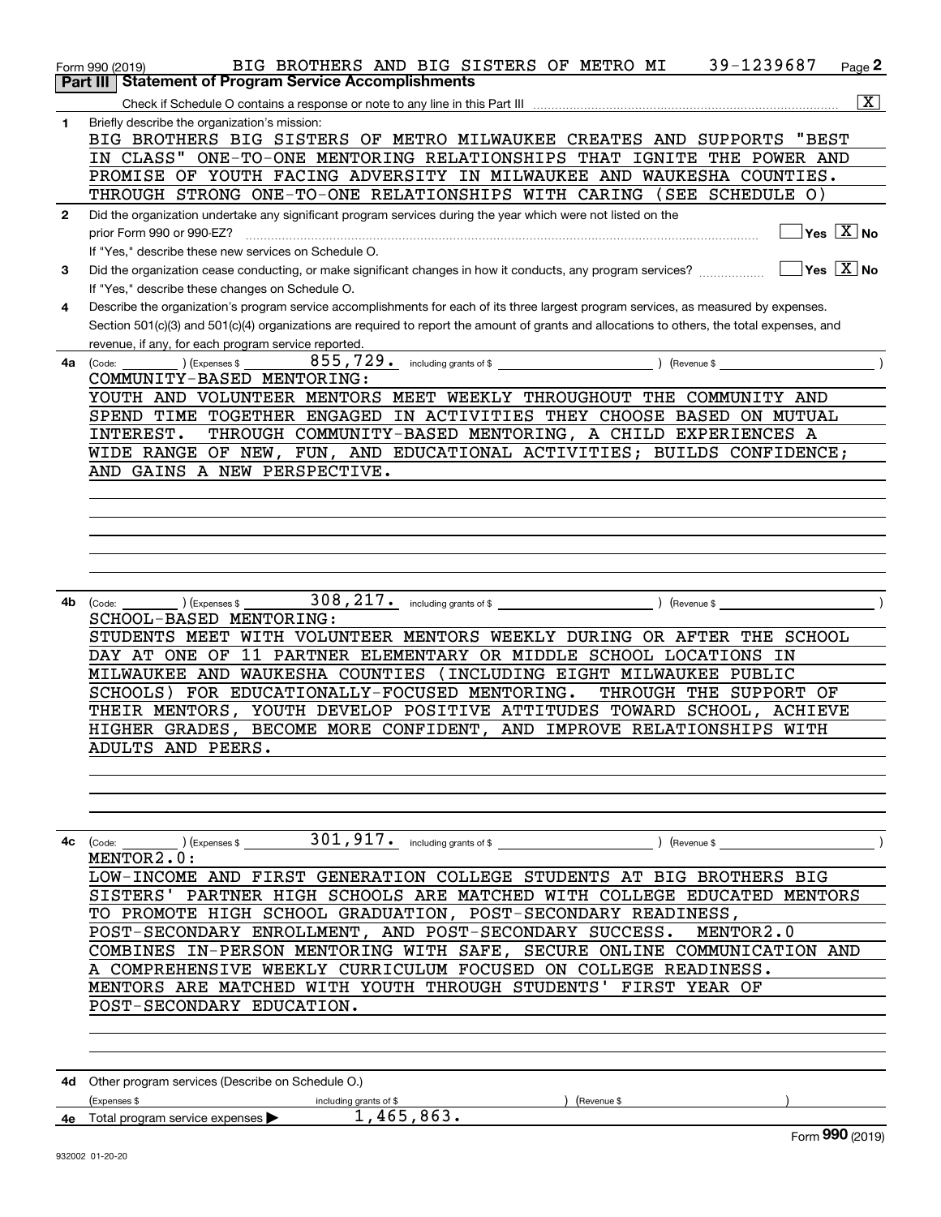Form 990 (2019) BIG BROTHERS AND BIG SISTERS OF METRO MI 39-1239687 Page 2

## Part III Statement of Program Service Accomplishments

Check if Schedule O contains a response or note to any line in this Part III [X]

**1** Briefly describe the organization's mission:

BIG BROTHERS BIG SISTERS OF METRO MILWAUKEE CREATES AND SUPPORTS "BEST IN CLASS" ONE-TO-ONE MENTORING RELATIONSHIPS THAT IGNITE THE POWER AND PROMISE OF YOUTH FACING ADVERSITY IN MILWAUKEE AND WAUKESHA COUNTIES. THROUGH STRONG ONE-TO-ONE RELATIONSHIPS WITH CARING (SEE SCHEDULE O)

**2** Did the organization undertake any significant program services during the year which were not listed on the prior Form 990 or 990-EZ? [ ] Yes [X] No

If "Yes," describe these new services on Schedule O.

**3** Did the organization cease conducting, or make significant changes in how it conducts, any program services? [ ] Yes [X] No

If "Yes," describe these changes on Schedule O.

**4** Describe the organization's program service accomplishments for each of its three largest program services, as measured by expenses. Section 501(c)(3) and 501(c)(4) organizations are required to report the amount of grants and allocations to others, the total expenses, and revenue, if any, for each program service reported.

**4a** (Code: ) (Expenses $ 855,729. including grants of $ ) (Revenue $ )

COMMUNITY-BASED MENTORING:
YOUTH AND VOLUNTEER MENTORS MEET WEEKLY THROUGHOUT THE COMMUNITY AND SPEND TIME TOGETHER ENGAGED IN ACTIVITIES THEY CHOOSE BASED ON MUTUAL INTEREST. THROUGH COMMUNITY-BASED MENTORING, A CHILD EXPERIENCES A WIDE RANGE OF NEW, FUN, AND EDUCATIONAL ACTIVITIES; BUILDS CONFIDENCE; AND GAINS A NEW PERSPECTIVE.

**4b** (Code: ) (Expenses $ 308,217. including grants of $ ) (Revenue $ )

SCHOOL-BASED MENTORING:
STUDENTS MEET WITH VOLUNTEER MENTORS WEEKLY DURING OR AFTER THE SCHOOL DAY AT ONE OF 11 PARTNER ELEMENTARY OR MIDDLE SCHOOL LOCATIONS IN MILWAUKEE AND WAUKESHA COUNTIES (INCLUDING EIGHT MILWAUKEE PUBLIC SCHOOLS) FOR EDUCATIONALLY-FOCUSED MENTORING. THROUGH THE SUPPORT OF THEIR MENTORS, YOUTH DEVELOP POSITIVE ATTITUDES TOWARD SCHOOL, ACHIEVE HIGHER GRADES, BECOME MORE CONFIDENT, AND IMPROVE RELATIONSHIPS WITH ADULTS AND PEERS.

**4c** (Code: ) (Expenses $ 301,917. including grants of $ ) (Revenue $ )

MENTOR2.0:
LOW-INCOME AND FIRST GENERATION COLLEGE STUDENTS AT BIG BROTHERS BIG SISTERS' PARTNER HIGH SCHOOLS ARE MATCHED WITH COLLEGE EDUCATED MENTORS TO PROMOTE HIGH SCHOOL GRADUATION, POST-SECONDARY READINESS, POST-SECONDARY ENROLLMENT, AND POST-SECONDARY SUCCESS. MENTOR2.0 COMBINES IN-PERSON MENTORING WITH SAFE, SECURE ONLINE COMMUNICATION AND A COMPREHENSIVE WEEKLY CURRICULUM FOCUSED ON COLLEGE READINESS. MENTORS ARE MATCHED WITH YOUTH THROUGH STUDENTS' FIRST YEAR OF POST-SECONDARY EDUCATION.

**4d** Other program services (Describe on Schedule O.)

(Expenses $ including grants of $ ) (Revenue $ )

**4e** Total program service expenses ▶ 1,465,863.

Form 990 (2019)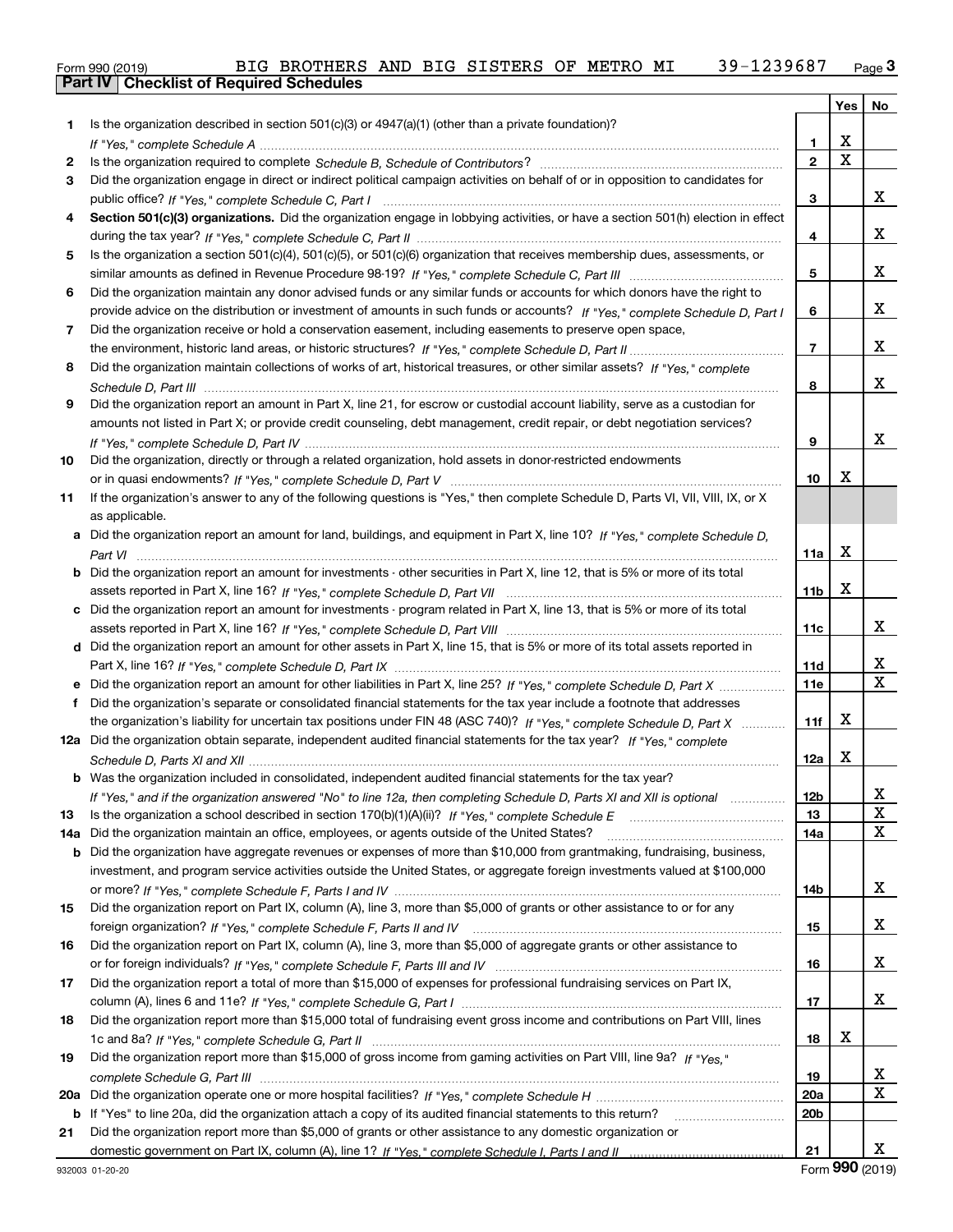Form 990 (2019) BIG BROTHERS AND BIG SISTERS OF METRO MI 39-1239687

## Part IV Checklist of Required Schedules

| | | | Yes | No |
|---|---|---|---|---|
| 1 | Is the organization described in section 501(c)(3) or 4947(a)(1) (other than a private foundation)? *If "Yes," complete Schedule A* | 1 | X | |
| 2 | Is the organization required to complete *Schedule B, Schedule of Contributors*? | 2 | X | |
| 3 | Did the organization engage in direct or indirect political campaign activities on behalf of or in opposition to candidates for public office? *If "Yes," complete Schedule C, Part I* | 3 | | X |
| 4 | **Section 501(c)(3) organizations.** Did the organization engage in lobbying activities, or have a section 501(h) election in effect during the tax year? *If "Yes," complete Schedule C, Part II* | 4 | | X |
| 5 | Is the organization a section 501(c)(4), 501(c)(5), or 501(c)(6) organization that receives membership dues, assessments, or similar amounts as defined in Revenue Procedure 98-19? *If "Yes," complete Schedule C, Part III* | 5 | | X |
| 6 | Did the organization maintain any donor advised funds or any similar funds or accounts for which donors have the right to provide advice on the distribution or investment of amounts in such funds or accounts? *If "Yes," complete Schedule D, Part I* | 6 | | X |
| 7 | Did the organization receive or hold a conservation easement, including easements to preserve open space, the environment, historic land areas, or historic structures? *If "Yes," complete Schedule D, Part II* | 7 | | X |
| 8 | Did the organization maintain collections of works of art, historical treasures, or other similar assets? *If "Yes," complete Schedule D, Part III* | 8 | | X |
| 9 | Did the organization report an amount in Part X, line 21, for escrow or custodial account liability, serve as a custodian for amounts not listed in Part X; or provide credit counseling, debt management, credit repair, or debt negotiation services? *If "Yes," complete Schedule D, Part IV* | 9 | | X |
| 10 | Did the organization, directly or through a related organization, hold assets in donor-restricted endowments or in quasi endowments? *If "Yes," complete Schedule D, Part V* | 10 | X | |
| 11 | If the organization's answer to any of the following questions is "Yes," then complete Schedule D, Parts VI, VII, VIII, IX, or X as applicable. | | | |
| a | Did the organization report an amount for land, buildings, and equipment in Part X, line 10? *If "Yes," complete Schedule D, Part VI* | 11a | X | |
| b | Did the organization report an amount for investments - other securities in Part X, line 12, that is 5% or more of its total assets reported in Part X, line 16? *If "Yes," complete Schedule D, Part VII* | 11b | X | |
| c | Did the organization report an amount for investments - program related in Part X, line 13, that is 5% or more of its total assets reported in Part X, line 16? *If "Yes," complete Schedule D, Part VIII* | 11c | | X |
| d | Did the organization report an amount for other assets in Part X, line 15, that is 5% or more of its total assets reported in Part X, line 16? *If "Yes," complete Schedule D, Part IX* | 11d | | X |
| e | Did the organization report an amount for other liabilities in Part X, line 25? *If "Yes," complete Schedule D, Part X* | 11e | | X |
| f | Did the organization's separate or consolidated financial statements for the tax year include a footnote that addresses the organization's liability for uncertain tax positions under FIN 48 (ASC 740)? *If "Yes," complete Schedule D, Part X* | 11f | X | |
| 12a | Did the organization obtain separate, independent audited financial statements for the tax year? *If "Yes," complete Schedule D, Parts XI and XII* | 12a | X | |
| b | Was the organization included in consolidated, independent audited financial statements for the tax year? *If "Yes," and if the organization answered "No" to line 12a, then completing Schedule D, Parts XI and XII is optional* | 12b | | X |
| 13 | Is the organization a school described in section 170(b)(1)(A)(ii)? *If "Yes," complete Schedule E* | 13 | | X |
| 14a | Did the organization maintain an office, employees, or agents outside of the United States? | 14a | | X |
| b | Did the organization have aggregate revenues or expenses of more than $10,000 from grantmaking, fundraising, business, investment, and program service activities outside the United States, or aggregate foreign investments valued at $100,000 or more? *If "Yes," complete Schedule F, Parts I and IV* | 14b | | X |
| 15 | Did the organization report on Part IX, column (A), line 3, more than $5,000 of grants or other assistance to or for any foreign organization? *If "Yes," complete Schedule F, Parts II and IV* | 15 | | X |
| 16 | Did the organization report on Part IX, column (A), line 3, more than $5,000 of aggregate grants or other assistance to or for foreign individuals? *If "Yes," complete Schedule F, Parts III and IV* | 16 | | X |
| 17 | Did the organization report a total of more than $15,000 of expenses for professional fundraising services on Part IX, column (A), lines 6 and 11e? *If "Yes," complete Schedule G, Part I* | 17 | | X |
| 18 | Did the organization report more than $15,000 total of fundraising event gross income and contributions on Part VIII, lines 1c and 8a? *If "Yes," complete Schedule G, Part II* | 18 | X | |
| 19 | Did the organization report more than $15,000 of gross income from gaming activities on Part VIII, line 9a? *If "Yes," complete Schedule G, Part III* | 19 | | X |
| 20a | Did the organization operate one or more hospital facilities? *If "Yes," complete Schedule H* | 20a | | X |
| b | If "Yes" to line 20a, did the organization attach a copy of its audited financial statements to this return? | 20b | | |
| 21 | Did the organization report more than $5,000 of grants or other assistance to any domestic organization or domestic government on Part IX, column (A), line 1? *If "Yes," complete Schedule I, Parts I and II* | 21 | | X |

932003 01-20-20 Form **990** (2019)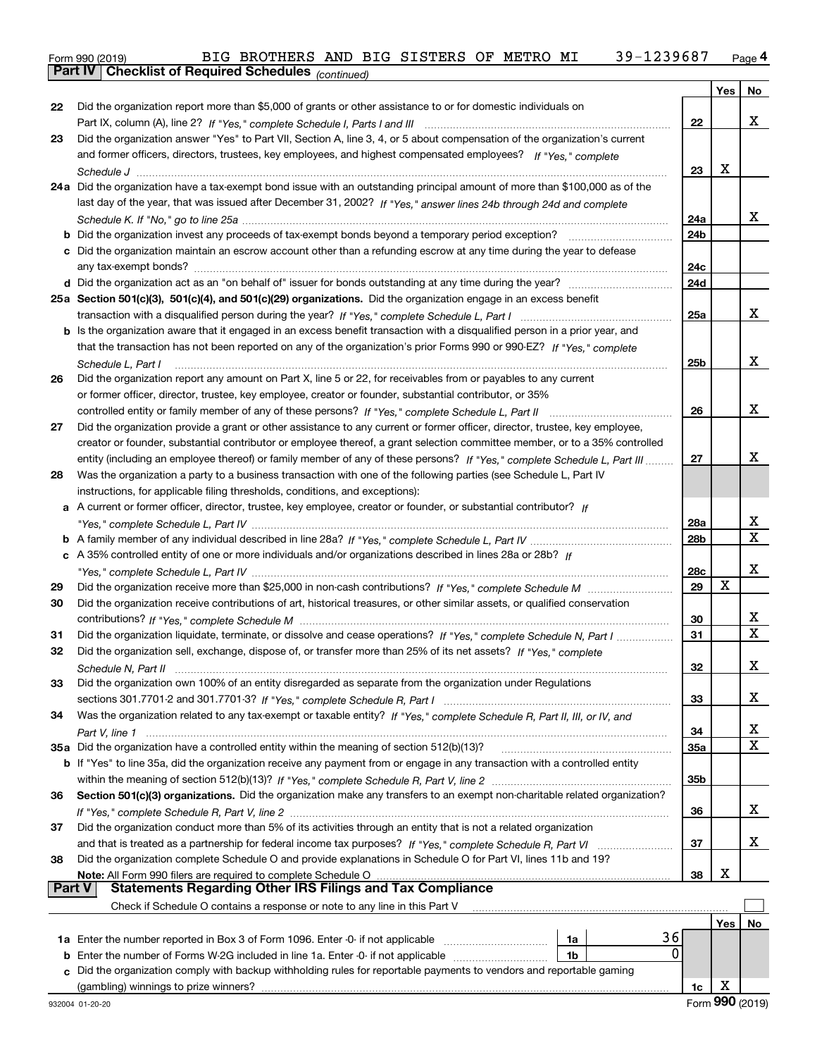Form 990 (2019) BIG BROTHERS AND BIG SISTERS OF METRO MI 39-1239687 Page 4

**Part IV Checklist of Required Schedules** *(continued)*

| | | | Yes | No |
|---|---|---|---|---|
| 22 | Did the organization report more than $5,000 of grants or other assistance to or for domestic individuals on Part IX, column (A), line 2? *If "Yes," complete Schedule I, Parts I and III* | 22 | | X |
| 23 | Did the organization answer "Yes" to Part VII, Section A, line 3, 4, or 5 about compensation of the organization's current and former officers, directors, trustees, key employees, and highest compensated employees? *If "Yes," complete Schedule J* | 23 | X | |
| 24a | Did the organization have a tax-exempt bond issue with an outstanding principal amount of more than $100,000 as of the last day of the year, that was issued after December 31, 2002? *If "Yes," answer lines 24b through 24d and complete Schedule K. If "No," go to line 25a* | 24a | | X |
| b | Did the organization invest any proceeds of tax-exempt bonds beyond a temporary period exception? | 24b | | |
| c | Did the organization maintain an escrow account other than a refunding escrow at any time during the year to defease any tax-exempt bonds? | 24c | | |
| d | Did the organization act as an "on behalf of" issuer for bonds outstanding at any time during the year? | 24d | | |
| 25a | **Section 501(c)(3), 501(c)(4), and 501(c)(29) organizations.** Did the organization engage in an excess benefit transaction with a disqualified person during the year? *If "Yes," complete Schedule L, Part I* | 25a | | X |
| b | Is the organization aware that it engaged in an excess benefit transaction with a disqualified person in a prior year, and that the transaction has not been reported on any of the organization's prior Forms 990 or 990-EZ? *If "Yes," complete Schedule L, Part I* | 25b | | X |
| 26 | Did the organization report any amount on Part X, line 5 or 22, for receivables from or payables to any current or former officer, director, trustee, key employee, creator or founder, substantial contributor, or 35% controlled entity or family member of any of these persons? *If "Yes," complete Schedule L, Part II* | 26 | | X |
| 27 | Did the organization provide a grant or other assistance to any current or former officer, director, trustee, key employee, creator or founder, substantial contributor or employee thereof, a grant selection committee member, or to a 35% controlled entity (including an employee thereof) or family member of any of these persons? *If "Yes," complete Schedule L, Part III* | 27 | | X |
| 28 | Was the organization a party to a business transaction with one of the following parties (see Schedule L, Part IV instructions, for applicable filing thresholds, conditions, and exceptions): | | | |
| a | A current or former officer, director, trustee, key employee, creator or founder, or substantial contributor? *If "Yes," complete Schedule L, Part IV* | 28a | | X |
| b | A family member of any individual described in line 28a? *If "Yes," complete Schedule L, Part IV* | 28b | | X |
| c | A 35% controlled entity of one or more individuals and/or organizations described in lines 28a or 28b? *If "Yes," complete Schedule L, Part IV* | 28c | | X |
| 29 | Did the organization receive more than $25,000 in non-cash contributions? *If "Yes," complete Schedule M* | 29 | X | |
| 30 | Did the organization receive contributions of art, historical treasures, or other similar assets, or qualified conservation contributions? *If "Yes," complete Schedule M* | 30 | | X |
| 31 | Did the organization liquidate, terminate, or dissolve and cease operations? *If "Yes," complete Schedule N, Part I* | 31 | | X |
| 32 | Did the organization sell, exchange, dispose of, or transfer more than 25% of its net assets? *If "Yes," complete Schedule N, Part II* | 32 | | X |
| 33 | Did the organization own 100% of an entity disregarded as separate from the organization under Regulations sections 301.7701-2 and 301.7701-3? *If "Yes," complete Schedule R, Part I* | 33 | | X |
| 34 | Was the organization related to any tax-exempt or taxable entity? *If "Yes," complete Schedule R, Part II, III, or IV, and Part V, line 1* | 34 | | X |
| 35a | Did the organization have a controlled entity within the meaning of section 512(b)(13)? | 35a | | X |
| b | If "Yes" to line 35a, did the organization receive any payment from or engage in any transaction with a controlled entity within the meaning of section 512(b)(13)? *If "Yes," complete Schedule R, Part V, line 2* | 35b | | |
| 36 | **Section 501(c)(3) organizations.** Did the organization make any transfers to an exempt non-charitable related organization? *If "Yes," complete Schedule R, Part V, line 2* | 36 | | X |
| 37 | Did the organization conduct more than 5% of its activities through an entity that is not a related organization and that is treated as a partnership for federal income tax purposes? *If "Yes," complete Schedule R, Part VI* | 37 | | X |
| 38 | Did the organization complete Schedule O and provide explanations in Schedule O for Part VI, lines 11b and 19? **Note:** All Form 990 filers are required to complete Schedule O | 38 | X | |

**Part V Statements Regarding Other IRS Filings and Tax Compliance**

Check if Schedule O contains a response or note to any line in this Part V ☐

| | | | | | Yes | No |
|---|---|---|---|---|---|---|
| 1a | Enter the number reported in Box 3 of Form 1096. Enter -0- if not applicable | 1a | 36 | | | |
| b | Enter the number of Forms W-2G included in line 1a. Enter -0- if not applicable | 1b | 0 | | | |
| c | Did the organization comply with backup withholding rules for reportable payments to vendors and reportable gaming (gambling) winnings to prize winners? | | | 1c | X | |

932004 01-20-20 Form **990** (2019)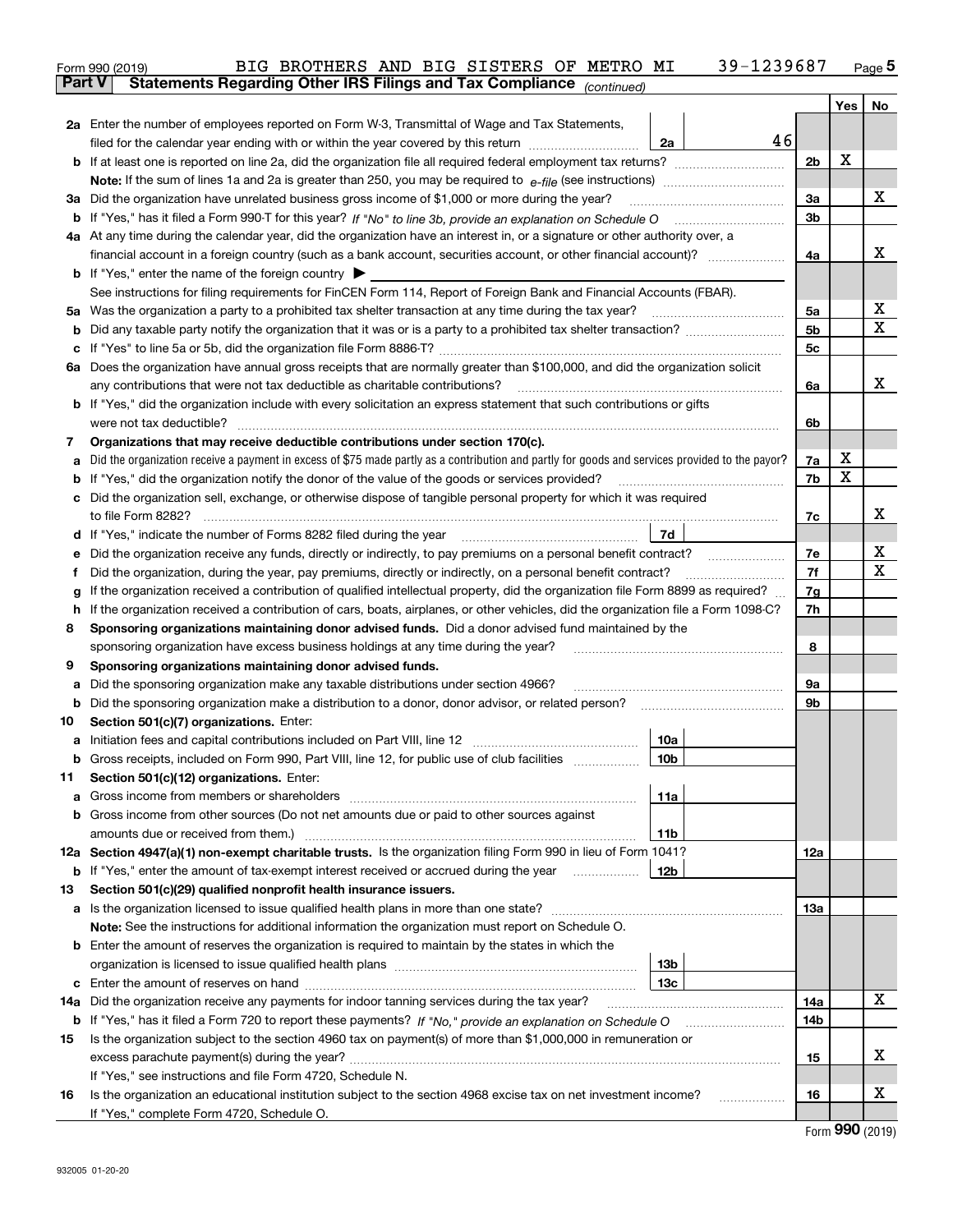Form 990 (2019) BIG BROTHERS AND BIG SISTERS OF METRO MI 39-1239687 Page 5

**Part V Statements Regarding Other IRS Filings and Tax Compliance** *(continued)*

| | | | | | Yes | No |
|---|---|---|---|---|---|---|
| **2a** | Enter the number of employees reported on Form W-3, Transmittal of Wage and Tax Statements, filed for the calendar year ending with or within the year covered by this return | 2a | 46 | | | |
| **b** | If at least one is reported on line 2a, did the organization file all required federal employment tax returns? | | | 2b | X | |
| | **Note:** If the sum of lines 1a and 2a is greater than 250, you may be required to *e-file* (see instructions) | | | | | |
| **3a** | Did the organization have unrelated business gross income of $1,000 or more during the year? | | | 3a | | X |
| **b** | If "Yes," has it filed a Form 990-T for this year? *If "No" to line 3b, provide an explanation on Schedule O* | | | 3b | | |
| **4a** | At any time during the calendar year, did the organization have an interest in, or a signature or other authority over, a financial account in a foreign country (such as a bank account, securities account, or other financial account)? | | | 4a | | X |
| **b** | If "Yes," enter the name of the foreign country ▶ | | | | | |
| | See instructions for filing requirements for FinCEN Form 114, Report of Foreign Bank and Financial Accounts (FBAR). | | | | | |
| **5a** | Was the organization a party to a prohibited tax shelter transaction at any time during the tax year? | | | 5a | | X |
| **b** | Did any taxable party notify the organization that it was or is a party to a prohibited tax shelter transaction? | | | 5b | | X |
| **c** | If "Yes" to line 5a or 5b, did the organization file Form 8886-T? | | | 5c | | |
| **6a** | Does the organization have annual gross receipts that are normally greater than $100,000, and did the organization solicit any contributions that were not tax deductible as charitable contributions? | | | 6a | | X |
| **b** | If "Yes," did the organization include with every solicitation an express statement that such contributions or gifts were not tax deductible? | | | 6b | | |
| **7** | **Organizations that may receive deductible contributions under section 170(c).** | | | | | |
| **a** | Did the organization receive a payment in excess of $75 made partly as a contribution and partly for goods and services provided to the payor? | | | 7a | X | |
| **b** | If "Yes," did the organization notify the donor of the value of the goods or services provided? | | | 7b | X | |
| **c** | Did the organization sell, exchange, or otherwise dispose of tangible personal property for which it was required to file Form 8282? | | | 7c | | X |
| **d** | If "Yes," indicate the number of Forms 8282 filed during the year | 7d | | | | |
| **e** | Did the organization receive any funds, directly or indirectly, to pay premiums on a personal benefit contract? | | | 7e | | X |
| **f** | Did the organization, during the year, pay premiums, directly or indirectly, on a personal benefit contract? | | | 7f | | X |
| **g** | If the organization received a contribution of qualified intellectual property, did the organization file Form 8899 as required? | | | 7g | | |
| **h** | If the organization received a contribution of cars, boats, airplanes, or other vehicles, did the organization file a Form 1098-C? | | | 7h | | |
| **8** | **Sponsoring organizations maintaining donor advised funds.** Did a donor advised fund maintained by the sponsoring organization have excess business holdings at any time during the year? | | | 8 | | |
| **9** | **Sponsoring organizations maintaining donor advised funds.** | | | | | |
| **a** | Did the sponsoring organization make any taxable distributions under section 4966? | | | 9a | | |
| **b** | Did the sponsoring organization make a distribution to a donor, donor advisor, or related person? | | | 9b | | |
| **10** | **Section 501(c)(7) organizations.** Enter: | | | | | |
| **a** | Initiation fees and capital contributions included on Part VIII, line 12 | 10a | | | | |
| **b** | Gross receipts, included on Form 990, Part VIII, line 12, for public use of club facilities | 10b | | | | |
| **11** | **Section 501(c)(12) organizations.** Enter: | | | | | |
| **a** | Gross income from members or shareholders | 11a | | | | |
| **b** | Gross income from other sources (Do not net amounts due or paid to other sources against amounts due or received from them.) | 11b | | | | |
| **12a** | **Section 4947(a)(1) non-exempt charitable trusts.** Is the organization filing Form 990 in lieu of Form 1041? | | | 12a | | |
| **b** | If "Yes," enter the amount of tax-exempt interest received or accrued during the year | 12b | | | | |
| **13** | **Section 501(c)(29) qualified nonprofit health insurance issuers.** | | | | | |
| **a** | Is the organization licensed to issue qualified health plans in more than one state? | | | 13a | | |
| | **Note:** See the instructions for additional information the organization must report on Schedule O. | | | | | |
| **b** | Enter the amount of reserves the organization is required to maintain by the states in which the organization is licensed to issue qualified health plans | 13b | | | | |
| **c** | Enter the amount of reserves on hand | 13c | | | | |
| **14a** | Did the organization receive any payments for indoor tanning services during the tax year? | | | 14a | | X |
| **b** | If "Yes," has it filed a Form 720 to report these payments? *If "No," provide an explanation on Schedule O* | | | 14b | | |
| **15** | Is the organization subject to the section 4960 tax on payment(s) of more than $1,000,000 in remuneration or excess parachute payment(s) during the year? | | | 15 | | X |
| | If "Yes," see instructions and file Form 4720, Schedule N. | | | | | |
| **16** | Is the organization an educational institution subject to the section 4968 excise tax on net investment income? | | | 16 | | X |
| | If "Yes," complete Form 4720, Schedule O. | | | | | |

Form **990** (2019)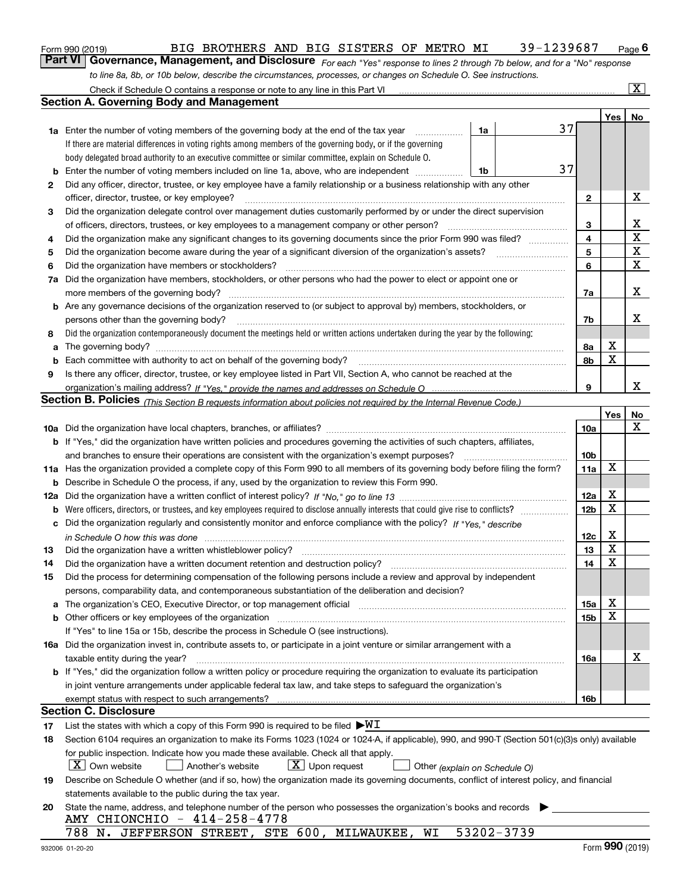Form 990 (2019) BIG BROTHERS AND BIG SISTERS OF METRO MI 39-1239687 Page 6

## Part VI Governance, Management, and Disclosure

*For each "Yes" response to lines 2 through 7b below, and for a "No" response to line 8a, 8b, or 10b below, describe the circumstances, processes, or changes on Schedule O. See instructions.*

Check if Schedule O contains a response or note to any line in this Part VI ..... [X]

### Section A. Governing Body and Management

| | | | | | Yes | No |
|---|---|---|---|---|---|---|
| **1a** | Enter the number of voting members of the governing body at the end of the tax year. If there are material differences in voting rights among members of the governing body, or if the governing body delegated broad authority to an executive committee or similar committee, explain on Schedule O. | 1a | 37 | | | |
| **b** | Enter the number of voting members included on line 1a, above, who are independent | 1b | 37 | | | |
| **2** | Did any officer, director, trustee, or key employee have a family relationship or a business relationship with any other officer, director, trustee, or key employee? | | | 2 | | X |
| **3** | Did the organization delegate control over management duties customarily performed by or under the direct supervision of officers, directors, trustees, or key employees to a management company or other person? | | | 3 | | X |
| **4** | Did the organization make any significant changes to its governing documents since the prior Form 990 was filed? | | | 4 | | X |
| **5** | Did the organization become aware during the year of a significant diversion of the organization's assets? | | | 5 | | X |
| **6** | Did the organization have members or stockholders? | | | 6 | | X |
| **7a** | Did the organization have members, stockholders, or other persons who had the power to elect or appoint one or more members of the governing body? | | | 7a | | X |
| **b** | Are any governance decisions of the organization reserved to (or subject to approval by) members, stockholders, or persons other than the governing body? | | | 7b | | X |
| **8** | Did the organization contemporaneously document the meetings held or written actions undertaken during the year by the following: | | | | | |
| **a** | The governing body? | | | 8a | X | |
| **b** | Each committee with authority to act on behalf of the governing body? | | | 8b | X | |
| **9** | Is there any officer, director, trustee, or key employee listed in Part VII, Section A, who cannot be reached at the organization's mailing address? *If "Yes," provide the names and addresses on Schedule O* | | | 9 | | X |

### Section B. Policies *(This Section B requests information about policies not required by the Internal Revenue Code.)*

| | | | Yes | No |
|---|---|---|---|---|
| **10a** | Did the organization have local chapters, branches, or affiliates? | 10a | | X |
| **b** | If "Yes," did the organization have written policies and procedures governing the activities of such chapters, affiliates, and branches to ensure their operations are consistent with the organization's exempt purposes? | 10b | | |
| **11a** | Has the organization provided a complete copy of this Form 990 to all members of its governing body before filing the form? | 11a | X | |
| **b** | Describe in Schedule O the process, if any, used by the organization to review this Form 990. | | | |
| **12a** | Did the organization have a written conflict of interest policy? *If "No," go to line 13* | 12a | X | |
| **b** | Were officers, directors, or trustees, and key employees required to disclose annually interests that could give rise to conflicts? | 12b | X | |
| **c** | Did the organization regularly and consistently monitor and enforce compliance with the policy? *If "Yes," describe in Schedule O how this was done* | 12c | X | |
| **13** | Did the organization have a written whistleblower policy? | 13 | X | |
| **14** | Did the organization have a written document retention and destruction policy? | 14 | X | |
| **15** | Did the process for determining compensation of the following persons include a review and approval by independent persons, comparability data, and contemporaneous substantiation of the deliberation and decision? | | | |
| **a** | The organization's CEO, Executive Director, or top management official | 15a | X | |
| **b** | Other officers or key employees of the organization | 15b | X | |
| | If "Yes" to line 15a or 15b, describe the process in Schedule O (see instructions). | | | |
| **16a** | Did the organization invest in, contribute assets to, or participate in a joint venture or similar arrangement with a taxable entity during the year? | 16a | | X |
| **b** | If "Yes," did the organization follow a written policy or procedure requiring the organization to evaluate its participation in joint venture arrangements under applicable federal tax law, and take steps to safeguard the organization's exempt status with respect to such arrangements? | 16b | | |

### Section C. Disclosure

**17** List the states with which a copy of this Form 990 is required to be filed ▶WI

**18** Section 6104 requires an organization to make its Forms 1023 (1024 or 1024-A, if applicable), 990, and 990-T (Section 501(c)(3)s only) available for public inspection. Indicate how you made these available. Check all that apply.

[X] Own website [ ] Another's website [X] Upon request [ ] Other *(explain on Schedule O)*

**19** Describe on Schedule O whether (and if so, how) the organization made its governing documents, conflict of interest policy, and financial statements available to the public during the tax year.

**20** State the name, address, and telephone number of the person who possesses the organization's books and records ▶

AMY CHIONCHIO - 414-258-4778
788 N. JEFFERSON STREET, STE 600, MILWAUKEE, WI 53202-3739

932006 01-20-20 Form **990** (2019)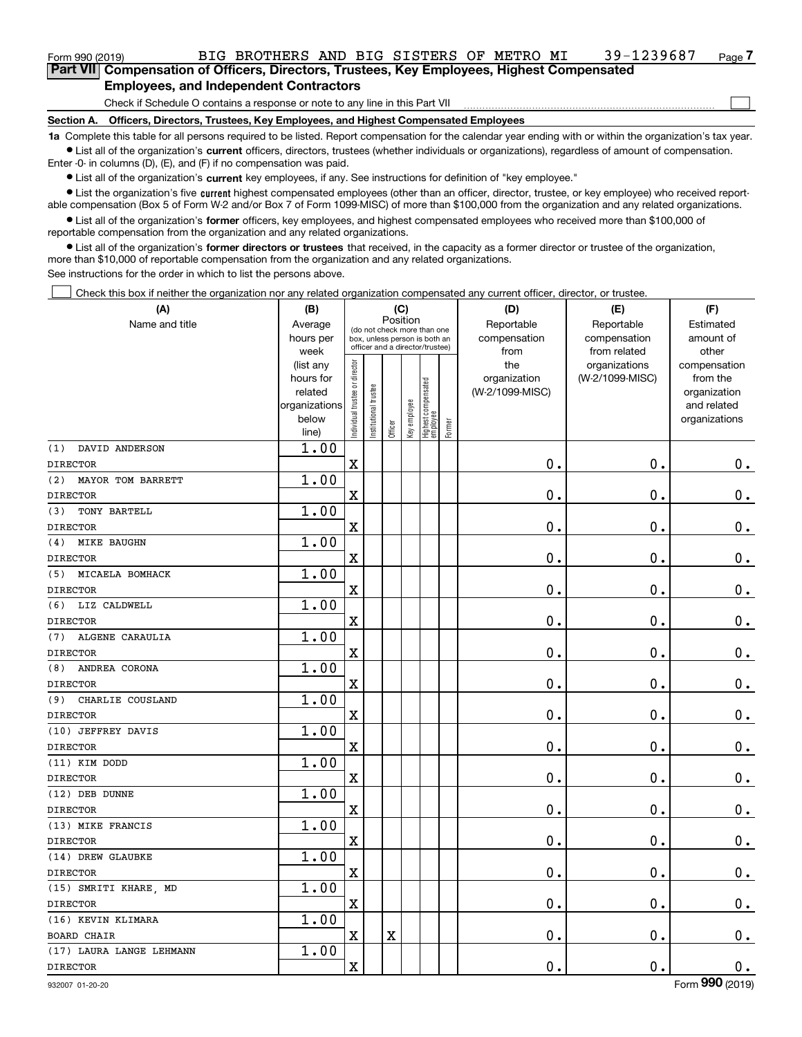Form 990 (2019) BIG BROTHERS AND BIG SISTERS OF METRO MI 39-1239687 Page 7

## Part VII Compensation of Officers, Directors, Trustees, Key Employees, Highest Compensated Employees, and Independent Contractors

Check if Schedule O contains a response or note to any line in this Part VII ☐

### Section A. Officers, Directors, Trustees, Key Employees, and Highest Compensated Employees

**1a** Complete this table for all persons required to be listed. Report compensation for the calendar year ending with or within the organization's tax year.

- List all of the organization's **current** officers, directors, trustees (whether individuals or organizations), regardless of amount of compensation. Enter -0- in columns (D), (E), and (F) if no compensation was paid.
- List all of the organization's **current** key employees, if any. See instructions for definition of "key employee."
- List the organization's five **current** highest compensated employees (other than an officer, director, trustee, or key employee) who received reportable compensation (Box 5 of Form W-2 and/or Box 7 of Form 1099-MISC) of more than $100,000 from the organization and any related organizations.
- List all of the organization's **former** officers, key employees, and highest compensated employees who received more than $100,000 of reportable compensation from the organization and any related organizations.
- List all of the organization's **former directors or trustees** that received, in the capacity as a former director or trustee of the organization, more than $10,000 of reportable compensation from the organization and any related organizations.

See instructions for the order in which to list the persons above.

☐ Check this box if neither the organization nor any related organization compensated any current officer, director, or trustee.

| (A) Name and title | (B) Average hours per week (list any hours for related organizations below line) | (C) Position: Individual trustee or director | Institutional trustee | Officer | Key employee | Highest compensated employee | Former | (D) Reportable compensation from the organization (W-2/1099-MISC) | (E) Reportable compensation from related organizations (W-2/1099-MISC) | (F) Estimated amount of other compensation from the organization and related organizations |
|---|---|---|---|---|---|---|---|---|---|---|
| (1) DAVID ANDERSON<br>DIRECTOR | 1.00 | X | | | | | | 0. | 0. | 0. |
| (2) MAYOR TOM BARRETT<br>DIRECTOR | 1.00 | X | | | | | | 0. | 0. | 0. |
| (3) TONY BARTELL<br>DIRECTOR | 1.00 | X | | | | | | 0. | 0. | 0. |
| (4) MIKE BAUGHN<br>DIRECTOR | 1.00 | X | | | | | | 0. | 0. | 0. |
| (5) MICAELA BOMHACK<br>DIRECTOR | 1.00 | X | | | | | | 0. | 0. | 0. |
| (6) LIZ CALDWELL<br>DIRECTOR | 1.00 | X | | | | | | 0. | 0. | 0. |
| (7) ALGENE CARAULIA<br>DIRECTOR | 1.00 | X | | | | | | 0. | 0. | 0. |
| (8) ANDREA CORONA<br>DIRECTOR | 1.00 | X | | | | | | 0. | 0. | 0. |
| (9) CHARLIE COUSLAND<br>DIRECTOR | 1.00 | X | | | | | | 0. | 0. | 0. |
| (10) JEFFREY DAVIS<br>DIRECTOR | 1.00 | X | | | | | | 0. | 0. | 0. |
| (11) KIM DODD<br>DIRECTOR | 1.00 | X | | | | | | 0. | 0. | 0. |
| (12) DEB DUNNE<br>DIRECTOR | 1.00 | X | | | | | | 0. | 0. | 0. |
| (13) MIKE FRANCIS<br>DIRECTOR | 1.00 | X | | | | | | 0. | 0. | 0. |
| (14) DREW GLAUBKE<br>DIRECTOR | 1.00 | X | | | | | | 0. | 0. | 0. |
| (15) SMRITI KHARE, MD<br>DIRECTOR | 1.00 | X | | | | | | 0. | 0. | 0. |
| (16) KEVIN KLIMARA<br>BOARD CHAIR | 1.00 | X | | X | | | | 0. | 0. | 0. |
| (17) LAURA LANGE LEHMANN<br>DIRECTOR | 1.00 | X | | | | | | 0. | 0. | 0. |

932007 01-20-20 Form 990 (2019)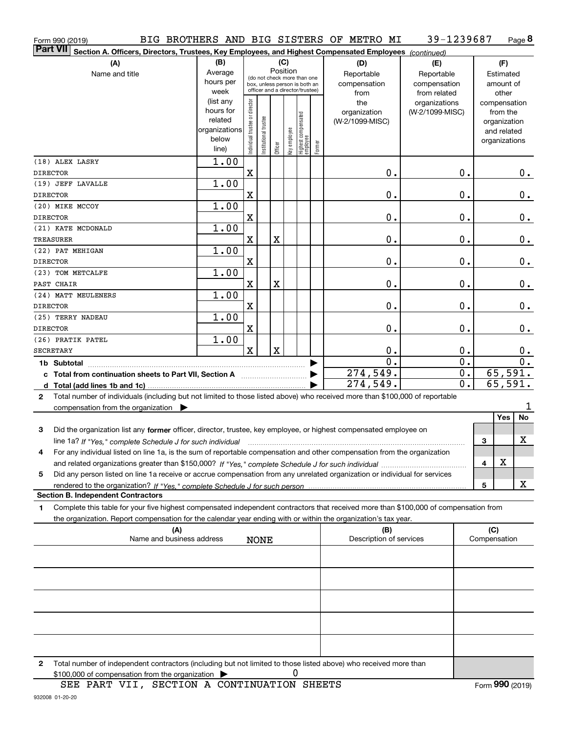Form 990 (2019) BIG BROTHERS AND BIG SISTERS OF METRO MI 39-1239687 Page 8

**Part VII Section A. Officers, Directors, Trustees, Key Employees, and Highest Compensated Employees** *(continued)*

| (A) Name and title | (B) Average hours per week (list any hours for related organizations below line) | (C) Position: Individual trustee or director | Institutional trustee | Officer | Key employee | Highest compensated employee | Former | (D) Reportable compensation from the organization (W-2/1099-MISC) | (E) Reportable compensation from related organizations (W-2/1099-MISC) | (F) Estimated amount of other compensation from the organization and related organizations |
|---|---|---|---|---|---|---|---|---|---|---|
| (18) ALEX LASRY<br>DIRECTOR | 1.00 | X | | | | | | 0. | 0. | 0. |
| (19) JEFF LAVALLE<br>DIRECTOR | 1.00 | X | | | | | | 0. | 0. | 0. |
| (20) MIKE MCCOY<br>DIRECTOR | 1.00 | X | | | | | | 0. | 0. | 0. |
| (21) KATE MCDONALD<br>TREASURER | 1.00 | X | | X | | | | 0. | 0. | 0. |
| (22) PAT MEHIGAN<br>DIRECTOR | 1.00 | X | | | | | | 0. | 0. | 0. |
| (23) TOM METCALFE<br>PAST CHAIR | 1.00 | X | | X | | | | 0. | 0. | 0. |
| (24) MATT MEULENERS<br>DIRECTOR | 1.00 | X | | | | | | 0. | 0. | 0. |
| (25) TERRY NADEAU<br>DIRECTOR | 1.00 | X | | | | | | 0. | 0. | 0. |
| (26) PRATIK PATEL<br>SECRETARY | 1.00 | X | | X | | | | 0. | 0. | 0. |
| 1b Subtotal | | | | | | | | 0. | 0. | 0. |
| c Total from continuation sheets to Part VII, Section A | | | | | | | | 274,549. | 0. | 65,591. |
| d Total (add lines 1b and 1c) | | | | | | | | 274,549. | 0. | 65,591. |

2 Total number of individuals (including but not limited to those listed above) who received more than $100,000 of reportable compensation from the organization ▶ 1

| | | Yes | No |
|---|---|---|---|
| 3 Did the organization list any **former** officer, director, trustee, key employee, or highest compensated employee on line 1a? *If "Yes," complete Schedule J for such individual* | 3 | | X |
| 4 For any individual listed on line 1a, is the sum of reportable compensation and other compensation from the organization and related organizations greater than $150,000? *If "Yes," complete Schedule J for such individual* | 4 | X | |
| 5 Did any person listed on line 1a receive or accrue compensation from any unrelated organization or individual for services rendered to the organization? *If "Yes," complete Schedule J for such person* | 5 | | X |

**Section B. Independent Contractors**

1 Complete this table for your five highest compensated independent contractors that received more than $100,000 of compensation from the organization. Report compensation for the calendar year ending with or within the organization's tax year.

| (A) Name and business address | (B) Description of services | (C) Compensation |
|---|---|---|
| NONE | | |
| | | |
| | | |
| | | |
| | | |

2 Total number of independent contractors (including but not limited to those listed above) who received more than $100,000 of compensation from the organization ▶ 0

SEE PART VII, SECTION A CONTINUATION SHEETS

Form **990** (2019)

932008 01-20-20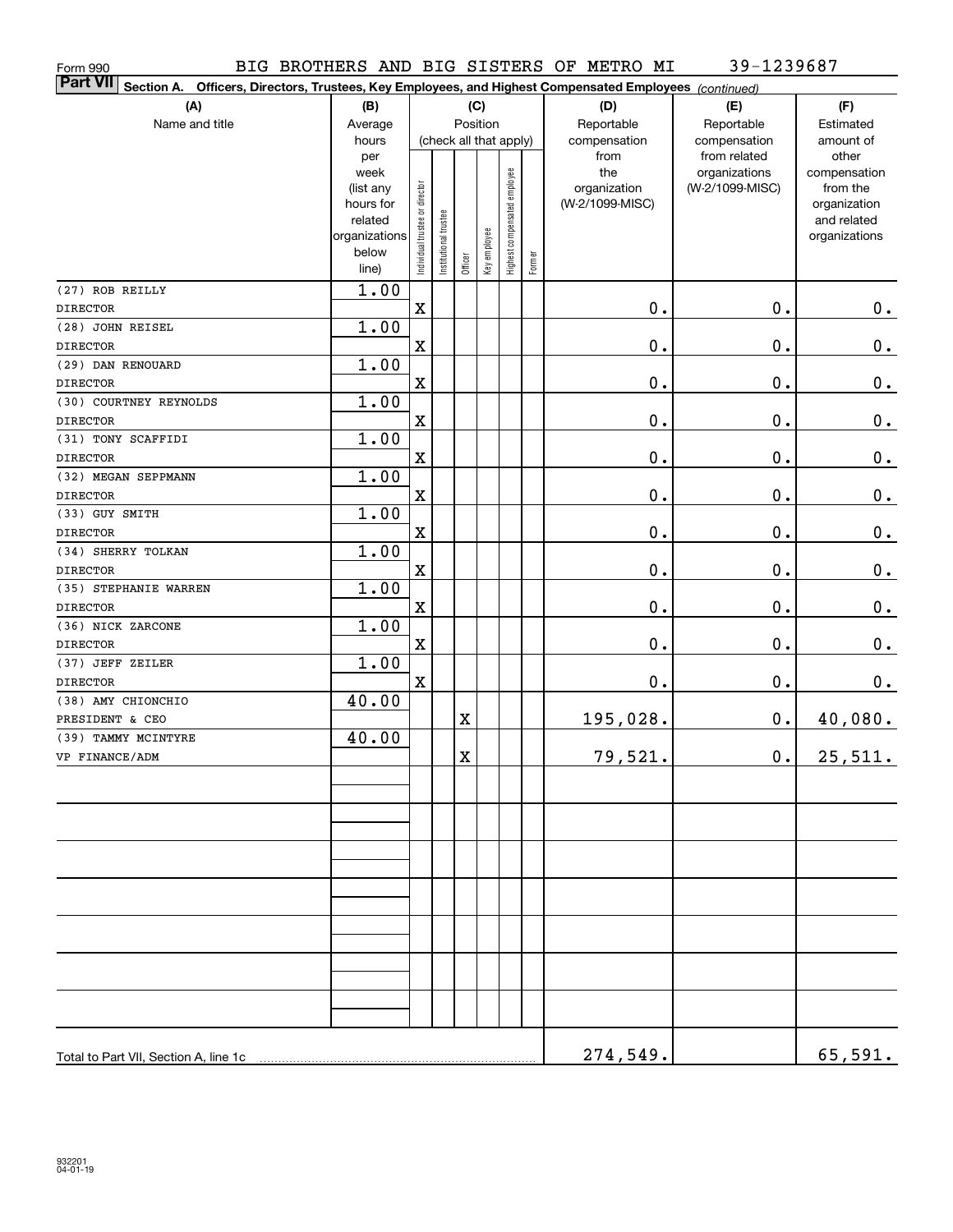Form 990 BIG BROTHERS AND BIG SISTERS OF METRO MI 39-1239687

**Part VII Section A. Officers, Directors, Trustees, Key Employees, and Highest Compensated Employees** *(continued)*

| (A) Name and title | (B) Average hours per week (list any hours for related organizations below line) | (C) Position (check all that apply): Individual trustee or director | Institutional trustee | Officer | Key employee | Highest compensated employee | Former | (D) Reportable compensation from the organization (W-2/1099-MISC) | (E) Reportable compensation from related organizations (W-2/1099-MISC) | (F) Estimated amount of other compensation from the organization and related organizations |
|---|---|---|---|---|---|---|---|---|---|---|
| (27) ROB REILLY DIRECTOR | 1.00 | X | | | | | | 0. | 0. | 0. |
| (28) JOHN REISEL DIRECTOR | 1.00 | X | | | | | | 0. | 0. | 0. |
| (29) DAN RENOUARD DIRECTOR | 1.00 | X | | | | | | 0. | 0. | 0. |
| (30) COURTNEY REYNOLDS DIRECTOR | 1.00 | X | | | | | | 0. | 0. | 0. |
| (31) TONY SCAFFIDI DIRECTOR | 1.00 | X | | | | | | 0. | 0. | 0. |
| (32) MEGAN SEPPMANN DIRECTOR | 1.00 | X | | | | | | 0. | 0. | 0. |
| (33) GUY SMITH DIRECTOR | 1.00 | X | | | | | | 0. | 0. | 0. |
| (34) SHERRY TOLKAN DIRECTOR | 1.00 | X | | | | | | 0. | 0. | 0. |
| (35) STEPHANIE WARREN DIRECTOR | 1.00 | X | | | | | | 0. | 0. | 0. |
| (36) NICK ZARCONE DIRECTOR | 1.00 | X | | | | | | 0. | 0. | 0. |
| (37) JEFF ZEILER DIRECTOR | 1.00 | X | | | | | | 0. | 0. | 0. |
| (38) AMY CHIONCHIO PRESIDENT & CEO | 40.00 | | | X | | | | 195,028. | 0. | 40,080. |
| (39) TAMMY MCINTYRE VP FINANCE/ADM | 40.00 | | | X | | | | 79,521. | 0. | 25,511. |
| Total to Part VII, Section A, line 1c | | | | | | | | 274,549. | | 65,591. |

932201 04-01-19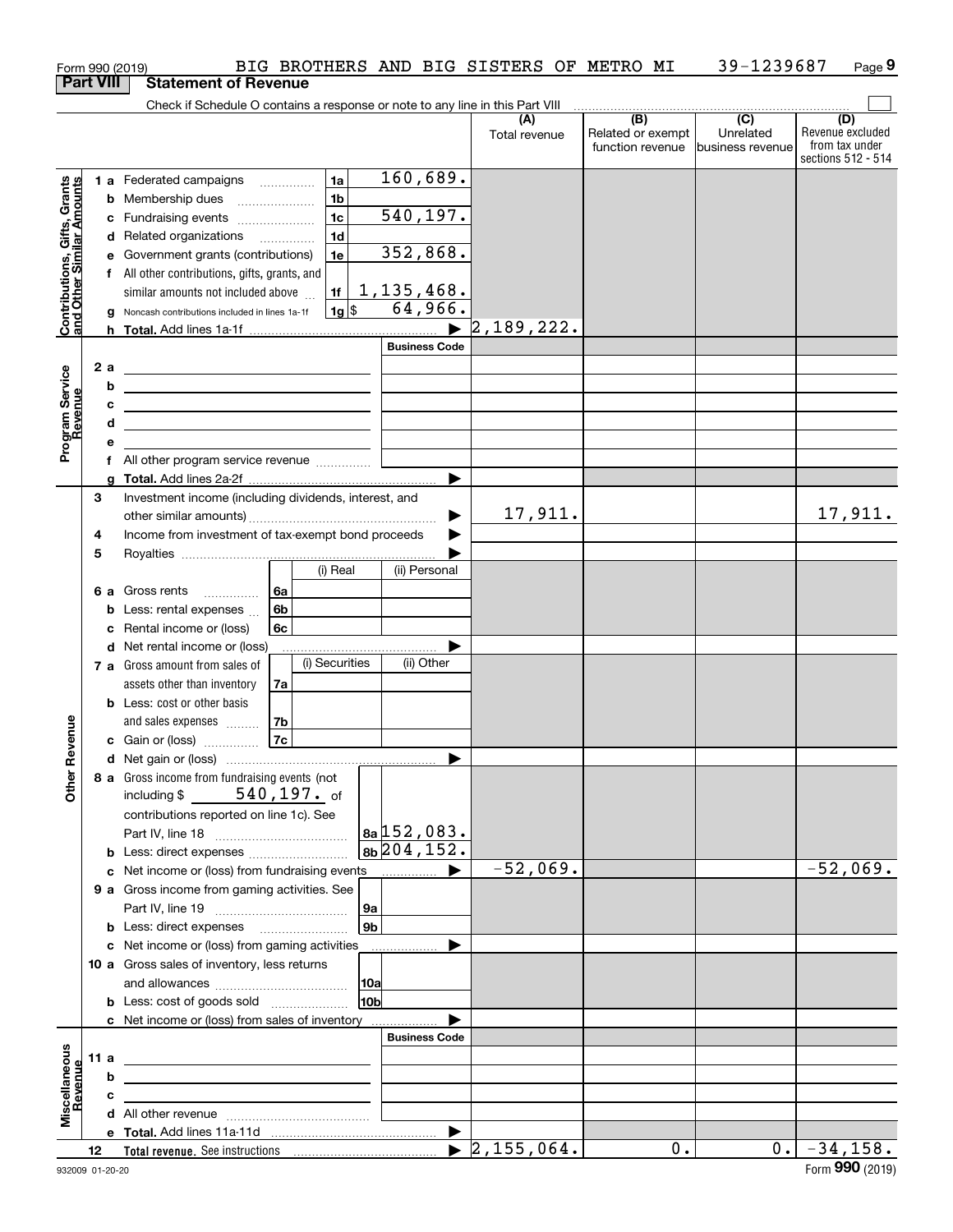Form 990 (2019) BIG BROTHERS AND BIG SISTERS OF METRO MI 39-1239687 Page 9

**Part VIII Statement of Revenue**

Check if Schedule O contains a response or note to any line in this Part VIII

| | | | | (A) Total revenue | (B) Related or exempt function revenue | (C) Unrelated business revenue | (D) Revenue excluded from tax under sections 512 - 514 |
|---|---|---|---|---|---|---|---|
| Contributions, Gifts, Grants and Other Similar Amounts | 1 a | Federated campaigns | 1a 160,689. | | | | |
| | b | Membership dues | 1b | | | | |
| | c | Fundraising events | 1c 540,197. | | | | |
| | d | Related organizations | 1d | | | | |
| | e | Government grants (contributions) | 1e 352,868. | | | | |
| | f | All other contributions, gifts, grants, and similar amounts not included above | 1f 1,135,468. | | | | |
| | g | Noncash contributions included in lines 1a-1f | 1g $ 64,966. | | | | |
| | h | **Total.** Add lines 1a-1f | ▶ | 2,189,222. | | | |
| Program Service Revenue | | | Business Code | | | | |
| | 2 a | | | | | | |
| | b | | | | | | |
| | c | | | | | | |
| | d | | | | | | |
| | e | | | | | | |
| | f | All other program service revenue | | | | | |
| | g | **Total.** Add lines 2a-2f | ▶ | | | | |
| Other Revenue | 3 | Investment income (including dividends, interest, and other similar amounts) | ▶ | 17,911. | | | 17,911. |
| | 4 | Income from investment of tax-exempt bond proceeds | ▶ | | | | |
| | 5 | Royalties | ▶ | | | | |
| | | | (i) Real / (ii) Personal | | | | |
| | 6 a | Gross rents | 6a | | | | |
| | b | Less: rental expenses | 6b | | | | |
| | c | Rental income or (loss) | 6c | | | | |
| | d | Net rental income or (loss) | ▶ | | | | |
| | | | (i) Securities / (ii) Other | | | | |
| | 7 a | Gross amount from sales of assets other than inventory | 7a | | | | |
| | b | Less: cost or other basis and sales expenses | 7b | | | | |
| | c | Gain or (loss) | 7c | | | | |
| | d | Net gain or (loss) | ▶ | | | | |
| | 8 a | Gross income from fundraising events (not including $ 540,197. of contributions reported on line 1c). See Part IV, line 18 | 8a 152,083. | | | | |
| | b | Less: direct expenses | 8b 204,152. | | | | |
| | c | Net income or (loss) from fundraising events | ▶ | -52,069. | | | -52,069. |
| | 9 a | Gross income from gaming activities. See Part IV, line 19 | 9a | | | | |
| | b | Less: direct expenses | 9b | | | | |
| | c | Net income or (loss) from gaming activities | ▶ | | | | |
| | 10 a | Gross sales of inventory, less returns and allowances | 10a | | | | |
| | b | Less: cost of goods sold | 10b | | | | |
| | c | Net income or (loss) from sales of inventory | ▶ | | | | |
| Miscellaneous Revenue | | | Business Code | | | | |
| | 11 a | | | | | | |
| | b | | | | | | |
| | c | | | | | | |
| | d | All other revenue | | | | | |
| | e | **Total.** Add lines 11a-11d | ▶ | | | | |
| | 12 | **Total revenue.** See instructions | ▶ | 2,155,064. | 0. | 0. | -34,158. |

932009 01-20-20 Form **990** (2019)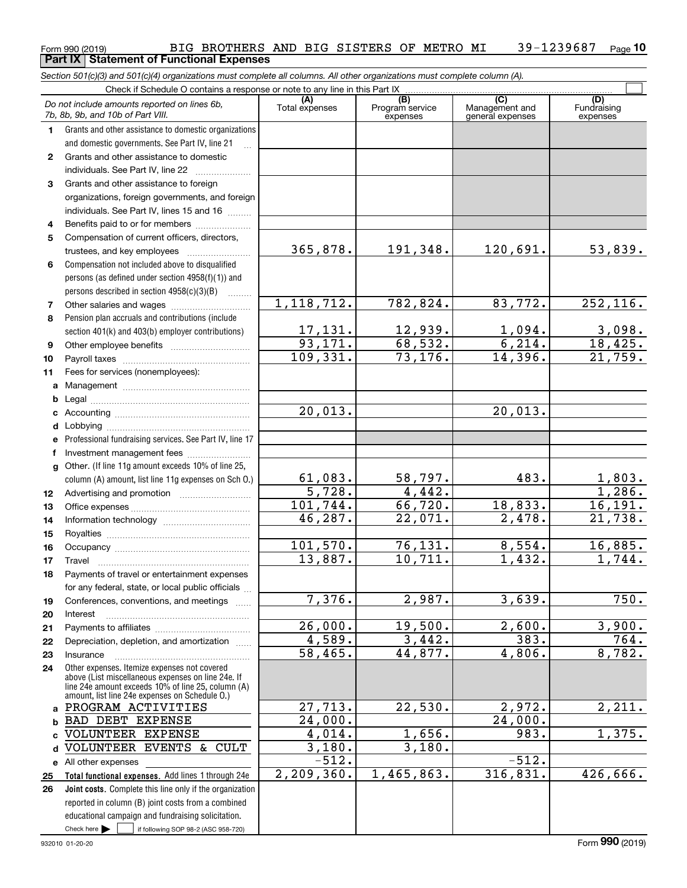Form 990 (2019) BIG BROTHERS AND BIG SISTERS OF METRO MI 39-1239687 Page 10

**Part IX Statement of Functional Expenses**

*Section 501(c)(3) and 501(c)(4) organizations must complete all columns. All other organizations must complete column (A).*

Check if Schedule O contains a response or note to any line in this Part IX ☐

| *Do not include amounts reported on lines 6b, 7b, 8b, 9b, and 10b of Part VIII.* | (A) Total expenses | (B) Program service expenses | (C) Management and general expenses | (D) Fundraising expenses |
|---|---|---|---|---|
| **1** Grants and other assistance to domestic organizations and domestic governments. See Part IV, line 21 | | | | |
| **2** Grants and other assistance to domestic individuals. See Part IV, line 22 | | | | |
| **3** Grants and other assistance to foreign organizations, foreign governments, and foreign individuals. See Part IV, lines 15 and 16 | | | | |
| **4** Benefits paid to or for members | | | | |
| **5** Compensation of current officers, directors, trustees, and key employees | 365,878. | 191,348. | 120,691. | 53,839. |
| **6** Compensation not included above to disqualified persons (as defined under section 4958(f)(1)) and persons described in section 4958(c)(3)(B) | | | | |
| **7** Other salaries and wages | 1,118,712. | 782,824. | 83,772. | 252,116. |
| **8** Pension plan accruals and contributions (include section 401(k) and 403(b) employer contributions) | 17,131. | 12,939. | 1,094. | 3,098. |
| **9** Other employee benefits | 93,171. | 68,532. | 6,214. | 18,425. |
| **10** Payroll taxes | 109,331. | 73,176. | 14,396. | 21,759. |
| **11** Fees for services (nonemployees): | | | | |
| **a** Management | | | | |
| **b** Legal | | | | |
| **c** Accounting | 20,013. | | 20,013. | |
| **d** Lobbying | | | | |
| **e** Professional fundraising services. See Part IV, line 17 | | | | |
| **f** Investment management fees | | | | |
| **g** Other. (If line 11g amount exceeds 10% of line 25, column (A) amount, list line 11g expenses on Sch O.) | 61,083. | 58,797. | 483. | 1,803. |
| **12** Advertising and promotion | 5,728. | 4,442. | | 1,286. |
| **13** Office expenses | 101,744. | 66,720. | 18,833. | 16,191. |
| **14** Information technology | 46,287. | 22,071. | 2,478. | 21,738. |
| **15** Royalties | | | | |
| **16** Occupancy | 101,570. | 76,131. | 8,554. | 16,885. |
| **17** Travel | 13,887. | 10,711. | 1,432. | 1,744. |
| **18** Payments of travel or entertainment expenses for any federal, state, or local public officials | | | | |
| **19** Conferences, conventions, and meetings | 7,376. | 2,987. | 3,639. | 750. |
| **20** Interest | | | | |
| **21** Payments to affiliates | 26,000. | 19,500. | 2,600. | 3,900. |
| **22** Depreciation, depletion, and amortization | 4,589. | 3,442. | 383. | 764. |
| **23** Insurance | 58,465. | 44,877. | 4,806. | 8,782. |
| **24** Other expenses. Itemize expenses not covered above (List miscellaneous expenses on line 24e. If line 24e amount exceeds 10% of line 25, column (A) amount, list line 24e expenses on Schedule O.) | | | | |
| **a** PROGRAM ACTIVITIES | 27,713. | 22,530. | 2,972. | 2,211. |
| **b** BAD DEBT EXPENSE | 24,000. | | 24,000. | |
| **c** VOLUNTEER EXPENSE | 4,014. | 1,656. | 983. | 1,375. |
| **d** VOLUNTEER EVENTS & CULT | 3,180. | 3,180. | | |
| **e** All other expenses | -512. | | -512. | |
| **25 Total functional expenses.** Add lines 1 through 24e | 2,209,360. | 1,465,863. | 316,831. | 426,666. |
| **26 Joint costs.** Complete this line only if the organization reported in column (B) joint costs from a combined educational campaign and fundraising solicitation. Check here ☐ if following SOP 98-2 (ASC 958-720) | | | | |

932010 01-20-20 Form **990** (2019)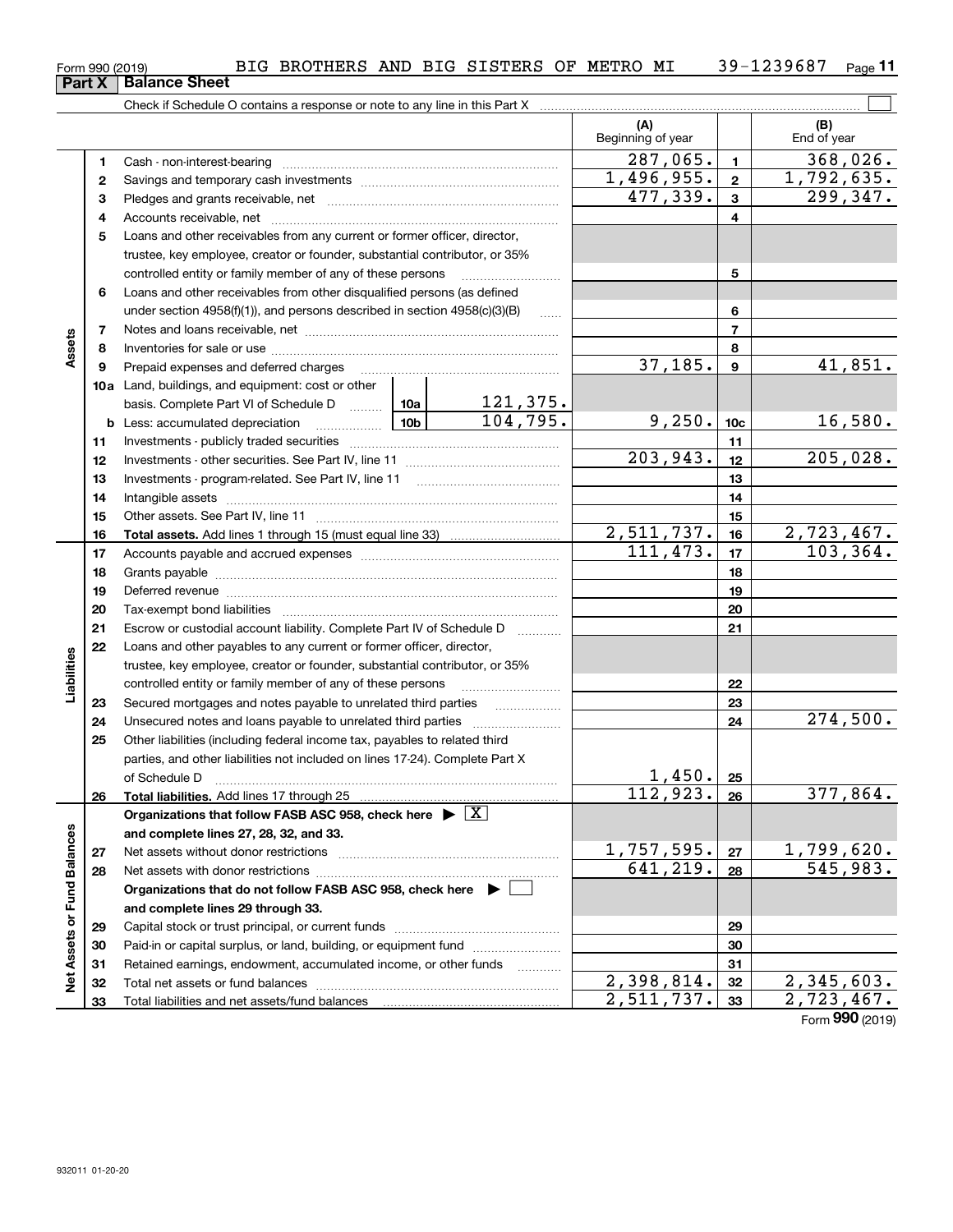Form 990 (2019) BIG BROTHERS AND BIG SISTERS OF METRO MI 39-1239687

## Part X Balance Sheet

Check if Schedule O contains a response or note to any line in this Part X

| | | | (A) Beginning of year | | (B) End of year |
|---|---|---|---|---|---|
| Assets | 1 | Cash - non-interest-bearing | 287,065. | 1 | 368,026. |
| | 2 | Savings and temporary cash investments | 1,496,955. | 2 | 1,792,635. |
| | 3 | Pledges and grants receivable, net | 477,339. | 3 | 299,347. |
| | 4 | Accounts receivable, net | | 4 | |
| | 5 | Loans and other receivables from any current or former officer, director, trustee, key employee, creator or founder, substantial contributor, or 35% controlled entity or family member of any of these persons | | 5 | |
| | 6 | Loans and other receivables from other disqualified persons (as defined under section 4958(f)(1)), and persons described in section 4958(c)(3)(B) | | 6 | |
| | 7 | Notes and loans receivable, net | | 7 | |
| | 8 | Inventories for sale or use | | 8 | |
| | 9 | Prepaid expenses and deferred charges | 37,185. | 9 | 41,851. |
| | 10a | Land, buildings, and equipment: cost or other basis. Complete Part VI of Schedule D — 10a: 121,375. | | | |
| | b | Less: accumulated depreciation — 10b: 104,795. | 9,250. | 10c | 16,580. |
| | 11 | Investments - publicly traded securities | | 11 | |
| | 12 | Investments - other securities. See Part IV, line 11 | 203,943. | 12 | 205,028. |
| | 13 | Investments - program-related. See Part IV, line 11 | | 13 | |
| | 14 | Intangible assets | | 14 | |
| | 15 | Other assets. See Part IV, line 11 | | 15 | |
| | 16 | **Total assets.** Add lines 1 through 15 (must equal line 33) | 2,511,737. | 16 | 2,723,467. |
| Liabilities | 17 | Accounts payable and accrued expenses | 111,473. | 17 | 103,364. |
| | 18 | Grants payable | | 18 | |
| | 19 | Deferred revenue | | 19 | |
| | 20 | Tax-exempt bond liabilities | | 20 | |
| | 21 | Escrow or custodial account liability. Complete Part IV of Schedule D | | 21 | |
| | 22 | Loans and other payables to any current or former officer, director, trustee, key employee, creator or founder, substantial contributor, or 35% controlled entity or family member of any of these persons | | 22 | |
| | 23 | Secured mortgages and notes payable to unrelated third parties | | 23 | |
| | 24 | Unsecured notes and loans payable to unrelated third parties | | 24 | 274,500. |
| | 25 | Other liabilities (including federal income tax, payables to related third parties, and other liabilities not included on lines 17-24). Complete Part X of Schedule D | 1,450. | 25 | |
| | 26 | **Total liabilities.** Add lines 17 through 25 | 112,923. | 26 | 377,864. |
| Net Assets or Fund Balances | | **Organizations that follow FASB ASC 958, check here ▶ [X] and complete lines 27, 28, 32, and 33.** | | | |
| | 27 | Net assets without donor restrictions | 1,757,595. | 27 | 1,799,620. |
| | 28 | Net assets with donor restrictions | 641,219. | 28 | 545,983. |
| | | **Organizations that do not follow FASB ASC 958, check here ▶ [ ] and complete lines 29 through 33.** | | | |
| | 29 | Capital stock or trust principal, or current funds | | 29 | |
| | 30 | Paid-in or capital surplus, or land, building, or equipment fund | | 30 | |
| | 31 | Retained earnings, endowment, accumulated income, or other funds | | 31 | |
| | 32 | Total net assets or fund balances | 2,398,814. | 32 | 2,345,603. |
| | 33 | Total liabilities and net assets/fund balances | 2,511,737. | 33 | 2,723,467. |

Form 990 (2019)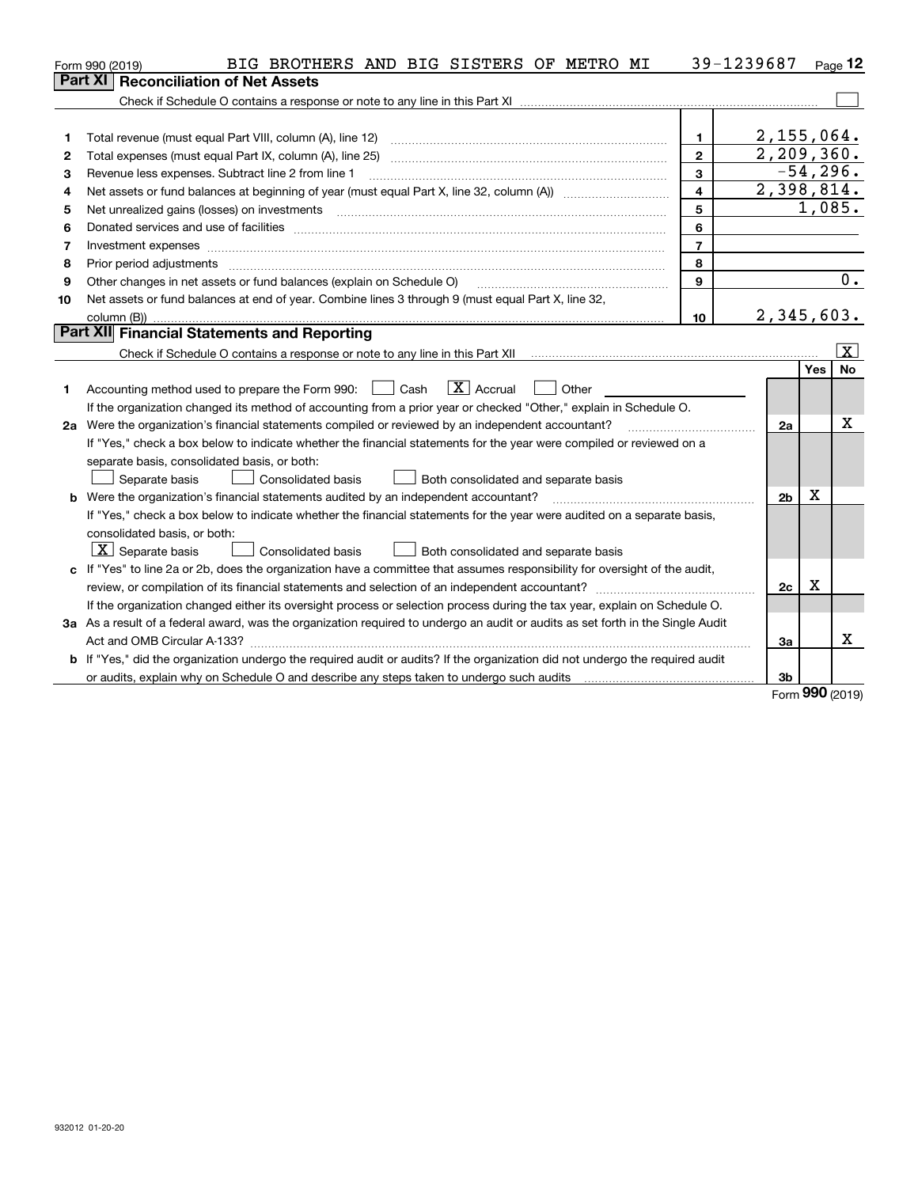Form 990 (2019) BIG BROTHERS AND BIG SISTERS OF METRO MI 39-1239687 Page 12

## Part XI Reconciliation of Net Assets

Check if Schedule O contains a response or note to any line in this Part XI ☐

| | | | |
|---|---|---|---|
| 1 | Total revenue (must equal Part VIII, column (A), line 12) | 1 | 2,155,064. |
| 2 | Total expenses (must equal Part IX, column (A), line 25) | 2 | 2,209,360. |
| 3 | Revenue less expenses. Subtract line 2 from line 1 | 3 | -54,296. |
| 4 | Net assets or fund balances at beginning of year (must equal Part X, line 32, column (A)) | 4 | 2,398,814. |
| 5 | Net unrealized gains (losses) on investments | 5 | 1,085. |
| 6 | Donated services and use of facilities | 6 | |
| 7 | Investment expenses | 7 | |
| 8 | Prior period adjustments | 8 | |
| 9 | Other changes in net assets or fund balances (explain on Schedule O) | 9 | 0. |
| 10 | Net assets or fund balances at end of year. Combine lines 3 through 9 (must equal Part X, line 32, column (B)) | 10 | 2,345,603. |

## Part XII Financial Statements and Reporting

Check if Schedule O contains a response or note to any line in this Part XII ☒

| | | | Yes | No |
|---|---|---|---|---|
| 1 | Accounting method used to prepare the Form 990: ☐ Cash ☒ Accrual ☐ Other<br>If the organization changed its method of accounting from a prior year or checked "Other," explain in Schedule O. | | | |
| 2a | Were the organization's financial statements compiled or reviewed by an independent accountant?<br>If "Yes," check a box below to indicate whether the financial statements for the year were compiled or reviewed on a separate basis, consolidated basis, or both:<br>☐ Separate basis ☐ Consolidated basis ☐ Both consolidated and separate basis | 2a | | X |
| b | Were the organization's financial statements audited by an independent accountant?<br>If "Yes," check a box below to indicate whether the financial statements for the year were audited on a separate basis, consolidated basis, or both:<br>☒ Separate basis ☐ Consolidated basis ☐ Both consolidated and separate basis | 2b | X | |
| c | If "Yes" to line 2a or 2b, does the organization have a committee that assumes responsibility for oversight of the audit, review, or compilation of its financial statements and selection of an independent accountant?<br>If the organization changed either its oversight process or selection process during the tax year, explain on Schedule O. | 2c | X | |
| 3a | As a result of a federal award, was the organization required to undergo an audit or audits as set forth in the Single Audit Act and OMB Circular A-133? | 3a | | X |
| b | If "Yes," did the organization undergo the required audit or audits? If the organization did not undergo the required audit or audits, explain why on Schedule O and describe any steps taken to undergo such audits | 3b | | |

Form 990 (2019)

932012 01-20-20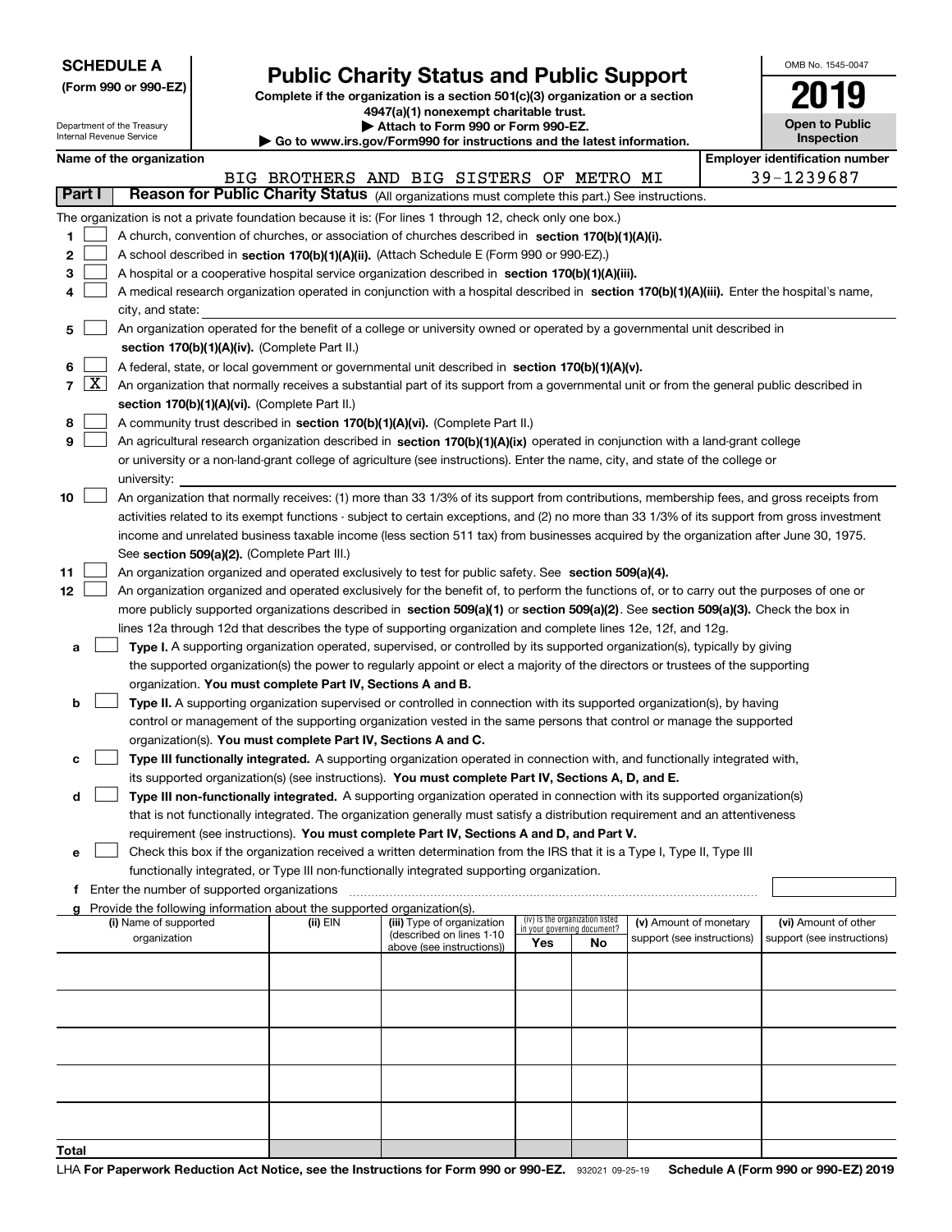**SCHEDULE A**
**(Form 990 or 990-EZ)**

Department of the Treasury
Internal Revenue Service

# Public Charity Status and Public Support

**Complete if the organization is a section 501(c)(3) organization or a section 4947(a)(1) nonexempt charitable trust.**
**▶ Attach to Form 990 or Form 990-EZ.**
**▶ Go to www.irs.gov/Form990 for instructions and the latest information.**

OMB No. 1545-0047
**2019**
**Open to Public Inspection**

**Name of the organization:** BIG BROTHERS AND BIG SISTERS OF METRO MI
**Employer identification number:** 39-1239687

## Part I Reason for Public Charity Status (All organizations must complete this part.) See instructions.

The organization is not a private foundation because it is: (For lines 1 through 12, check only one box.)

1 [ ] A church, convention of churches, or association of churches described in **section 170(b)(1)(A)(i).**

2 [ ] A school described in **section 170(b)(1)(A)(ii).** (Attach Schedule E (Form 990 or 990-EZ).)

3 [ ] A hospital or a cooperative hospital service organization described in **section 170(b)(1)(A)(iii).**

4 [ ] A medical research organization operated in conjunction with a hospital described in **section 170(b)(1)(A)(iii).** Enter the hospital's name, city, and state:

5 [ ] An organization operated for the benefit of a college or university owned or operated by a governmental unit described in **section 170(b)(1)(A)(iv).** (Complete Part II.)

6 [ ] A federal, state, or local government or governmental unit described in **section 170(b)(1)(A)(v).**

7 [X] An organization that normally receives a substantial part of its support from a governmental unit or from the general public described in **section 170(b)(1)(A)(vi).** (Complete Part II.)

8 [ ] A community trust described in **section 170(b)(1)(A)(vi).** (Complete Part II.)

9 [ ] An agricultural research organization described in **section 170(b)(1)(A)(ix)** operated in conjunction with a land-grant college or university or a non-land-grant college of agriculture (see instructions). Enter the name, city, and state of the college or university:

10 [ ] An organization that normally receives: (1) more than 33 1/3% of its support from contributions, membership fees, and gross receipts from activities related to its exempt functions - subject to certain exceptions, and (2) no more than 33 1/3% of its support from gross investment income and unrelated business taxable income (less section 511 tax) from businesses acquired by the organization after June 30, 1975. See **section 509(a)(2).** (Complete Part III.)

11 [ ] An organization organized and operated exclusively to test for public safety. See **section 509(a)(4).**

12 [ ] An organization organized and operated exclusively for the benefit of, to perform the functions of, or to carry out the purposes of one or more publicly supported organizations described in **section 509(a)(1)** or **section 509(a)(2)**. See **section 509(a)(3).** Check the box in lines 12a through 12d that describes the type of supporting organization and complete lines 12e, 12f, and 12g.

a [ ] **Type I.** A supporting organization operated, supervised, or controlled by its supported organization(s), typically by giving the supported organization(s) the power to regularly appoint or elect a majority of the directors or trustees of the supporting organization. **You must complete Part IV, Sections A and B.**

b [ ] **Type II.** A supporting organization supervised or controlled in connection with its supported organization(s), by having control or management of the supporting organization vested in the same persons that control or manage the supported organization(s). **You must complete Part IV, Sections A and C.**

c [ ] **Type III functionally integrated.** A supporting organization operated in connection with, and functionally integrated with, its supported organization(s) (see instructions). **You must complete Part IV, Sections A, D, and E.**

d [ ] **Type III non-functionally integrated.** A supporting organization operated in connection with its supported organization(s) that is not functionally integrated. The organization generally must satisfy a distribution requirement and an attentiveness requirement (see instructions). **You must complete Part IV, Sections A and D, and Part V.**

e [ ] Check this box if the organization received a written determination from the IRS that it is a Type I, Type II, Type III functionally integrated, or Type III non-functionally integrated supporting organization.

f Enter the number of supported organizations

g Provide the following information about the supported organization(s).

| (i) Name of supported organization | (ii) EIN | (iii) Type of organization (described on lines 1-10 above (see instructions)) | (iv) Is the organization listed in your governing document? Yes | No | (v) Amount of monetary support (see instructions) | (vi) Amount of other support (see instructions) |
|---|---|---|---|---|---|---|
| | | | | | | |
| | | | | | | |
| | | | | | | |
| | | | | | | |
| | | | | | | |
| **Total** | | | | | | |

LHA **For Paperwork Reduction Act Notice, see the Instructions for Form 990 or 990-EZ.** 932021 09-25-19 **Schedule A (Form 990 or 990-EZ) 2019**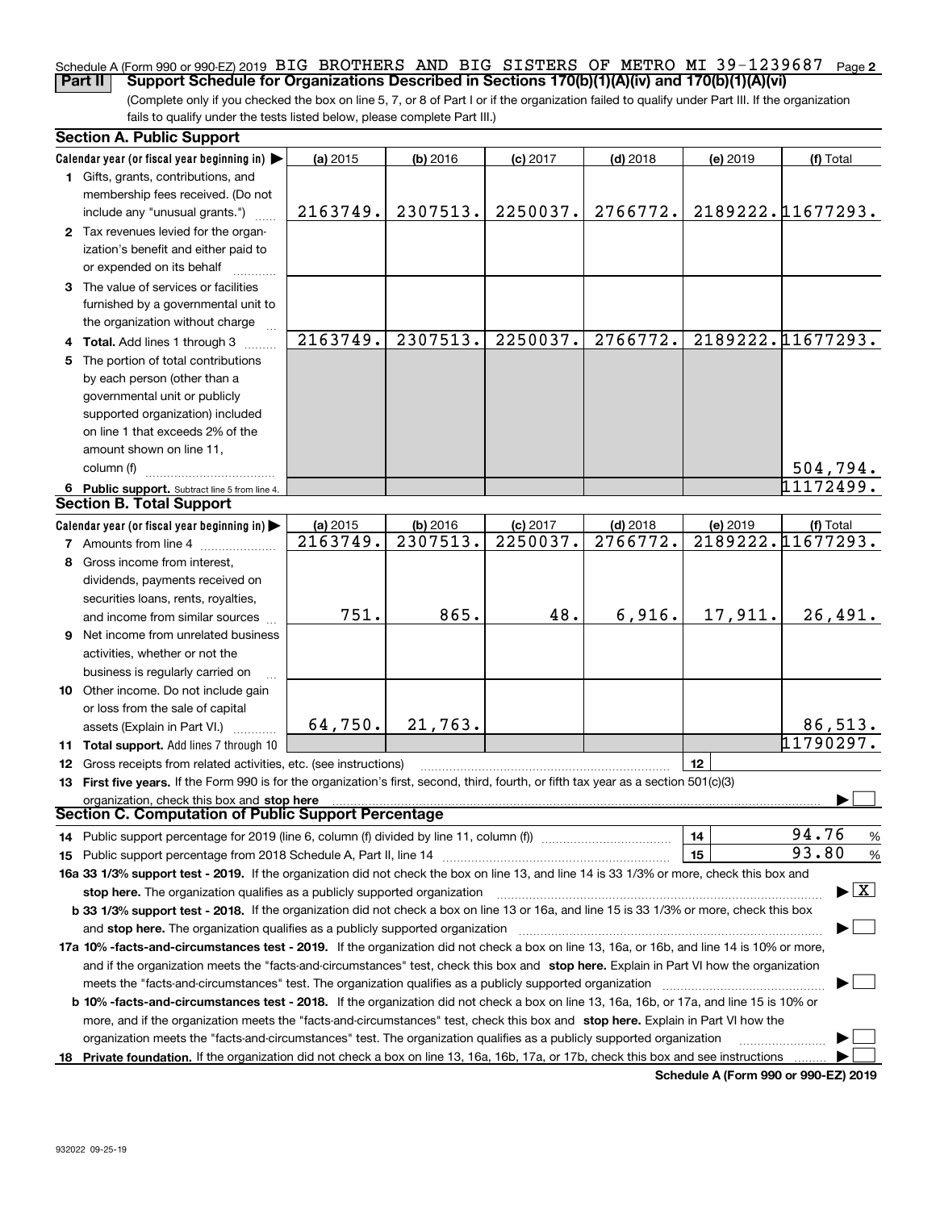Schedule A (Form 990 or 990-EZ) 2019 BIG BROTHERS AND BIG SISTERS OF METRO MI 39-1239687 Page **2**

**Part II** **Support Schedule for Organizations Described in Sections 170(b)(1)(A)(iv) and 170(b)(1)(A)(vi)**

(Complete only if you checked the box on line 5, 7, or 8 of Part I or if the organization failed to qualify under Part III. If the organization fails to qualify under the tests listed below, please complete Part III.)

**Section A. Public Support**

| Calendar year (or fiscal year beginning in) ▶ | (a) 2015 | (b) 2016 | (c) 2017 | (d) 2018 | (e) 2019 | (f) Total |
|---|---|---|---|---|---|---|
| **1** Gifts, grants, contributions, and membership fees received. (Do not include any "unusual grants.") | 2163749. | 2307513. | 2250037. | 2766772. | 2189222. | 11677293. |
| **2** Tax revenues levied for the organization's benefit and either paid to or expended on its behalf | | | | | | |
| **3** The value of services or facilities furnished by a governmental unit to the organization without charge | | | | | | |
| **4** **Total.** Add lines 1 through 3 | 2163749. | 2307513. | 2250037. | 2766772. | 2189222. | 11677293. |
| **5** The portion of total contributions by each person (other than a governmental unit or publicly supported organization) included on line 1 that exceeds 2% of the amount shown on line 11, column (f) | | | | | | 504,794. |
| **6** **Public support.** Subtract line 5 from line 4. | | | | | | 11172499. |

**Section B. Total Support**

| Calendar year (or fiscal year beginning in) ▶ | (a) 2015 | (b) 2016 | (c) 2017 | (d) 2018 | (e) 2019 | (f) Total |
|---|---|---|---|---|---|---|
| **7** Amounts from line 4 | 2163749. | 2307513. | 2250037. | 2766772. | 2189222. | 11677293. |
| **8** Gross income from interest, dividends, payments received on securities loans, rents, royalties, and income from similar sources | 751. | 865. | 48. | 6,916. | 17,911. | 26,491. |
| **9** Net income from unrelated business activities, whether or not the business is regularly carried on | | | | | | |
| **10** Other income. Do not include gain or loss from the sale of capital assets (Explain in Part VI.) | 64,750. | 21,763. | | | | 86,513. |
| **11** **Total support.** Add lines 7 through 10 | | | | | | 11790297. |

**12** Gross receipts from related activities, etc. (see instructions) | **12** |

**13** **First five years.** If the Form 990 is for the organization's first, second, third, fourth, or fifth tax year as a section 501(c)(3) organization, check this box and **stop here** ▶ ☐

**Section C. Computation of Public Support Percentage**

**14** Public support percentage for 2019 (line 6, column (f) divided by line 11, column (f)) | **14** | 94.76 %

**15** Public support percentage from 2018 Schedule A, Part II, line 14 | **15** | 93.80 %

**16a 33 1/3% support test - 2019.** If the organization did not check the box on line 13, and line 14 is 33 1/3% or more, check this box and **stop here.** The organization qualifies as a publicly supported organization ▶ ☒

**b 33 1/3% support test - 2018.** If the organization did not check a box on line 13 or 16a, and line 15 is 33 1/3% or more, check this box and **stop here.** The organization qualifies as a publicly supported organization ▶ ☐

**17a 10% -facts-and-circumstances test - 2019.** If the organization did not check a box on line 13, 16a, or 16b, and line 14 is 10% or more, and if the organization meets the "facts-and-circumstances" test, check this box and **stop here.** Explain in Part VI how the organization meets the "facts-and-circumstances" test. The organization qualifies as a publicly supported organization ▶ ☐

**b 10% -facts-and-circumstances test - 2018.** If the organization did not check a box on line 13, 16a, 16b, or 17a, and line 15 is 10% or more, and if the organization meets the "facts-and-circumstances" test, check this box and **stop here.** Explain in Part VI how the organization meets the "facts-and-circumstances" test. The organization qualifies as a publicly supported organization ▶ ☐

**18** **Private foundation.** If the organization did not check a box on line 13, 16a, 16b, 17a, or 17b, check this box and see instructions ▶ ☐

**Schedule A (Form 990 or 990-EZ) 2019**

932022 09-25-19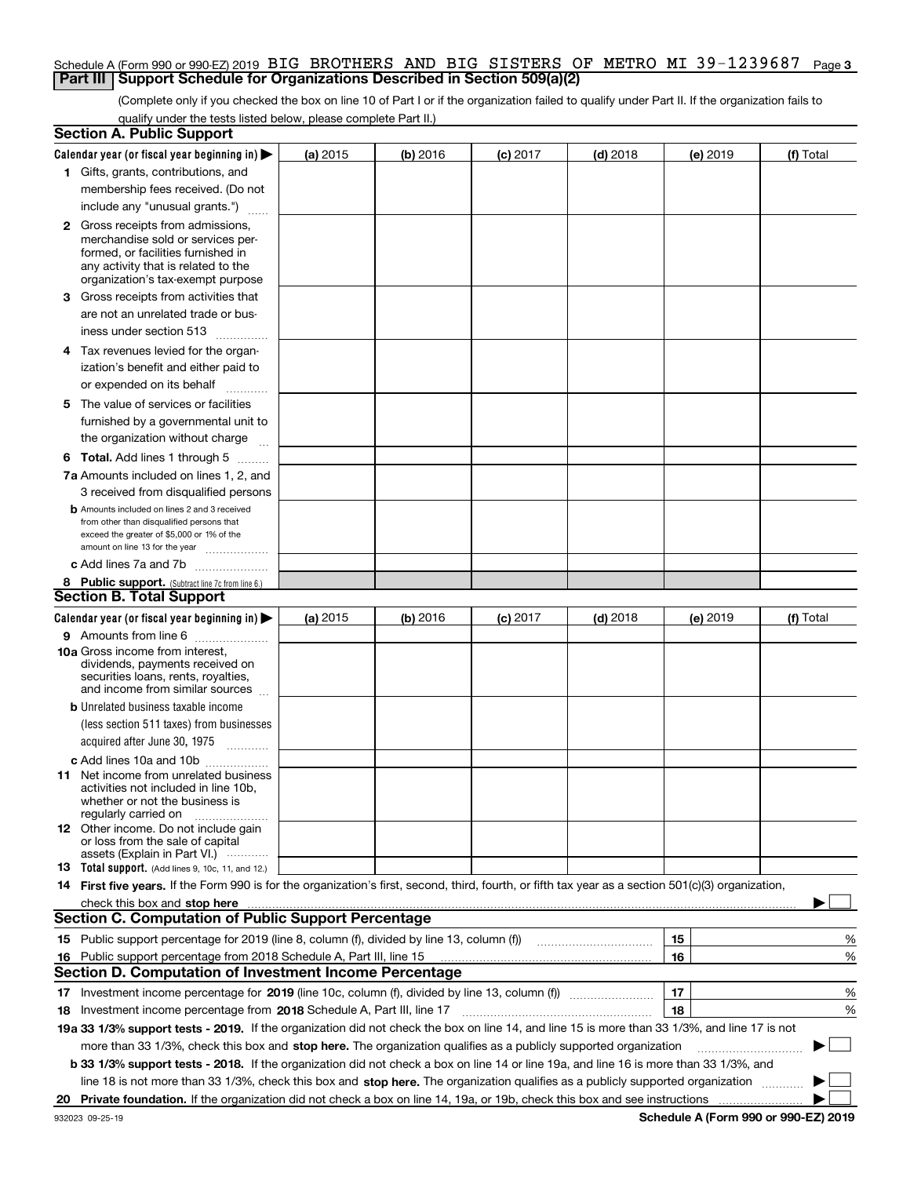Schedule A (Form 990 or 990-EZ) 2019 BIG BROTHERS AND BIG SISTERS OF METRO MI 39-1239687 Page **3**

## Part III Support Schedule for Organizations Described in Section 509(a)(2)

(Complete only if you checked the box on line 10 of Part I or if the organization failed to qualify under Part II. If the organization fails to qualify under the tests listed below, please complete Part II.)

### Section A. Public Support

| Calendar year (or fiscal year beginning in) ▶ | (a) 2015 | (b) 2016 | (c) 2017 | (d) 2018 | (e) 2019 | (f) Total |
|---|---|---|---|---|---|---|
| **1** Gifts, grants, contributions, and membership fees received. (Do not include any "unusual grants.") | | | | | | |
| **2** Gross receipts from admissions, merchandise sold or services performed, or facilities furnished in any activity that is related to the organization's tax-exempt purpose | | | | | | |
| **3** Gross receipts from activities that are not an unrelated trade or business under section 513 | | | | | | |
| **4** Tax revenues levied for the organization's benefit and either paid to or expended on its behalf | | | | | | |
| **5** The value of services or facilities furnished by a governmental unit to the organization without charge | | | | | | |
| **6 Total.** Add lines 1 through 5 | | | | | | |
| **7a** Amounts included on lines 1, 2, and 3 received from disqualified persons | | | | | | |
| **b** Amounts included on lines 2 and 3 received from other than disqualified persons that exceed the greater of $5,000 or 1% of the amount on line 13 for the year | | | | | | |
| **c** Add lines 7a and 7b | | | | | | |
| **8 Public support.** (Subtract line 7c from line 6.) | | | | | | |

### Section B. Total Support

| Calendar year (or fiscal year beginning in) ▶ | (a) 2015 | (b) 2016 | (c) 2017 | (d) 2018 | (e) 2019 | (f) Total |
|---|---|---|---|---|---|---|
| **9** Amounts from line 6 | | | | | | |
| **10a** Gross income from interest, dividends, payments received on securities loans, rents, royalties, and income from similar sources | | | | | | |
| **b** Unrelated business taxable income (less section 511 taxes) from businesses acquired after June 30, 1975 | | | | | | |
| **c** Add lines 10a and 10b | | | | | | |
| **11** Net income from unrelated business activities not included in line 10b, whether or not the business is regularly carried on | | | | | | |
| **12** Other income. Do not include gain or loss from the sale of capital assets (Explain in Part VI.) | | | | | | |
| **13 Total support.** (Add lines 9, 10c, 11, and 12.) | | | | | | |

**14 First five years.** If the Form 990 is for the organization's first, second, third, fourth, or fifth tax year as a section 501(c)(3) organization, check this box and **stop here** ▶ ☐

### Section C. Computation of Public Support Percentage

| | | | |
|---|---|---|---|
| **15** | Public support percentage for 2019 (line 8, column (f), divided by line 13, column (f)) | 15 | % |
| **16** | Public support percentage from 2018 Schedule A, Part III, line 15 | 16 | % |

### Section D. Computation of Investment Income Percentage

| | | | |
|---|---|---|---|
| **17** | Investment income percentage for **2019** (line 10c, column (f), divided by line 13, column (f)) | 17 | % |
| **18** | Investment income percentage from **2018** Schedule A, Part III, line 17 | 18 | % |

**19a 33 1/3% support tests - 2019.** If the organization did not check the box on line 14, and line 15 is more than 33 1/3%, and line 17 is not more than 33 1/3%, check this box and **stop here.** The organization qualifies as a publicly supported organization ▶ ☐

**b 33 1/3% support tests - 2018.** If the organization did not check a box on line 14 or line 19a, and line 16 is more than 33 1/3%, and line 18 is not more than 33 1/3%, check this box and **stop here.** The organization qualifies as a publicly supported organization ▶ ☐

**20 Private foundation.** If the organization did not check a box on line 14, 19a, or 19b, check this box and see instructions ▶ ☐

932023 09-25-19 **Schedule A (Form 990 or 990-EZ) 2019**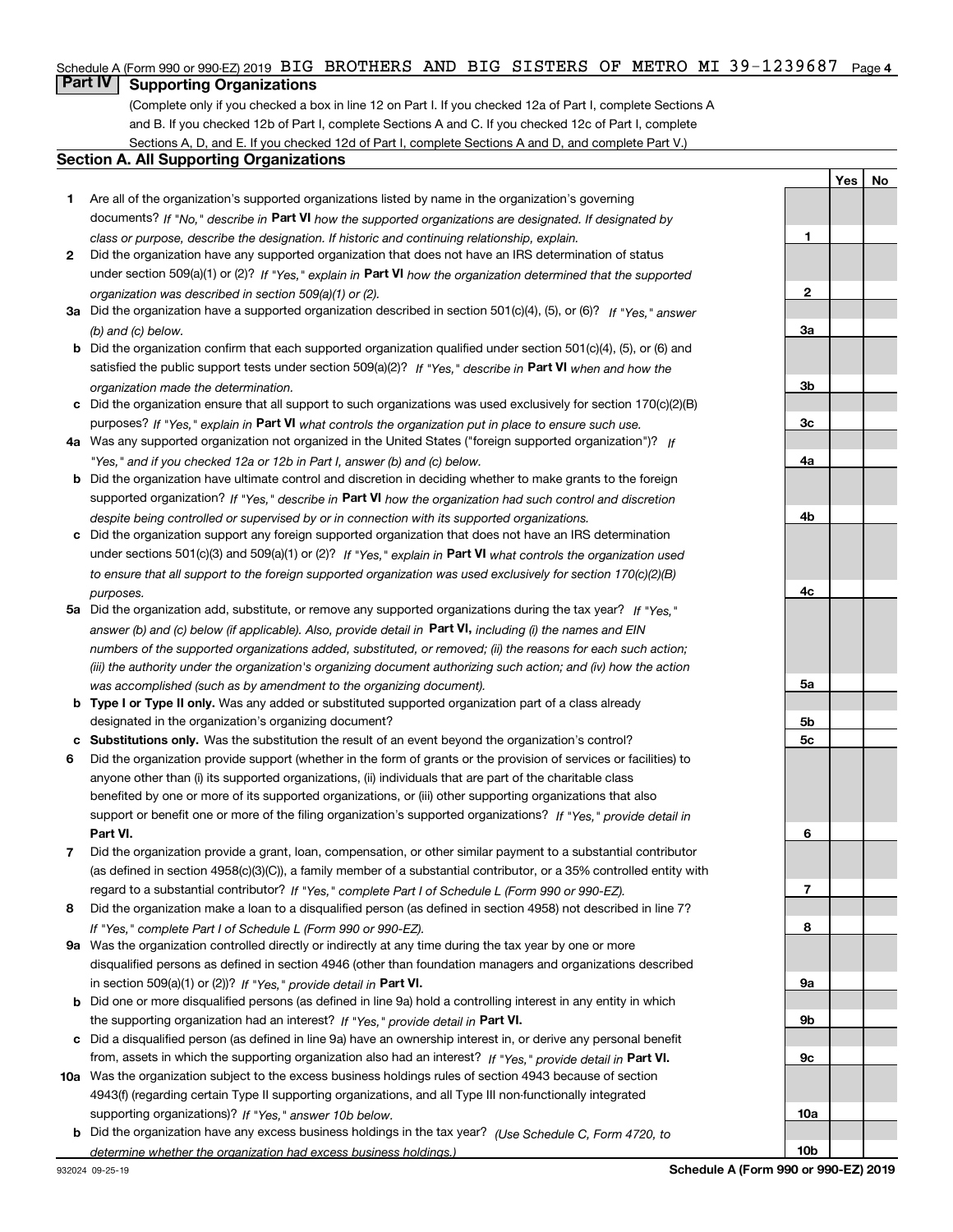Schedule A (Form 990 or 990-EZ) 2019 BIG BROTHERS AND BIG SISTERS OF METRO MI 39-1239687 Page 4

## Part IV Supporting Organizations

(Complete only if you checked a box in line 12 on Part I. If you checked 12a of Part I, complete Sections A and B. If you checked 12b of Part I, complete Sections A and C. If you checked 12c of Part I, complete Sections A, D, and E. If you checked 12d of Part I, complete Sections A and D, and complete Part V.)

### Section A. All Supporting Organizations

| | | | Yes | No |
|---|---|---|---|---|
| **1** | Are all of the organization's supported organizations listed by name in the organization's governing documents? *If "No," describe in* **Part VI** *how the supported organizations are designated. If designated by class or purpose, describe the designation. If historic and continuing relationship, explain.* | **1** | | |
| **2** | Did the organization have any supported organization that does not have an IRS determination of status under section 509(a)(1) or (2)? *If "Yes," explain in* **Part VI** *how the organization determined that the supported organization was described in section 509(a)(1) or (2).* | **2** | | |
| **3a** | Did the organization have a supported organization described in section 501(c)(4), (5), or (6)? *If "Yes," answer (b) and (c) below.* | **3a** | | |
| **b** | Did the organization confirm that each supported organization qualified under section 501(c)(4), (5), or (6) and satisfied the public support tests under section 509(a)(2)? *If "Yes," describe in* **Part VI** *when and how the organization made the determination.* | **3b** | | |
| **c** | Did the organization ensure that all support to such organizations was used exclusively for section 170(c)(2)(B) purposes? *If "Yes," explain in* **Part VI** *what controls the organization put in place to ensure such use.* | **3c** | | |
| **4a** | Was any supported organization not organized in the United States ("foreign supported organization")? *If "Yes," and if you checked 12a or 12b in Part I, answer (b) and (c) below.* | **4a** | | |
| **b** | Did the organization have ultimate control and discretion in deciding whether to make grants to the foreign supported organization? *If "Yes," describe in* **Part VI** *how the organization had such control and discretion despite being controlled or supervised by or in connection with its supported organizations.* | **4b** | | |
| **c** | Did the organization support any foreign supported organization that does not have an IRS determination under sections 501(c)(3) and 509(a)(1) or (2)? *If "Yes," explain in* **Part VI** *what controls the organization used to ensure that all support to the foreign supported organization was used exclusively for section 170(c)(2)(B) purposes.* | **4c** | | |
| **5a** | Did the organization add, substitute, or remove any supported organizations during the tax year? *If "Yes," answer (b) and (c) below (if applicable). Also, provide detail in* **Part VI,** *including (i) the names and EIN numbers of the supported organizations added, substituted, or removed; (ii) the reasons for each such action; (iii) the authority under the organization's organizing document authorizing such action; and (iv) how the action was accomplished (such as by amendment to the organizing document).* | **5a** | | |
| **b** | **Type I or Type II only.** Was any added or substituted supported organization part of a class already designated in the organization's organizing document? | **5b** | | |
| **c** | **Substitutions only.** Was the substitution the result of an event beyond the organization's control? | **5c** | | |
| **6** | Did the organization provide support (whether in the form of grants or the provision of services or facilities) to anyone other than (i) its supported organizations, (ii) individuals that are part of the charitable class benefited by one or more of its supported organizations, or (iii) other supporting organizations that also support or benefit one or more of the filing organization's supported organizations? *If "Yes," provide detail in* **Part VI.** | **6** | | |
| **7** | Did the organization provide a grant, loan, compensation, or other similar payment to a substantial contributor (as defined in section 4958(c)(3)(C)), a family member of a substantial contributor, or a 35% controlled entity with regard to a substantial contributor? *If "Yes," complete Part I of Schedule L (Form 990 or 990-EZ).* | **7** | | |
| **8** | Did the organization make a loan to a disqualified person (as defined in section 4958) not described in line 7? *If "Yes," complete Part I of Schedule L (Form 990 or 990-EZ).* | **8** | | |
| **9a** | Was the organization controlled directly or indirectly at any time during the tax year by one or more disqualified persons as defined in section 4946 (other than foundation managers and organizations described in section 509(a)(1) or (2))? *If "Yes," provide detail in* **Part VI.** | **9a** | | |
| **b** | Did one or more disqualified persons (as defined in line 9a) hold a controlling interest in any entity in which the supporting organization had an interest? *If "Yes," provide detail in* **Part VI.** | **9b** | | |
| **c** | Did a disqualified person (as defined in line 9a) have an ownership interest in, or derive any personal benefit from, assets in which the supporting organization also had an interest? *If "Yes," provide detail in* **Part VI.** | **9c** | | |
| **10a** | Was the organization subject to the excess business holdings rules of section 4943 because of section 4943(f) (regarding certain Type II supporting organizations, and all Type III non-functionally integrated supporting organizations)? *If "Yes," answer 10b below.* | **10a** | | |
| **b** | Did the organization have any excess business holdings in the tax year? *(Use Schedule C, Form 4720, to determine whether the organization had excess business holdings.)* | **10b** | | |

932024 09-25-19 **Schedule A (Form 990 or 990-EZ) 2019**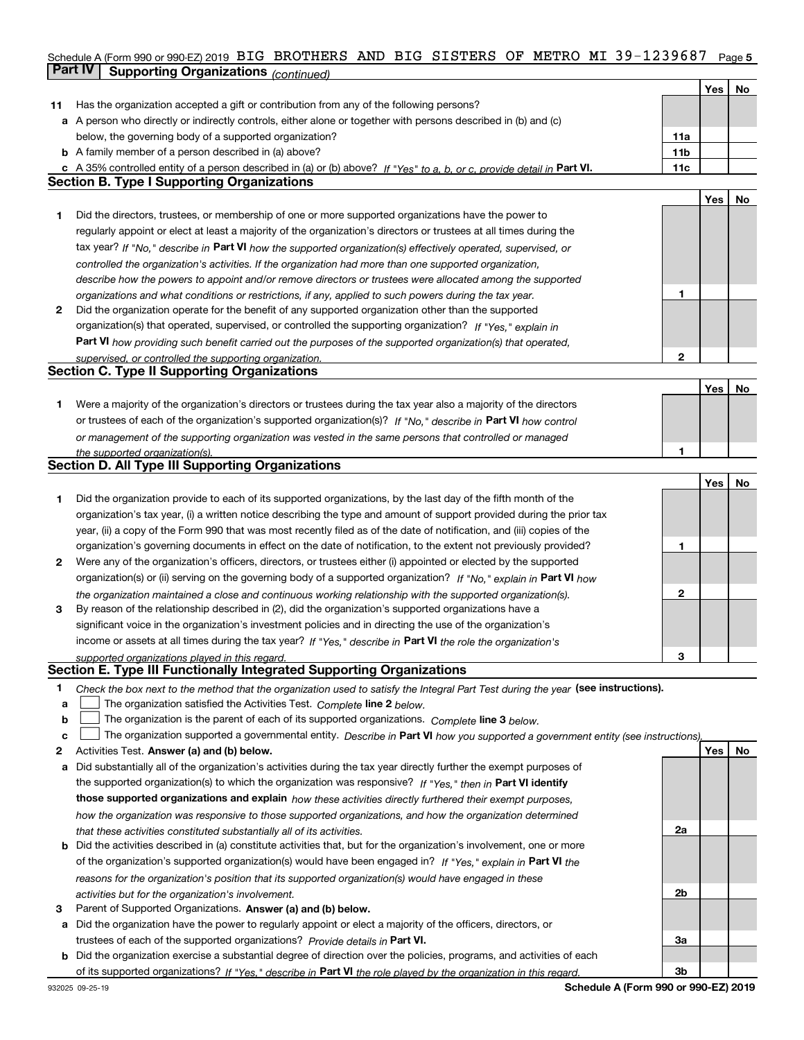Schedule A (Form 990 or 990-EZ) 2019 BIG BROTHERS AND BIG SISTERS OF METRO MI 39-1239687 Page 5

## Part IV Supporting Organizations *(continued)*

| | | | Yes | No |
|---|---|---|---|---|
| **11** | Has the organization accepted a gift or contribution from any of the following persons? | | | |
| **a** | A person who directly or indirectly controls, either alone or together with persons described in (b) and (c) below, the governing body of a supported organization? | **11a** | | |
| **b** | A family member of a person described in (a) above? | **11b** | | |
| **c** | A 35% controlled entity of a person described in (a) or (b) above? *If "Yes" to a, b, or c, provide detail in* **Part VI.** | **11c** | | |

### Section B. Type I Supporting Organizations

| | | | Yes | No |
|---|---|---|---|---|
| **1** | Did the directors, trustees, or membership of one or more supported organizations have the power to regularly appoint or elect at least a majority of the organization's directors or trustees at all times during the tax year? *If "No," describe in* **Part VI** *how the supported organization(s) effectively operated, supervised, or controlled the organization's activities. If the organization had more than one supported organization, describe how the powers to appoint and/or remove directors or trustees were allocated among the supported organizations and what conditions or restrictions, if any, applied to such powers during the tax year.* | **1** | | |
| **2** | Did the organization operate for the benefit of any supported organization other than the supported organization(s) that operated, supervised, or controlled the supporting organization? *If "Yes," explain in* **Part VI** *how providing such benefit carried out the purposes of the supported organization(s) that operated, supervised, or controlled the supporting organization.* | **2** | | |

### Section C. Type II Supporting Organizations

| | | | Yes | No |
|---|---|---|---|---|
| **1** | Were a majority of the organization's directors or trustees during the tax year also a majority of the directors or trustees of each of the organization's supported organization(s)? *If "No," describe in* **Part VI** *how control or management of the supporting organization was vested in the same persons that controlled or managed the supported organization(s).* | **1** | | |

### Section D. All Type III Supporting Organizations

| | | | Yes | No |
|---|---|---|---|---|
| **1** | Did the organization provide to each of its supported organizations, by the last day of the fifth month of the organization's tax year, (i) a written notice describing the type and amount of support provided during the prior tax year, (ii) a copy of the Form 990 that was most recently filed as of the date of notification, and (iii) copies of the organization's governing documents in effect on the date of notification, to the extent not previously provided? | **1** | | |
| **2** | Were any of the organization's officers, directors, or trustees either (i) appointed or elected by the supported organization(s) or (ii) serving on the governing body of a supported organization? *If "No," explain in* **Part VI** *how the organization maintained a close and continuous working relationship with the supported organization(s).* | **2** | | |
| **3** | By reason of the relationship described in (2), did the organization's supported organizations have a significant voice in the organization's investment policies and in directing the use of the organization's income or assets at all times during the tax year? *If "Yes," describe in* **Part VI** *the role the organization's supported organizations played in this regard.* | **3** | | |

### Section E. Type III Functionally Integrated Supporting Organizations

**1** *Check the box next to the method that the organization used to satisfy the Integral Part Test during the year* **(see instructions).**

- **a** ☐ The organization satisfied the Activities Test. *Complete* **line 2** *below.*
- **b** ☐ The organization is the parent of each of its supported organizations. *Complete* **line 3** *below.*
- **c** ☐ The organization supported a governmental entity. *Describe in* **Part VI** *how you supported a government entity (see instructions).*

| | | | Yes | No |
|---|---|---|---|---|
| **2** | Activities Test. **Answer (a) and (b) below.** | | | |
| **a** | Did substantially all of the organization's activities during the tax year directly further the exempt purposes of the supported organization(s) to which the organization was responsive? *If "Yes," then in* **Part VI identify those supported organizations and explain** *how these activities directly furthered their exempt purposes, how the organization was responsive to those supported organizations, and how the organization determined that these activities constituted substantially all of its activities.* | **2a** | | |
| **b** | Did the activities described in (a) constitute activities that, but for the organization's involvement, one or more of the organization's supported organization(s) would have been engaged in? *If "Yes," explain in* **Part VI** *the reasons for the organization's position that its supported organization(s) would have engaged in these activities but for the organization's involvement.* | **2b** | | |
| **3** | Parent of Supported Organizations. **Answer (a) and (b) below.** | | | |
| **a** | Did the organization have the power to regularly appoint or elect a majority of the officers, directors, or trustees of each of the supported organizations? *Provide details in* **Part VI.** | **3a** | | |
| **b** | Did the organization exercise a substantial degree of direction over the policies, programs, and activities of each of its supported organizations? *If "Yes," describe in* **Part VI** *the role played by the organization in this regard.* | **3b** | | |

932025 09-25-19 **Schedule A (Form 990 or 990-EZ) 2019**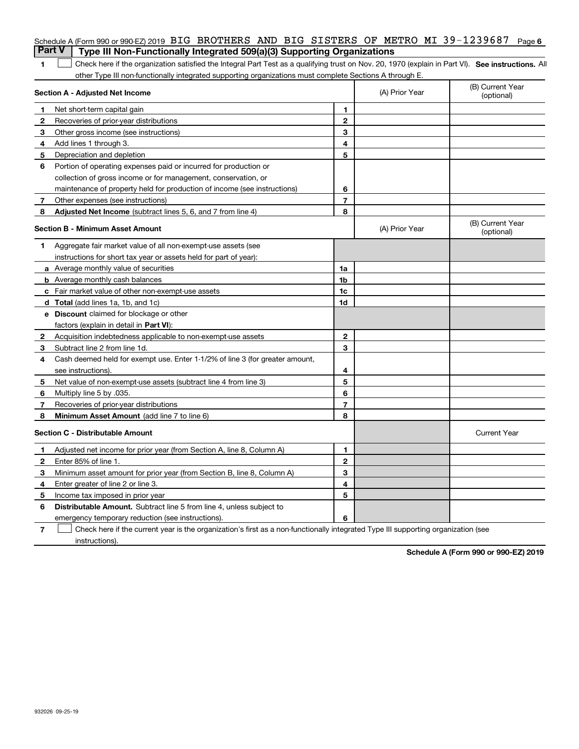Schedule A (Form 990 or 990-EZ) 2019 BIG BROTHERS AND BIG SISTERS OF METRO MI 39-1239687 Page **6**

## Part V Type III Non-Functionally Integrated 509(a)(3) Supporting Organizations

**1** ☐ Check here if the organization satisfied the Integral Part Test as a qualifying trust on Nov. 20, 1970 (explain in Part VI). **See instructions.** All other Type III non-functionally integrated supporting organizations must complete Sections A through E.

| **Section A - Adjusted Net Income** | | (A) Prior Year | (B) Current Year (optional) |
|---|---|---|---|
| **1** Net short-term capital gain | **1** | | |
| **2** Recoveries of prior-year distributions | **2** | | |
| **3** Other gross income (see instructions) | **3** | | |
| **4** Add lines 1 through 3. | **4** | | |
| **5** Depreciation and depletion | **5** | | |
| **6** Portion of operating expenses paid or incurred for production or collection of gross income or for management, conservation, or maintenance of property held for production of income (see instructions) | **6** | | |
| **7** Other expenses (see instructions) | **7** | | |
| **8** **Adjusted Net Income** (subtract lines 5, 6, and 7 from line 4) | **8** | | |

| **Section B - Minimum Asset Amount** | | (A) Prior Year | (B) Current Year (optional) |
|---|---|---|---|
| **1** Aggregate fair market value of all non-exempt-use assets (see instructions for short tax year or assets held for part of year): | | | |
| **a** Average monthly value of securities | **1a** | | |
| **b** Average monthly cash balances | **1b** | | |
| **c** Fair market value of other non-exempt-use assets | **1c** | | |
| **d** **Total** (add lines 1a, 1b, and 1c) | **1d** | | |
| **e** **Discount** claimed for blockage or other factors (explain in detail in **Part VI**): | | | |
| **2** Acquisition indebtedness applicable to non-exempt-use assets | **2** | | |
| **3** Subtract line 2 from line 1d. | **3** | | |
| **4** Cash deemed held for exempt use. Enter 1-1/2% of line 3 (for greater amount, see instructions). | **4** | | |
| **5** Net value of non-exempt-use assets (subtract line 4 from line 3) | **5** | | |
| **6** Multiply line 5 by .035. | **6** | | |
| **7** Recoveries of prior-year distributions | **7** | | |
| **8** **Minimum Asset Amount** (add line 7 to line 6) | **8** | | |

| **Section C - Distributable Amount** | | | Current Year |
|---|---|---|---|
| **1** Adjusted net income for prior year (from Section A, line 8, Column A) | **1** | | |
| **2** Enter 85% of line 1. | **2** | | |
| **3** Minimum asset amount for prior year (from Section B, line 8, Column A) | **3** | | |
| **4** Enter greater of line 2 or line 3. | **4** | | |
| **5** Income tax imposed in prior year | **5** | | |
| **6** **Distributable Amount.** Subtract line 5 from line 4, unless subject to emergency temporary reduction (see instructions). | **6** | | |

**7** ☐ Check here if the current year is the organization's first as a non-functionally integrated Type III supporting organization (see instructions).

**Schedule A (Form 990 or 990-EZ) 2019**

932026 09-25-19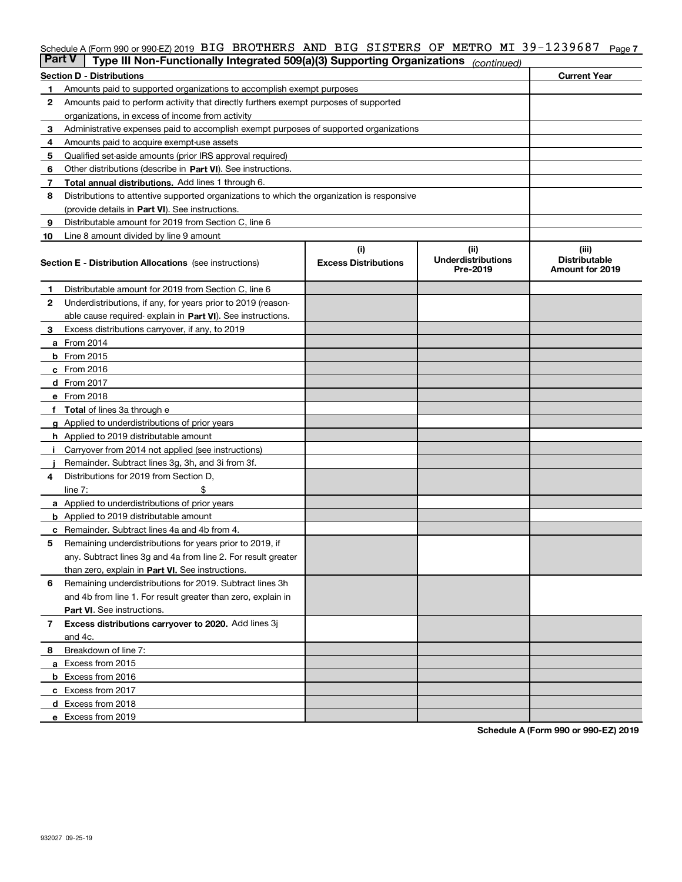Schedule A (Form 990 or 990-EZ) 2019 BIG BROTHERS AND BIG SISTERS OF METRO MI 39-1239687

## Part V Type III Non-Functionally Integrated 509(a)(3) Supporting Organizations *(continued)*

| Section D - Distributions | | Current Year |
|---|---|---|
| 1 | Amounts paid to supported organizations to accomplish exempt purposes | |
| 2 | Amounts paid to perform activity that directly furthers exempt purposes of supported organizations, in excess of income from activity | |
| 3 | Administrative expenses paid to accomplish exempt purposes of supported organizations | |
| 4 | Amounts paid to acquire exempt-use assets | |
| 5 | Qualified set-aside amounts (prior IRS approval required) | |
| 6 | Other distributions (describe in **Part VI**). See instructions. | |
| 7 | **Total annual distributions.** Add lines 1 through 6. | |
| 8 | Distributions to attentive supported organizations to which the organization is responsive (provide details in **Part VI**). See instructions. | |
| 9 | Distributable amount for 2019 from Section C, line 6 | |
| 10 | Line 8 amount divided by line 9 amount | |

| **Section E - Distribution Allocations** (see instructions) | (i) Excess Distributions | (ii) Underdistributions Pre-2019 | (iii) Distributable Amount for 2019 |
|---|---|---|---|
| 1 Distributable amount for 2019 from Section C, line 6 | | | |
| 2 Underdistributions, if any, for years prior to 2019 (reasonable cause required- explain in **Part VI**). See instructions. | | | |
| 3 Excess distributions carryover, if any, to 2019 | | | |
| a From 2014 | | | |
| b From 2015 | | | |
| c From 2016 | | | |
| d From 2017 | | | |
| e From 2018 | | | |
| f **Total** of lines 3a through e | | | |
| g Applied to underdistributions of prior years | | | |
| h Applied to 2019 distributable amount | | | |
| i Carryover from 2014 not applied (see instructions) | | | |
| j Remainder. Subtract lines 3g, 3h, and 3i from 3f. | | | |
| 4 Distributions for 2019 from Section D, line 7: $ | | | |
| a Applied to underdistributions of prior years | | | |
| b Applied to 2019 distributable amount | | | |
| c Remainder. Subtract lines 4a and 4b from 4. | | | |
| 5 Remaining underdistributions for years prior to 2019, if any. Subtract lines 3g and 4a from line 2. For result greater than zero, explain in **Part VI.** See instructions. | | | |
| 6 Remaining underdistributions for 2019. Subtract lines 3h and 4b from line 1. For result greater than zero, explain in **Part VI**. See instructions. | | | |
| 7 **Excess distributions carryover to 2020.** Add lines 3j and 4c. | | | |
| 8 Breakdown of line 7: | | | |
| a Excess from 2015 | | | |
| b Excess from 2016 | | | |
| c Excess from 2017 | | | |
| d Excess from 2018 | | | |
| e Excess from 2019 | | | |

**Schedule A (Form 990 or 990-EZ) 2019**

932027 09-25-19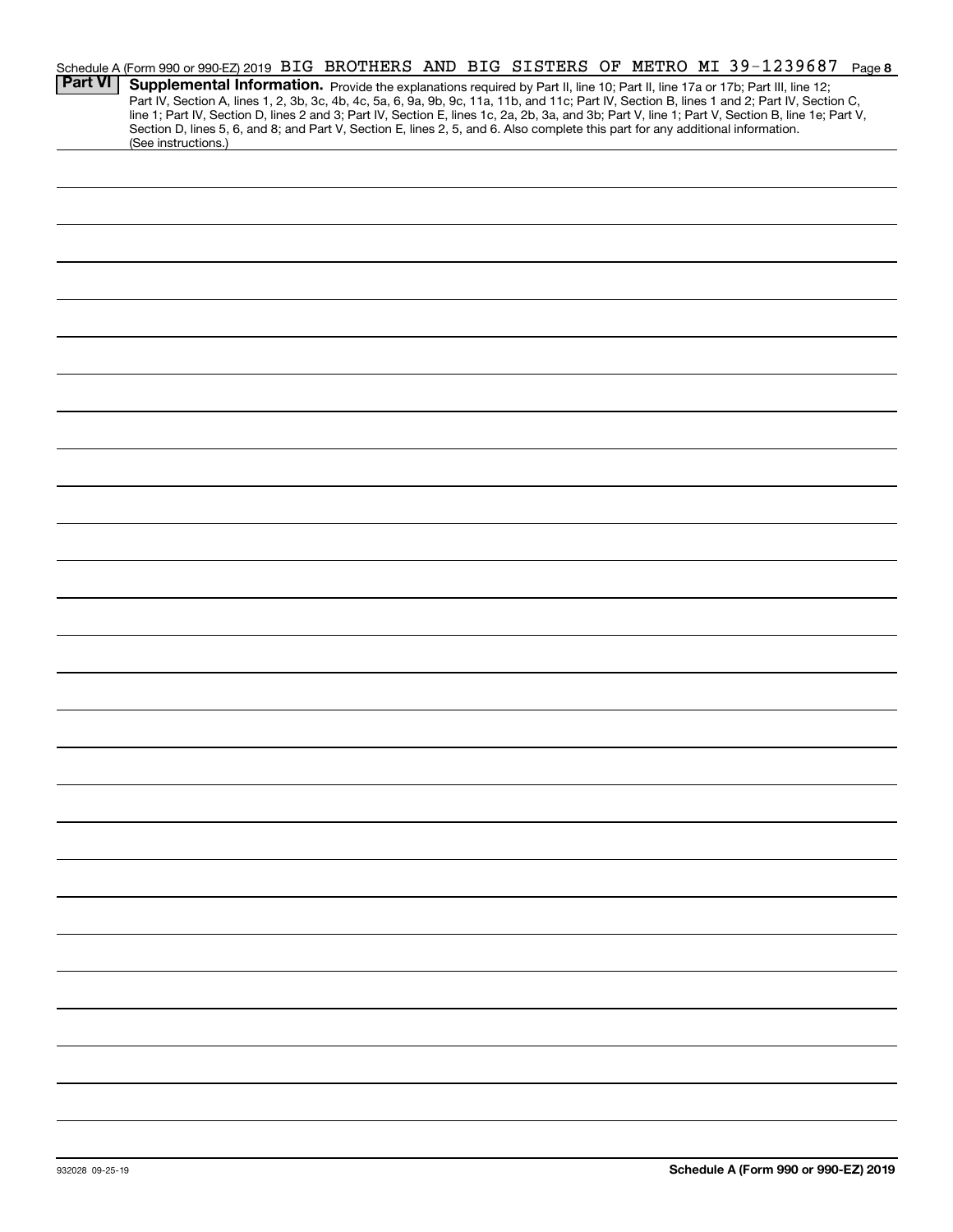Schedule A (Form 990 or 990-EZ) 2019 BIG BROTHERS AND BIG SISTERS OF METRO MI 39-1239687 Page 8

**Part VI** **Supplemental Information.** Provide the explanations required by Part II, line 10; Part II, line 17a or 17b; Part III, line 12; Part IV, Section A, lines 1, 2, 3b, 3c, 4b, 4c, 5a, 6, 9a, 9b, 9c, 11a, 11b, and 11c; Part IV, Section B, lines 1 and 2; Part IV, Section C, line 1; Part IV, Section D, lines 2 and 3; Part IV, Section E, lines 1c, 2a, 2b, 3a, and 3b; Part V, line 1; Part V, Section B, line 1e; Part V, Section D, lines 5, 6, and 8; and Part V, Section E, lines 2, 5, and 6. Also complete this part for any additional information. (See instructions.)

932028 09-25-19

**Schedule A (Form 990 or 990-EZ) 2019**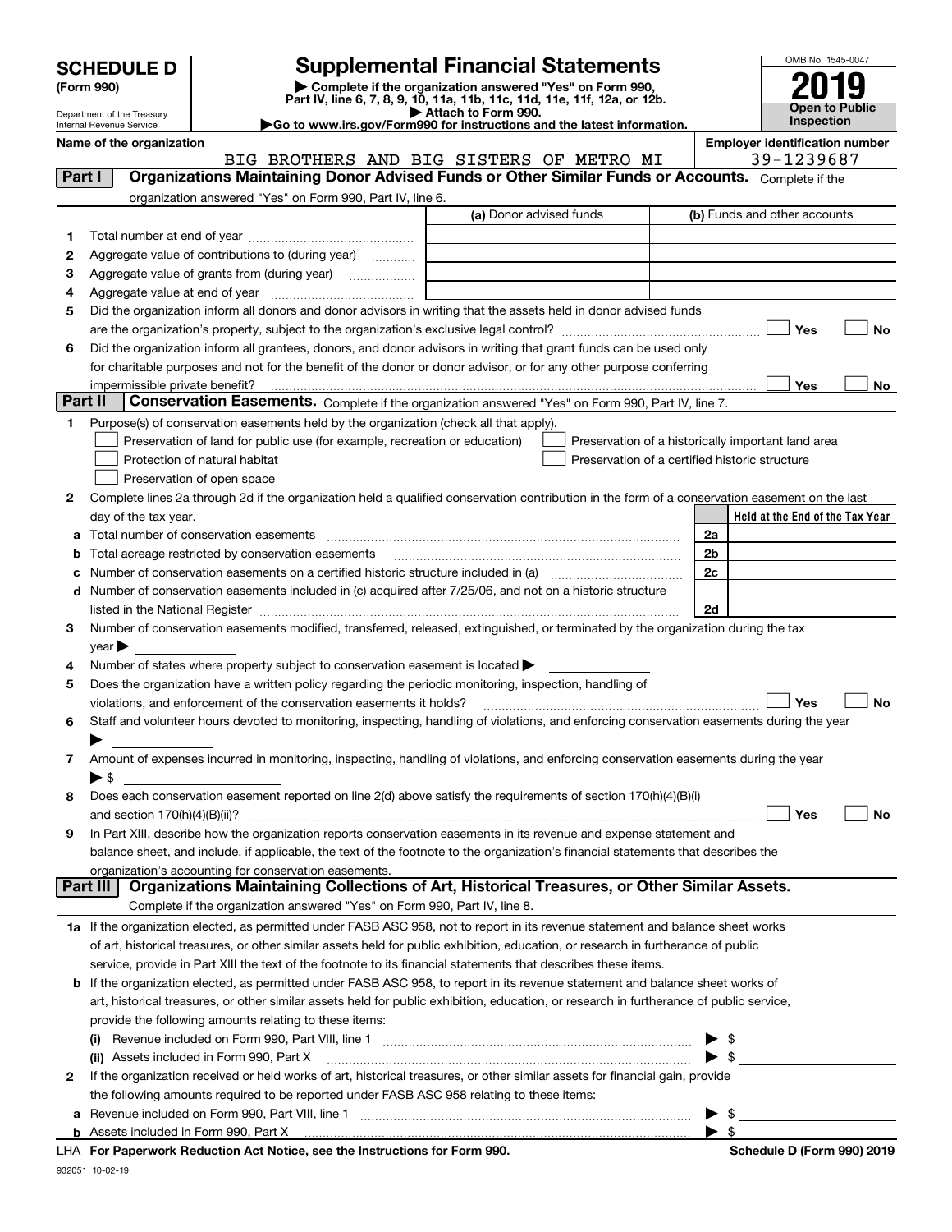# SCHEDULE D (Form 990)

Department of the Treasury
Internal Revenue Service

## Supplemental Financial Statements

▶ Complete if the organization answered "Yes" on Form 990, Part IV, line 6, 7, 8, 9, 10, 11a, 11b, 11c, 11d, 11e, 11f, 12a, or 12b.
▶ Attach to Form 990.
▶Go to www.irs.gov/Form990 for instructions and the latest information.

OMB No. 1545-0047
**2019**
**Open to Public Inspection**

**Name of the organization:** BIG BROTHERS AND BIG SISTERS OF METRO MI
**Employer identification number:** 39-1239687

**Part I — Organizations Maintaining Donor Advised Funds or Other Similar Funds or Accounts.** Complete if the organization answered "Yes" on Form 990, Part IV, line 6.

| | | (a) Donor advised funds | (b) Funds and other accounts |
|---|---|---|---|
| 1 | Total number at end of year | | |
| 2 | Aggregate value of contributions to (during year) | | |
| 3 | Aggregate value of grants from (during year) | | |
| 4 | Aggregate value at end of year | | |

5 Did the organization inform all donors and donor advisors in writing that the assets held in donor advised funds are the organization's property, subject to the organization's exclusive legal control? ☐ Yes ☐ No

6 Did the organization inform all grantees, donors, and donor advisors in writing that grant funds can be used only for charitable purposes and not for the benefit of the donor or donor advisor, or for any other purpose conferring impermissible private benefit? ☐ Yes ☐ No

**Part II — Conservation Easements.** Complete if the organization answered "Yes" on Form 990, Part IV, line 7.

1 Purpose(s) of conservation easements held by the organization (check all that apply).

- ☐ Preservation of land for public use (for example, recreation or education)
- ☐ Protection of natural habitat
- ☐ Preservation of open space
- ☐ Preservation of a historically important land area
- ☐ Preservation of a certified historic structure

2 Complete lines 2a through 2d if the organization held a qualified conservation contribution in the form of a conservation easement on the last day of the tax year.

| | | | Held at the End of the Tax Year |
|---|---|---|---|
| a | Total number of conservation easements | 2a | |
| b | Total acreage restricted by conservation easements | 2b | |
| c | Number of conservation easements on a certified historic structure included in (a) | 2c | |
| d | Number of conservation easements included in (c) acquired after 7/25/06, and not on a historic structure listed in the National Register | 2d | |

3 Number of conservation easements modified, transferred, released, extinguished, or terminated by the organization during the tax year ▶

4 Number of states where property subject to conservation easement is located ▶

5 Does the organization have a written policy regarding the periodic monitoring, inspection, handling of violations, and enforcement of the conservation easements it holds? ☐ Yes ☐ No

6 Staff and volunteer hours devoted to monitoring, inspecting, handling of violations, and enforcing conservation easements during the year ▶

7 Amount of expenses incurred in monitoring, inspecting, handling of violations, and enforcing conservation easements during the year ▶ $

8 Does each conservation easement reported on line 2(d) above satisfy the requirements of section 170(h)(4)(B)(i) and section 170(h)(4)(B)(ii)? ☐ Yes ☐ No

9 In Part XIII, describe how the organization reports conservation easements in its revenue and expense statement and balance sheet, and include, if applicable, the text of the footnote to the organization's financial statements that describes the organization's accounting for conservation easements.

**Part III — Organizations Maintaining Collections of Art, Historical Treasures, or Other Similar Assets.** Complete if the organization answered "Yes" on Form 990, Part IV, line 8.

1a If the organization elected, as permitted under FASB ASC 958, not to report in its revenue statement and balance sheet works of art, historical treasures, or other similar assets held for public exhibition, education, or research in furtherance of public service, provide in Part XIII the text of the footnote to its financial statements that describes these items.

b If the organization elected, as permitted under FASB ASC 958, to report in its revenue statement and balance sheet works of art, historical treasures, or other similar assets held for public exhibition, education, or research in furtherance of public service, provide the following amounts relating to these items:

(i) Revenue included on Form 990, Part VIII, line 1 ▶ $

(ii) Assets included in Form 990, Part X ▶ $

2 If the organization received or held works of art, historical treasures, or other similar assets for financial gain, provide the following amounts required to be reported under FASB ASC 958 relating to these items:

a Revenue included on Form 990, Part VIII, line 1 ▶ $

b Assets included in Form 990, Part X ▶ $

LHA **For Paperwork Reduction Act Notice, see the Instructions for Form 990.** **Schedule D (Form 990) 2019**

932051 10-02-19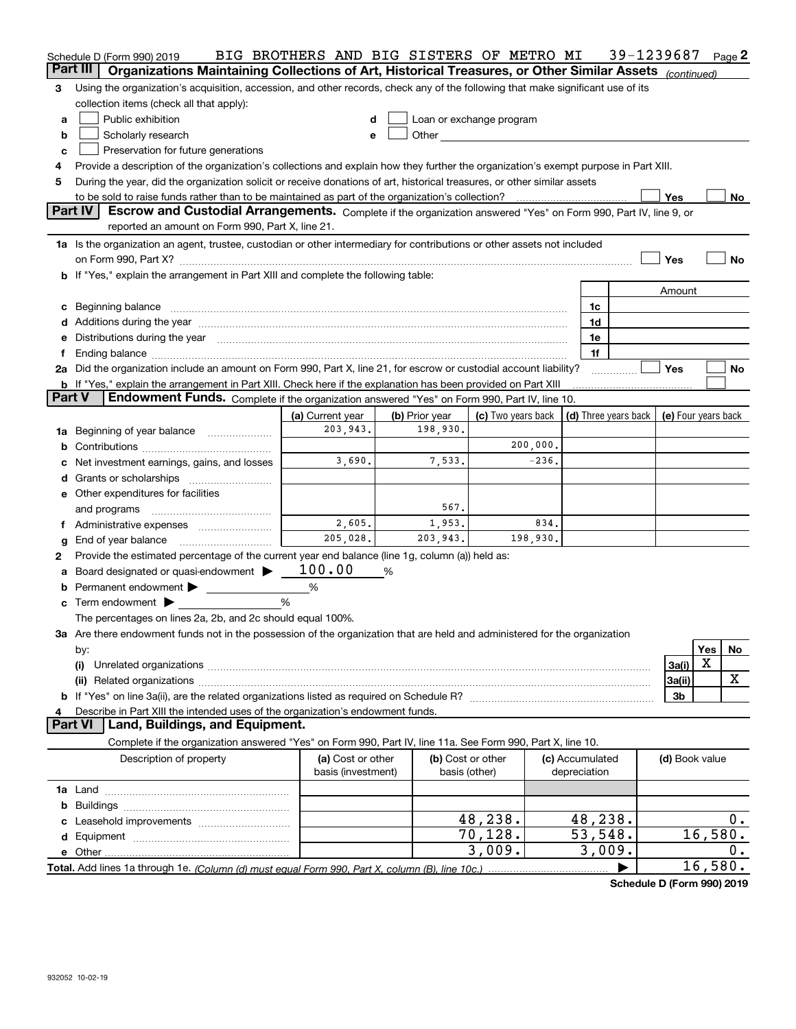Schedule D (Form 990) 2019    BIG BROTHERS AND BIG SISTERS OF METRO MI    39-1239687    Page 2

## Part III | Organizations Maintaining Collections of Art, Historical Treasures, or Other Similar Assets *(continued)*

**3** Using the organization's acquisition, accession, and other records, check any of the following that make significant use of its collection items (check all that apply):

- **a** ☐ Public exhibition
- **b** ☐ Scholarly research
- **c** ☐ Preservation for future generations
- **d** ☐ Loan or exchange program
- **e** ☐ Other

**4** Provide a description of the organization's collections and explain how they further the organization's exempt purpose in Part XIII.

**5** During the year, did the organization solicit or receive donations of art, historical treasures, or other similar assets to be sold to raise funds rather than to be maintained as part of the organization's collection? ☐ Yes ☐ No

## Part IV | Escrow and Custodial Arrangements.

Complete if the organization answered "Yes" on Form 990, Part IV, line 9, or reported an amount on Form 990, Part X, line 21.

**1a** Is the organization an agent, trustee, custodian or other intermediary for contributions or other assets not included on Form 990, Part X? ☐ Yes ☐ No

**b** If "Yes," explain the arrangement in Part XIII and complete the following table:

| | | Amount |
|---|---|---|
| **c** Beginning balance | 1c | |
| **d** Additions during the year | 1d | |
| **e** Distributions during the year | 1e | |
| **f** Ending balance | 1f | |

**2a** Did the organization include an amount on Form 990, Part X, line 21, for escrow or custodial account liability? ☐ Yes ☐ No

**b** If "Yes," explain the arrangement in Part XIII. Check here if the explanation has been provided on Part XIII ☐

## Part V | Endowment Funds.

Complete if the organization answered "Yes" on Form 990, Part IV, line 10.

| | (a) Current year | (b) Prior year | (c) Two years back | (d) Three years back | (e) Four years back |
|---|---|---|---|---|---|
| **1a** Beginning of year balance | 203,943. | 198,930. | | | |
| **b** Contributions | | | 200,000. | | |
| **c** Net investment earnings, gains, and losses | 3,690. | 7,533. | -236. | | |
| **d** Grants or scholarships | | | | | |
| **e** Other expenditures for facilities and programs | | 567. | | | |
| **f** Administrative expenses | 2,605. | 1,953. | 834. | | |
| **g** End of year balance | 205,028. | 203,943. | 198,930. | | |

**2** Provide the estimated percentage of the current year end balance (line 1g, column (a)) held as:

- **a** Board designated or quasi-endowment ▶ 100.00 %
- **b** Permanent endowment ▶ %
- **c** Term endowment ▶ %

The percentages on lines 2a, 2b, and 2c should equal 100%.

**3a** Are there endowment funds not in the possession of the organization that are held and administered for the organization by:

| | | Yes | No |
|---|---|---|---|
| **(i)** Unrelated organizations | 3a(i) | X | |
| **(ii)** Related organizations | 3a(ii) | | X |
| **b** If "Yes" on line 3a(ii), are the related organizations listed as required on Schedule R? | 3b | | |

**4** Describe in Part XIII the intended uses of the organization's endowment funds.

## Part VI | Land, Buildings, and Equipment.

Complete if the organization answered "Yes" on Form 990, Part IV, line 11a. See Form 990, Part X, line 10.

| Description of property | (a) Cost or other basis (investment) | (b) Cost or other basis (other) | (c) Accumulated depreciation | (d) Book value |
|---|---|---|---|---|
| **1a** Land | | | | |
| **b** Buildings | | | | |
| **c** Leasehold improvements | | 48,238. | 48,238. | 0. |
| **d** Equipment | | 70,128. | 53,548. | 16,580. |
| **e** Other | | 3,009. | 3,009. | 0. |
| **Total.** Add lines 1a through 1e. *(Column (d) must equal Form 990, Part X, column (B), line 10c.)* | | | ▶ | 16,580. |

**Schedule D (Form 990) 2019**

932052 10-02-19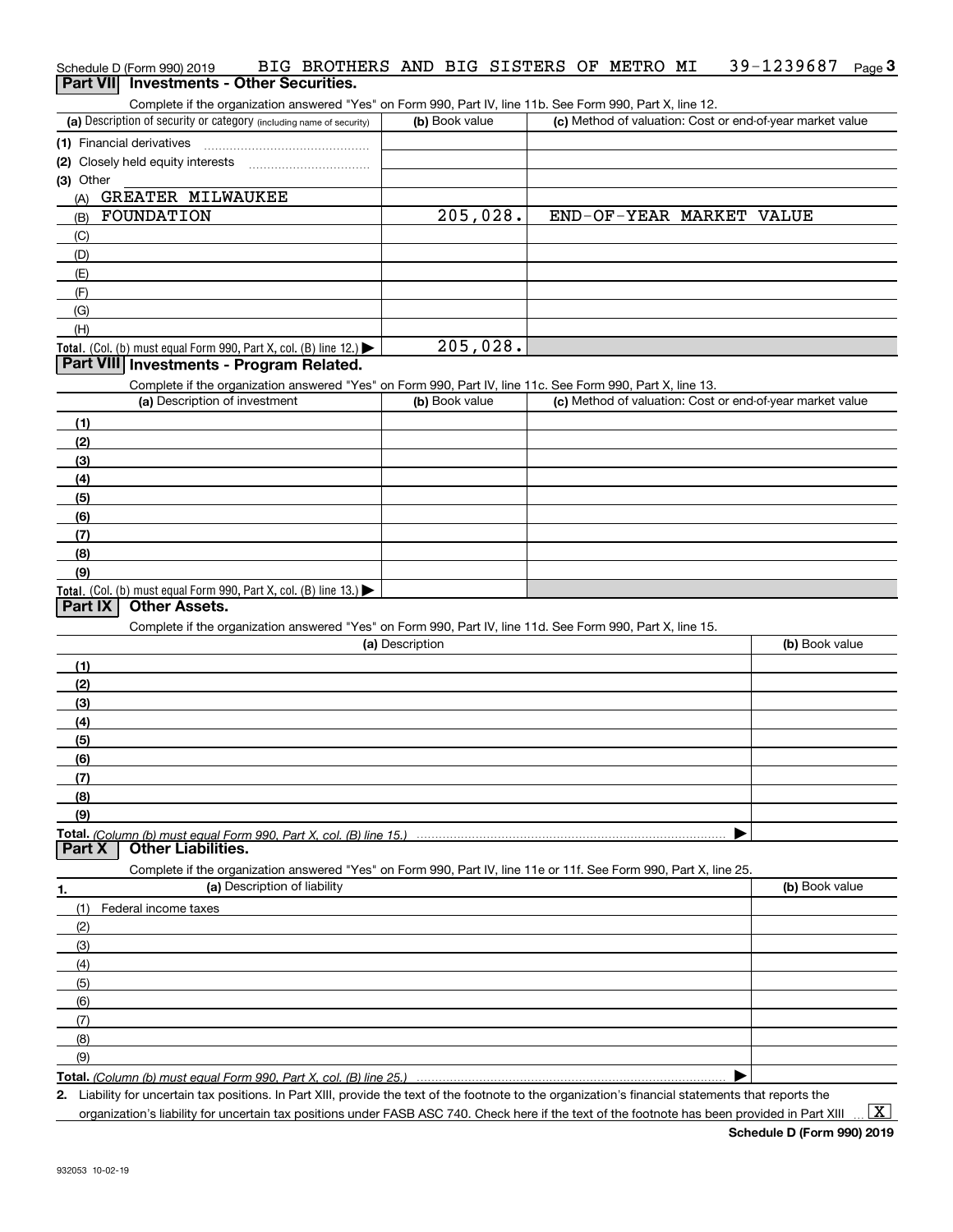Schedule D (Form 990) 2019 BIG BROTHERS AND BIG SISTERS OF METRO MI 39-1239687 Page 3

## Part VII Investments - Other Securities.

Complete if the organization answered "Yes" on Form 990, Part IV, line 11b. See Form 990, Part X, line 12.

| (a) Description of security or category (including name of security) | (b) Book value | (c) Method of valuation: Cost or end-of-year market value |
|---|---|---|
| (1) Financial derivatives | | |
| (2) Closely held equity interests | | |
| (3) Other | | |
| (A) GREATER MILWAUKEE | | |
| (B) FOUNDATION | 205,028. | END-OF-YEAR MARKET VALUE |
| (C) | | |
| (D) | | |
| (E) | | |
| (F) | | |
| (G) | | |
| (H) | | |
| **Total.** (Col. (b) must equal Form 990, Part X, col. (B) line 12.) ▶ | 205,028. | |

## Part VIII Investments - Program Related.

Complete if the organization answered "Yes" on Form 990, Part IV, line 11c. See Form 990, Part X, line 13.

| (a) Description of investment | (b) Book value | (c) Method of valuation: Cost or end-of-year market value |
|---|---|---|
| (1) | | |
| (2) | | |
| (3) | | |
| (4) | | |
| (5) | | |
| (6) | | |
| (7) | | |
| (8) | | |
| (9) | | |
| **Total.** (Col. (b) must equal Form 990, Part X, col. (B) line 13.) ▶ | | |

## Part IX Other Assets.

Complete if the organization answered "Yes" on Form 990, Part IV, line 11d. See Form 990, Part X, line 15.

| (a) Description | (b) Book value |
|---|---|
| (1) | |
| (2) | |
| (3) | |
| (4) | |
| (5) | |
| (6) | |
| (7) | |
| (8) | |
| (9) | |
| **Total.** *(Column (b) must equal Form 990, Part X, col. (B) line 15.)* ▶ | |

## Part X Other Liabilities.

Complete if the organization answered "Yes" on Form 990, Part IV, line 11e or 11f. See Form 990, Part X, line 25.

| 1. (a) Description of liability | (b) Book value |
|---|---|
| (1) Federal income taxes | |
| (2) | |
| (3) | |
| (4) | |
| (5) | |
| (6) | |
| (7) | |
| (8) | |
| (9) | |
| **Total.** *(Column (b) must equal Form 990, Part X, col. (B) line 25.)* ▶ | |

2. Liability for uncertain tax positions. In Part XIII, provide the text of the footnote to the organization's financial statements that reports the organization's liability for uncertain tax positions under FASB ASC 740. Check here if the text of the footnote has been provided in Part XIII ... [X]

**Schedule D (Form 990) 2019**

932053 10-02-19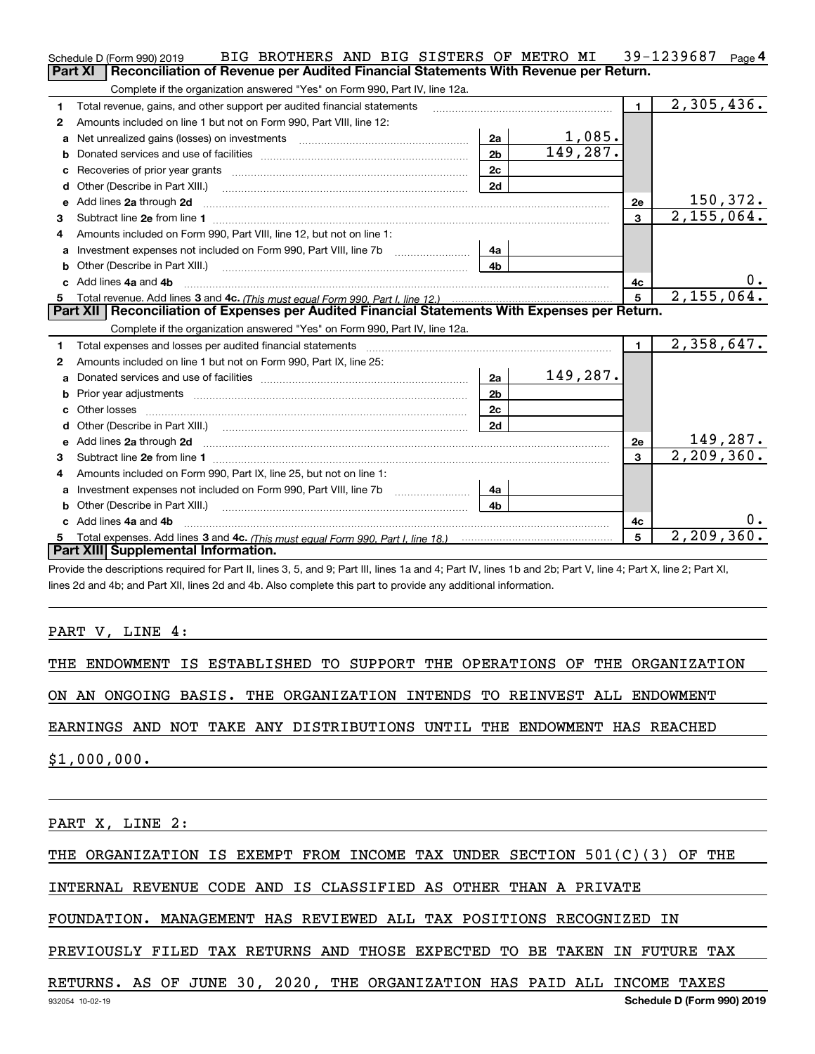Schedule D (Form 990) 2019 BIG BROTHERS AND BIG SISTERS OF METRO MI 39-1239687 Page 4

## Part XI Reconciliation of Revenue per Audited Financial Statements With Revenue per Return.

Complete if the organization answered "Yes" on Form 990, Part IV, line 12a.

| | | | | | |
|---|---|---|---|---|---|
| 1 | Total revenue, gains, and other support per audited financial statements | | | 1 | 2,305,436. |
| 2 | Amounts included on line 1 but not on Form 990, Part VIII, line 12: | | | | |
| a | Net unrealized gains (losses) on investments | 2a | 1,085. | | |
| b | Donated services and use of facilities | 2b | 149,287. | | |
| c | Recoveries of prior year grants | 2c | | | |
| d | Other (Describe in Part XIII.) | 2d | | | |
| e | Add lines 2a through 2d | | | 2e | 150,372. |
| 3 | Subtract line 2e from line 1 | | | 3 | 2,155,064. |
| 4 | Amounts included on Form 990, Part VIII, line 12, but not on line 1: | | | | |
| a | Investment expenses not included on Form 990, Part VIII, line 7b | 4a | | | |
| b | Other (Describe in Part XIII.) | 4b | | | |
| c | Add lines 4a and 4b | | | 4c | 0. |
| 5 | Total revenue. Add lines 3 and 4c. *(This must equal Form 990, Part I, line 12.)* | | | 5 | 2,155,064. |

## Part XII Reconciliation of Expenses per Audited Financial Statements With Expenses per Return.

Complete if the organization answered "Yes" on Form 990, Part IV, line 12a.

| | | | | | |
|---|---|---|---|---|---|
| 1 | Total expenses and losses per audited financial statements | | | 1 | 2,358,647. |
| 2 | Amounts included on line 1 but not on Form 990, Part IX, line 25: | | | | |
| a | Donated services and use of facilities | 2a | 149,287. | | |
| b | Prior year adjustments | 2b | | | |
| c | Other losses | 2c | | | |
| d | Other (Describe in Part XIII.) | 2d | | | |
| e | Add lines 2a through 2d | | | 2e | 149,287. |
| 3 | Subtract line 2e from line 1 | | | 3 | 2,209,360. |
| 4 | Amounts included on Form 990, Part IX, line 25, but not on line 1: | | | | |
| a | Investment expenses not included on Form 990, Part VIII, line 7b | 4a | | | |
| b | Other (Describe in Part XIII.) | 4b | | | |
| c | Add lines 4a and 4b | | | 4c | 0. |
| 5 | Total expenses. Add lines 3 and 4c. *(This must equal Form 990, Part I, line 18.)* | | | 5 | 2,209,360. |

## Part XIII Supplemental Information.

Provide the descriptions required for Part II, lines 3, 5, and 9; Part III, lines 1a and 4; Part IV, lines 1b and 2b; Part V, line 4; Part X, line 2; Part XI, lines 2d and 4b; and Part XII, lines 2d and 4b. Also complete this part to provide any additional information.

PART V, LINE 4:

THE ENDOWMENT IS ESTABLISHED TO SUPPORT THE OPERATIONS OF THE ORGANIZATION ON AN ONGOING BASIS. THE ORGANIZATION INTENDS TO REINVEST ALL ENDOWMENT EARNINGS AND NOT TAKE ANY DISTRIBUTIONS UNTIL THE ENDOWMENT HAS REACHED $1,000,000.

PART X, LINE 2:

THE ORGANIZATION IS EXEMPT FROM INCOME TAX UNDER SECTION 501(C)(3) OF THE INTERNAL REVENUE CODE AND IS CLASSIFIED AS OTHER THAN A PRIVATE FOUNDATION. MANAGEMENT HAS REVIEWED ALL TAX POSITIONS RECOGNIZED IN PREVIOUSLY FILED TAX RETURNS AND THOSE EXPECTED TO BE TAKEN IN FUTURE TAX RETURNS. AS OF JUNE 30, 2020, THE ORGANIZATION HAS PAID ALL INCOME TAXES

932054 10-02-19 Schedule D (Form 990) 2019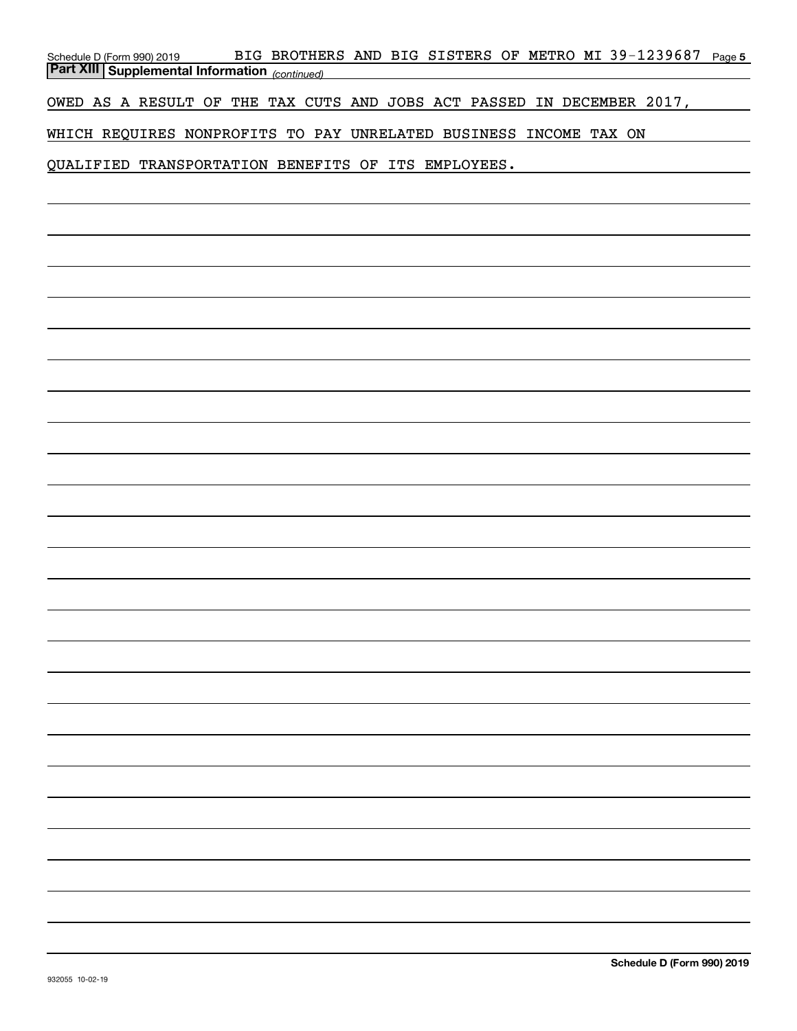## Part XIII Supplemental Information *(continued)*

OWED AS A RESULT OF THE TAX CUTS AND JOBS ACT PASSED IN DECEMBER 2017, WHICH REQUIRES NONPROFITS TO PAY UNRELATED BUSINESS INCOME TAX ON QUALIFIED TRANSPORTATION BENEFITS OF ITS EMPLOYEES.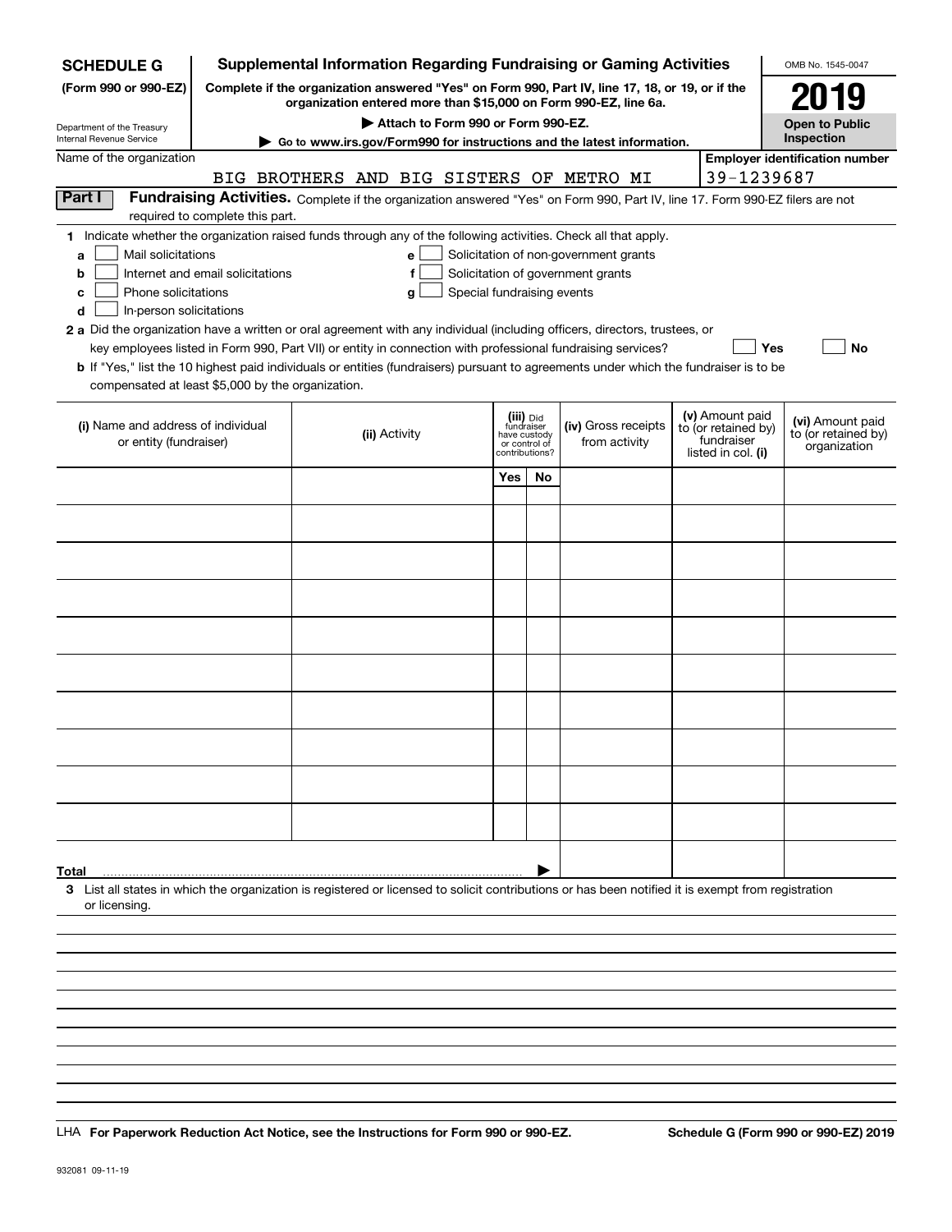**SCHEDULE G**
**(Form 990 or 990-EZ)**

Department of the Treasury
Internal Revenue Service

# Supplemental Information Regarding Fundraising or Gaming Activities

**Complete if the organization answered "Yes" on Form 990, Part IV, line 17, 18, or 19, or if the organization entered more than $15,000 on Form 990-EZ, line 6a.**

**▶ Attach to Form 990 or Form 990-EZ.**

**▶ Go to www.irs.gov/Form990 for instructions and the latest information.**

OMB No. 1545-0047

**2019**

**Open to Public Inspection**

Name of the organization: BIG BROTHERS AND BIG SISTERS OF METRO MI

Employer identification number: 39-1239687

## Part I Fundraising Activities.

Complete if the organization answered "Yes" on Form 990, Part IV, line 17. Form 990-EZ filers are not required to complete this part.

**1** Indicate whether the organization raised funds through any of the following activities. Check all that apply.

- **a** ☐ Mail solicitations
- **b** ☐ Internet and email solicitations
- **c** ☐ Phone solicitations
- **d** ☐ In-person solicitations
- **e** ☐ Solicitation of non-government grants
- **f** ☐ Solicitation of government grants
- **g** ☐ Special fundraising events

**2 a** Did the organization have a written or oral agreement with any individual (including officers, directors, trustees, or key employees listed in Form 990, Part VII) or entity in connection with professional fundraising services? ☐ Yes ☐ No

**b** If "Yes," list the 10 highest paid individuals or entities (fundraisers) pursuant to agreements under which the fundraiser is to be compensated at least $5,000 by the organization.

| (i) Name and address of individual or entity (fundraiser) | (ii) Activity | (iii) Did fundraiser have custody or control of contributions? | | (iv) Gross receipts from activity | (v) Amount paid to (or retained by) fundraiser listed in col. (i) | (vi) Amount paid to (or retained by) organization |
|---|---|---|---|---|---|---|
| | | Yes | No | | | |
| | | | | | | |
| | | | | | | |
| | | | | | | |
| | | | | | | |
| | | | | | | |
| | | | | | | |
| | | | | | | |
| | | | | | | |
| | | | | | | |
| | | | | | | |
| **Total** ▶ | | | | | | |

**3** List all states in which the organization is registered or licensed to solicit contributions or has been notified it is exempt from registration or licensing.

LHA **For Paperwork Reduction Act Notice, see the Instructions for Form 990 or 990-EZ.** **Schedule G (Form 990 or 990-EZ) 2019**

932081 09-11-19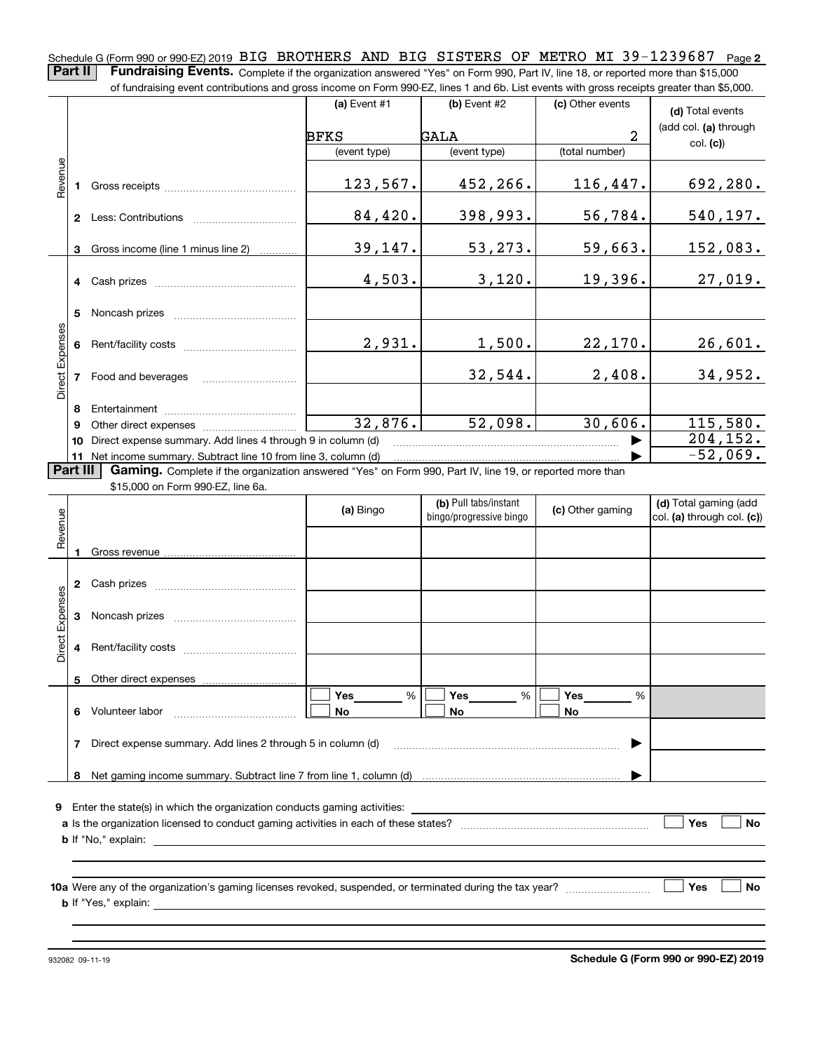Schedule G (Form 990 or 990-EZ) 2019 BIG BROTHERS AND BIG SISTERS OF METRO MI 39-1239687 Page **2**

**Part II** **Fundraising Events.** Complete if the organization answered "Yes" on Form 990, Part IV, line 18, or reported more than $15,000 of fundraising event contributions and gross income on Form 990-EZ, lines 1 and 6b. List events with gross receipts greater than $5,000.

| | | | (a) Event #1 | (b) Event #2 | (c) Other events | (d) Total events (add col. (a) through col. (c)) |
|---|---|---|---|---|---|---|
| | | | BFKS | GALA | 2 | |
| | | | (event type) | (event type) | (total number) | |
| Revenue | 1 | Gross receipts | 123,567. | 452,266. | 116,447. | 692,280. |
| | 2 | Less: Contributions | 84,420. | 398,993. | 56,784. | 540,197. |
| | 3 | Gross income (line 1 minus line 2) | 39,147. | 53,273. | 59,663. | 152,083. |
| Direct Expenses | 4 | Cash prizes | 4,503. | 3,120. | 19,396. | 27,019. |
| | 5 | Noncash prizes | | | | |
| | 6 | Rent/facility costs | 2,931. | 1,500. | 22,170. | 26,601. |
| | 7 | Food and beverages | | 32,544. | 2,408. | 34,952. |
| | 8 | Entertainment | | | | |
| | 9 | Other direct expenses | 32,876. | 52,098. | 30,606. | 115,580. |
| | 10 | Direct expense summary. Add lines 4 through 9 in column (d) | | | ▶ | 204,152. |
| | 11 | Net income summary. Subtract line 10 from line 3, column (d) | | | ▶ | -52,069. |

**Part III** **Gaming.** Complete if the organization answered "Yes" on Form 990, Part IV, line 19, or reported more than $15,000 on Form 990-EZ, line 6a.

| | | | (a) Bingo | (b) Pull tabs/instant bingo/progressive bingo | (c) Other gaming | (d) Total gaming (add col. (a) through col. (c)) |
|---|---|---|---|---|---|---|
| Revenue | 1 | Gross revenue | | | | |
| Direct Expenses | 2 | Cash prizes | | | | |
| | 3 | Noncash prizes | | | | |
| | 4 | Rent/facility costs | | | | |
| | 5 | Other direct expenses | | | | |
| | 6 | Volunteer labor | ☐ Yes ___ % ☐ No | ☐ Yes ___ % ☐ No | ☐ Yes ___ % ☐ No | |
| | 7 | Direct expense summary. Add lines 2 through 5 in column (d) | | | ▶ | |
| | 8 | Net gaming income summary. Subtract line 7 from line 1, column (d) | | | ▶ | |

**9** Enter the state(s) in which the organization conducts gaming activities: ____________

**a** Is the organization licensed to conduct gaming activities in each of these states? ☐ Yes ☐ No

**b** If "No," explain: ____________

**10a** Were any of the organization's gaming licenses revoked, suspended, or terminated during the tax year? ☐ Yes ☐ No

**b** If "Yes," explain: ____________

932082 09-11-19 **Schedule G (Form 990 or 990-EZ) 2019**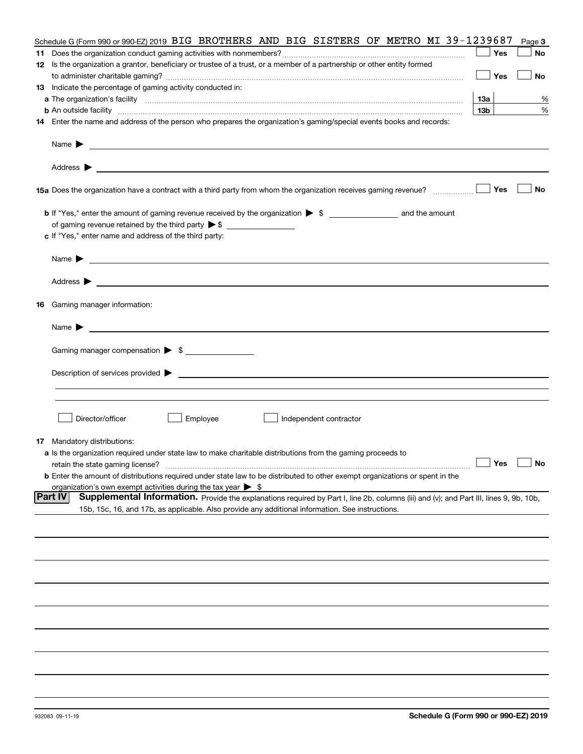Schedule G (Form 990 or 990-EZ) 2019 BIG BROTHERS AND BIG SISTERS OF METRO MI 39-1239687

**11** Does the organization conduct gaming activities with nonmembers? ☐ Yes ☐ No

**12** Is the organization a grantor, beneficiary or trustee of a trust, or a member of a partnership or other entity formed to administer charitable gaming? ☐ Yes ☐ No

**13** Indicate the percentage of gaming activity conducted in:

**a** The organization's facility **13a** %

**b** An outside facility **13b** %

**14** Enter the name and address of the person who prepares the organization's gaming/special events books and records:

Name ▶

Address ▶

**15a** Does the organization have a contract with a third party from whom the organization receives gaming revenue? ☐ Yes ☐ No

**b** If "Yes," enter the amount of gaming revenue received by the organization ▶ $ ______ and the amount of gaming revenue retained by the third party ▶ $ ______

**c** If "Yes," enter name and address of the third party:

Name ▶

Address ▶

**16** Gaming manager information:

Name ▶

Gaming manager compensation ▶ $

Description of services provided ▶

☐ Director/officer ☐ Employee ☐ Independent contractor

**17** Mandatory distributions:

**a** Is the organization required under state law to make charitable distributions from the gaming proceeds to retain the state gaming license? ☐ Yes ☐ No

**b** Enter the amount of distributions required under state law to be distributed to other exempt organizations or spent in the organization's own exempt activities during the tax year ▶ $

## Part IV Supplemental Information.

Provide the explanations required by Part I, line 2b, columns (iii) and (v); and Part III, lines 9, 9b, 10b, 15b, 15c, 16, and 17b, as applicable. Also provide any additional information. See instructions.

932083 09-11-19

**Schedule G (Form 990 or 990-EZ) 2019**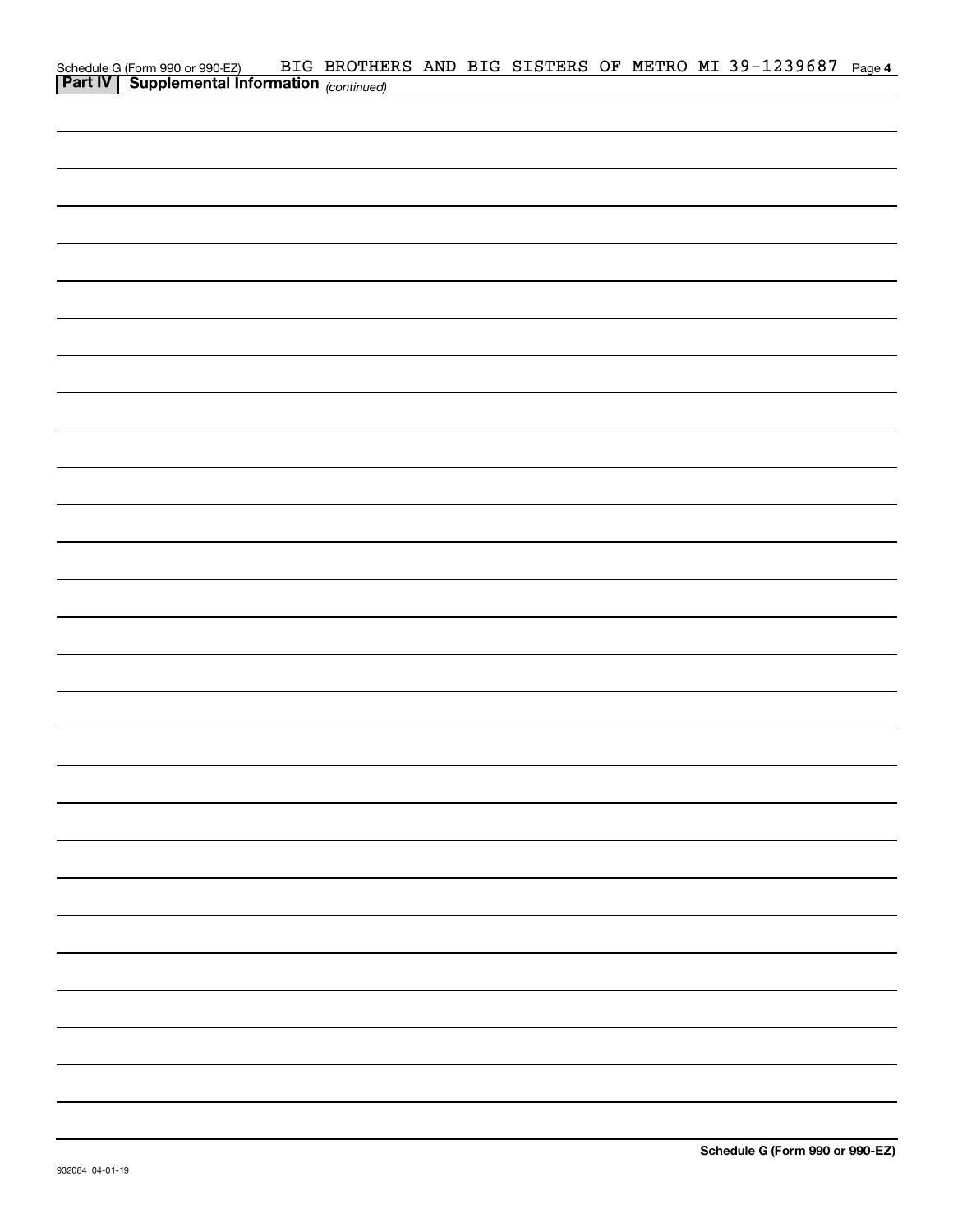Schedule G (Form 990 or 990-EZ) BIG BROTHERS AND BIG SISTERS OF METRO MI 39-1239687 Page 4

**Part IV | Supplemental Information** *(continued)*

**Schedule G (Form 990 or 990-EZ)**

932084 04-01-19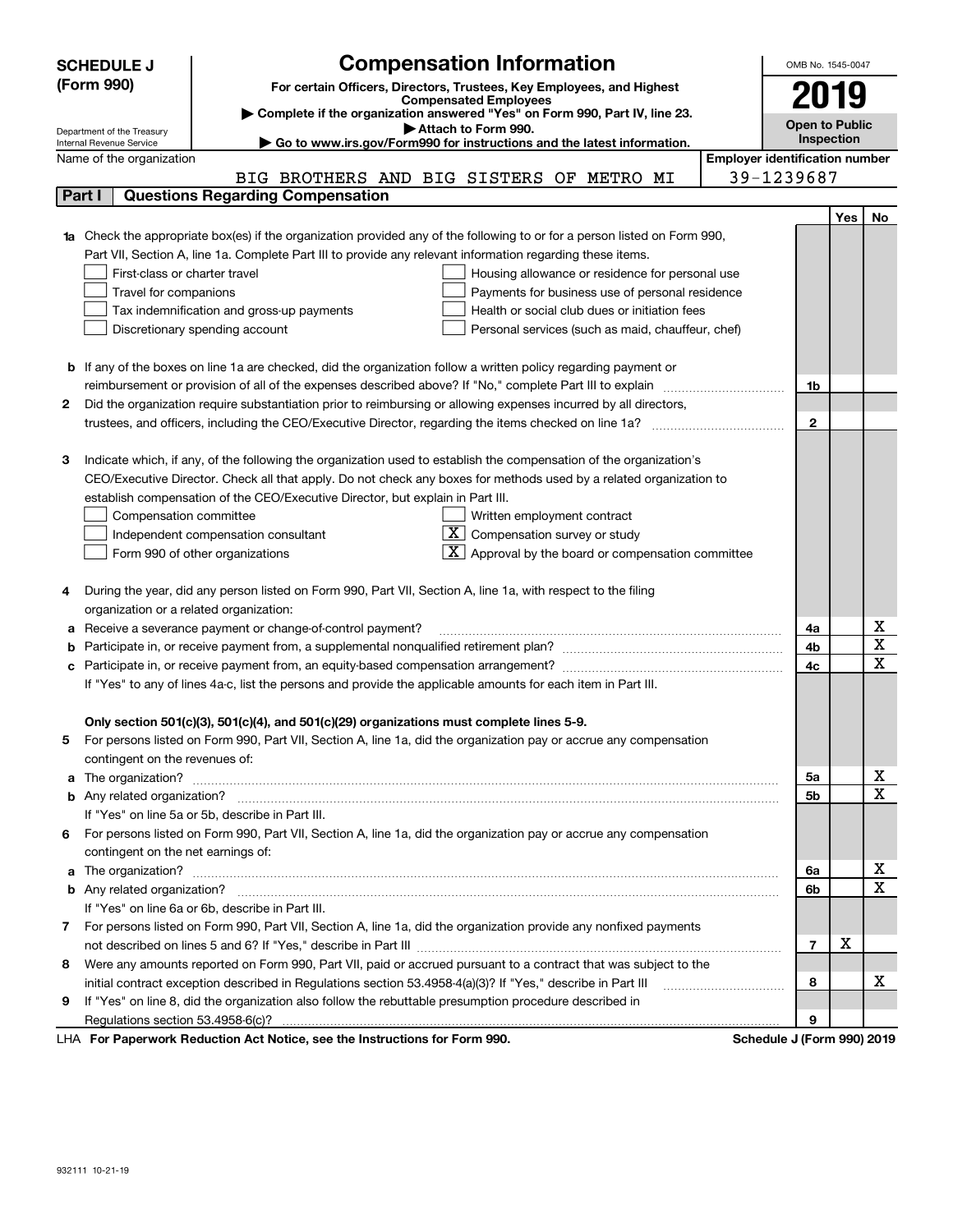**SCHEDULE J (Form 990)**

Department of the Treasury
Internal Revenue Service

# Compensation Information

**For certain Officers, Directors, Trustees, Key Employees, and Highest Compensated Employees**

▶ Complete if the organization answered "Yes" on Form 990, Part IV, line 23.

▶ Attach to Form 990.

▶ Go to www.irs.gov/Form990 for instructions and the latest information.

OMB No. 1545-0047

**2019**

**Open to Public Inspection**

Name of the organization: BIG BROTHERS AND BIG SISTERS OF METRO MI

Employer identification number: 39-1239687

## Part I Questions Regarding Compensation

| | | | Yes | No |
|---|---|---|---|---|
| **1a** | Check the appropriate box(es) if the organization provided any of the following to or for a person listed on Form 990, Part VII, Section A, line 1a. Complete Part III to provide any relevant information regarding these items.<br>☐ First-class or charter travel ☐ Housing allowance or residence for personal use<br>☐ Travel for companions ☐ Payments for business use of personal residence<br>☐ Tax indemnification and gross-up payments ☐ Health or social club dues or initiation fees<br>☐ Discretionary spending account ☐ Personal services (such as maid, chauffeur, chef) | | | |
| **b** | If any of the boxes on line 1a are checked, did the organization follow a written policy regarding payment or reimbursement or provision of all of the expenses described above? If "No," complete Part III to explain | 1b | | |
| **2** | Did the organization require substantiation prior to reimbursing or allowing expenses incurred by all directors, trustees, and officers, including the CEO/Executive Director, regarding the items checked on line 1a? | 2 | | |
| **3** | Indicate which, if any, of the following the organization used to establish the compensation of the organization's CEO/Executive Director. Check all that apply. Do not check any boxes for methods used by a related organization to establish compensation of the CEO/Executive Director, but explain in Part III.<br>☐ Compensation committee ☐ Written employment contract<br>☐ Independent compensation consultant ☒ Compensation survey or study<br>☐ Form 990 of other organizations ☒ Approval by the board or compensation committee | | | |
| **4** | During the year, did any person listed on Form 990, Part VII, Section A, line 1a, with respect to the filing organization or a related organization: | | | |
| **a** | Receive a severance payment or change-of-control payment? | 4a | | X |
| **b** | Participate in, or receive payment from, a supplemental nonqualified retirement plan? | 4b | | X |
| **c** | Participate in, or receive payment from, an equity-based compensation arrangement? | 4c | | X |
| | If "Yes" to any of lines 4a-c, list the persons and provide the applicable amounts for each item in Part III. | | | |
| | **Only section 501(c)(3), 501(c)(4), and 501(c)(29) organizations must complete lines 5-9.** | | | |
| **5** | For persons listed on Form 990, Part VII, Section A, line 1a, did the organization pay or accrue any compensation contingent on the revenues of: | | | |
| **a** | The organization? | 5a | | X |
| **b** | Any related organization? | 5b | | X |
| | If "Yes" on line 5a or 5b, describe in Part III. | | | |
| **6** | For persons listed on Form 990, Part VII, Section A, line 1a, did the organization pay or accrue any compensation contingent on the net earnings of: | | | |
| **a** | The organization? | 6a | | X |
| **b** | Any related organization? | 6b | | X |
| | If "Yes" on line 6a or 6b, describe in Part III. | | | |
| **7** | For persons listed on Form 990, Part VII, Section A, line 1a, did the organization provide any nonfixed payments not described on lines 5 and 6? If "Yes," describe in Part III | 7 | X | |
| **8** | Were any amounts reported on Form 990, Part VII, paid or accrued pursuant to a contract that was subject to the initial contract exception described in Regulations section 53.4958-4(a)(3)? If "Yes," describe in Part III | 8 | | X |
| **9** | If "Yes" on line 8, did the organization also follow the rebuttable presumption procedure described in Regulations section 53.4958-6(c)? | 9 | | |

LHA **For Paperwork Reduction Act Notice, see the Instructions for Form 990.** **Schedule J (Form 990) 2019**

932111 10-21-19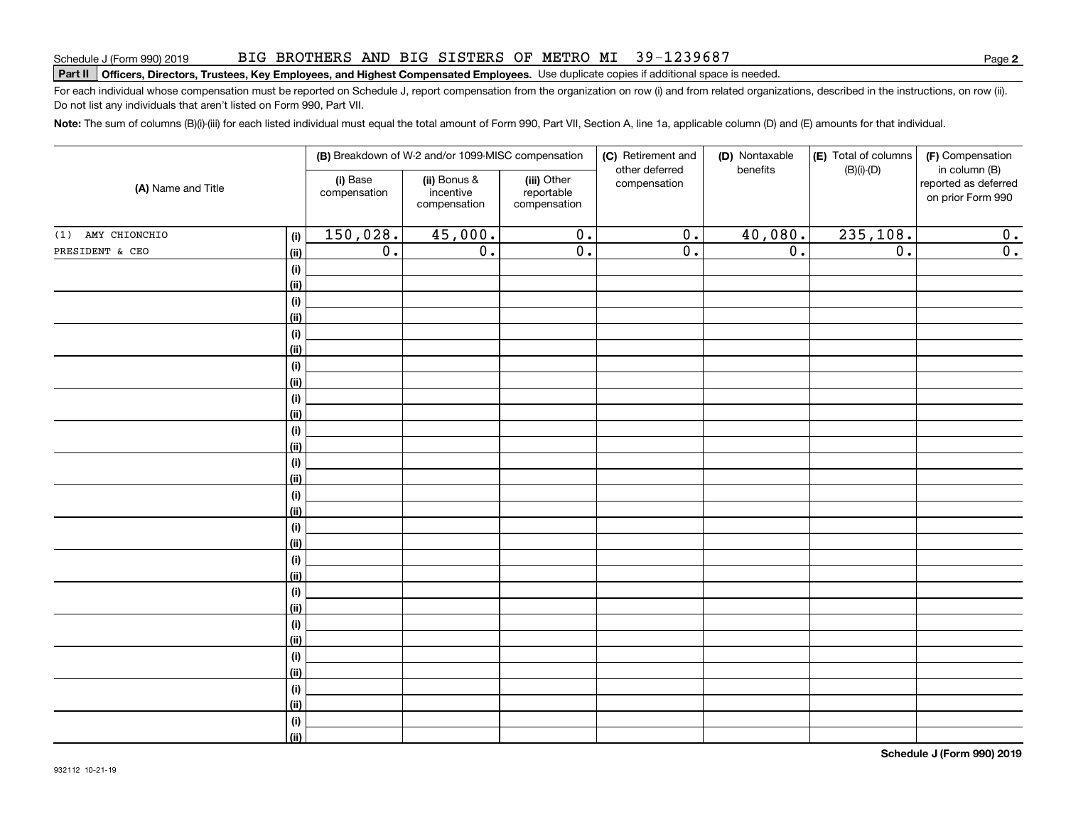Schedule J (Form 990) 2019 BIG BROTHERS AND BIG SISTERS OF METRO MI 39-1239687

**Part II** **Officers, Directors, Trustees, Key Employees, and Highest Compensated Employees.** Use duplicate copies if additional space is needed.

For each individual whose compensation must be reported on Schedule J, report compensation from the organization on row (i) and from related organizations, described in the instructions, on row (ii). Do not list any individuals that aren't listed on Form 990, Part VII.

**Note:** The sum of columns (B)(i)-(iii) for each listed individual must equal the total amount of Form 990, Part VII, Section A, line 1a, applicable column (D) and (E) amounts for that individual.

| (A) Name and Title | | (B) Breakdown of W-2 and/or 1099-MISC compensation | | | (C) Retirement and other deferred compensation | (D) Nontaxable benefits | (E) Total of columns (B)(i)-(D) | (F) Compensation in column (B) reported as deferred on prior Form 990 |
|---|---|---|---|---|---|---|---|---|
| | | (i) Base compensation | (ii) Bonus & incentive compensation | (iii) Other reportable compensation | | | | |
| (1) AMY CHIONCHIO | (i) | 150,028. | 45,000. | 0. | 0. | 40,080. | 235,108. | 0. |
| PRESIDENT & CEO | (ii) | 0. | 0. | 0. | 0. | 0. | 0. | 0. |
| | (i) | | | | | | | |
| | (ii) | | | | | | | |
| | (i) | | | | | | | |
| | (ii) | | | | | | | |
| | (i) | | | | | | | |
| | (ii) | | | | | | | |
| | (i) | | | | | | | |
| | (ii) | | | | | | | |
| | (i) | | | | | | | |
| | (ii) | | | | | | | |
| | (i) | | | | | | | |
| | (ii) | | | | | | | |
| | (i) | | | | | | | |
| | (ii) | | | | | | | |
| | (i) | | | | | | | |
| | (ii) | | | | | | | |
| | (i) | | | | | | | |
| | (ii) | | | | | | | |
| | (i) | | | | | | | |
| | (ii) | | | | | | | |
| | (i) | | | | | | | |
| | (ii) | | | | | | | |
| | (i) | | | | | | | |
| | (ii) | | | | | | | |
| | (i) | | | | | | | |
| | (ii) | | | | | | | |
| | (i) | | | | | | | |
| | (ii) | | | | | | | |
| | (i) | | | | | | | |
| | (ii) | | | | | | | |

932112 10-21-19

**Schedule J (Form 990) 2019**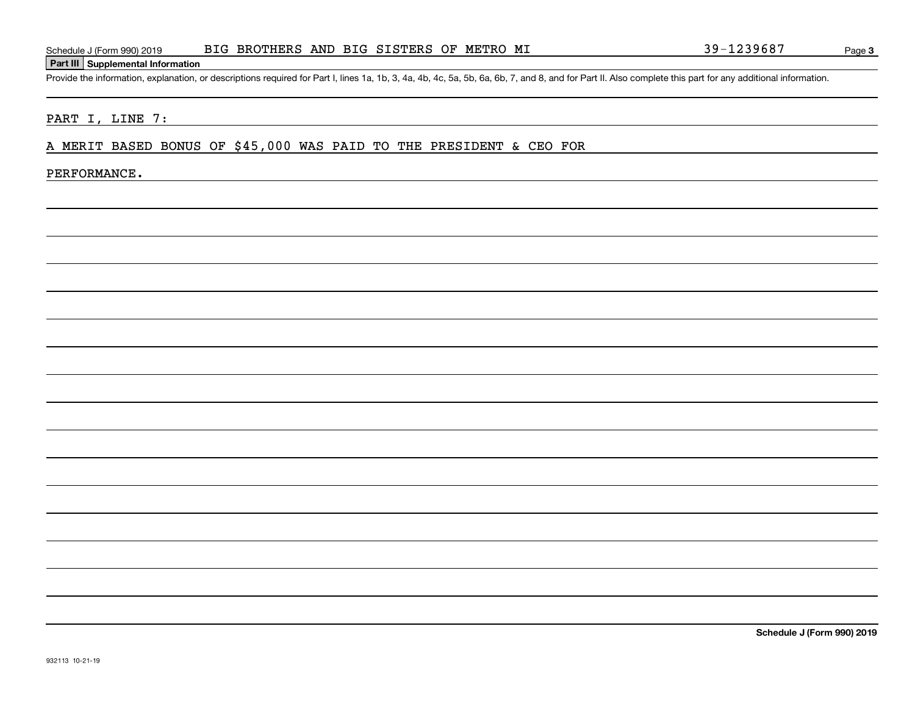## Part III Supplemental Information

Provide the information, explanation, or descriptions required for Part I, lines 1a, 1b, 3, 4a, 4b, 4c, 5a, 5b, 6a, 6b, 7, and 8, and for Part II. Also complete this part for any additional information.

PART I, LINE 7:

A MERIT BASED BONUS OF $45,000 WAS PAID TO THE PRESIDENT & CEO FOR PERFORMANCE.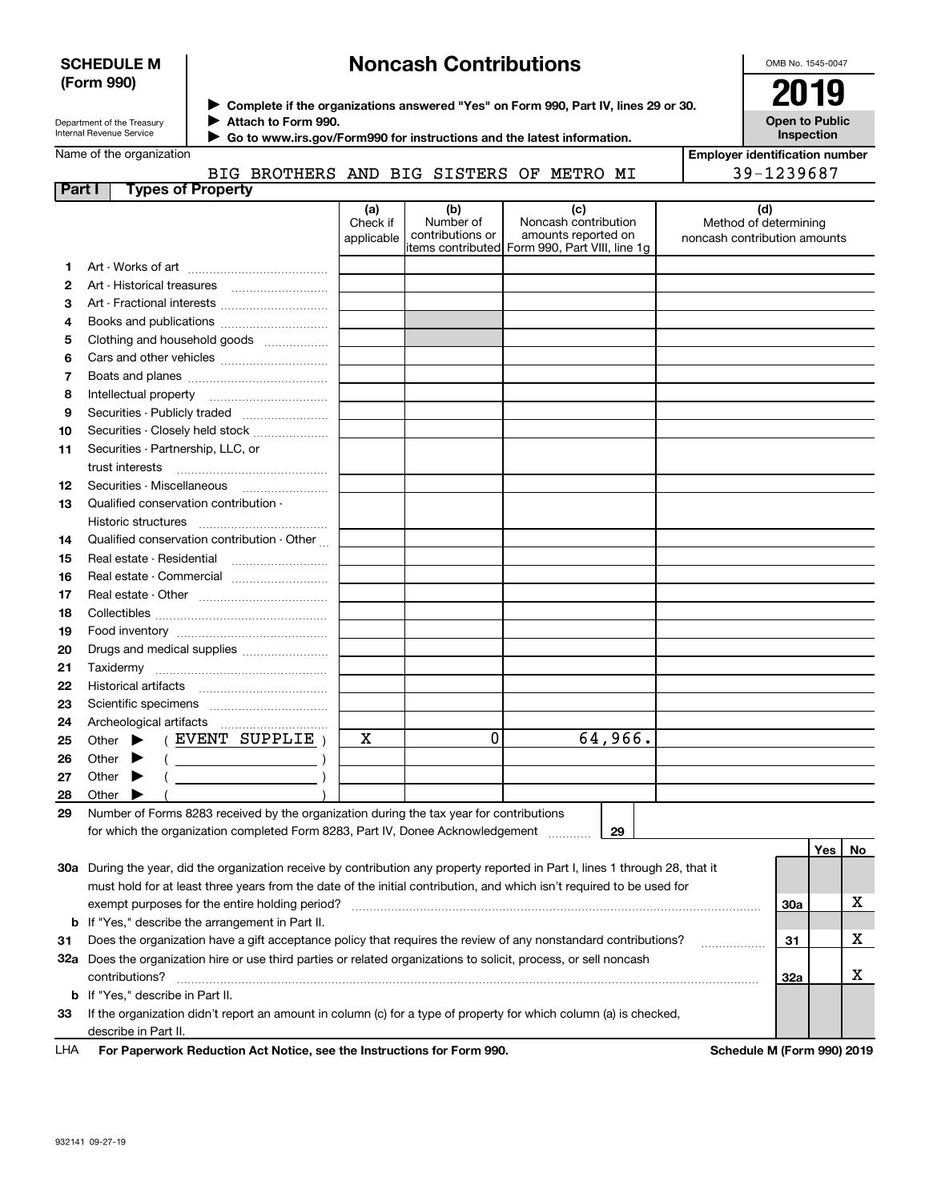**SCHEDULE M (Form 990)**

Department of the Treasury
Internal Revenue Service

# Noncash Contributions

▶ Complete if the organizations answered "Yes" on Form 990, Part IV, lines 29 or 30.
▶ Attach to Form 990.
▶ Go to www.irs.gov/Form990 for instructions and the latest information.

OMB No. 1545-0047

**2019**

**Open to Public Inspection**

Name of the organization: BIG BROTHERS AND BIG SISTERS OF METRO MI

Employer identification number: 39-1239687

**Part I — Types of Property**

| | | (a) Check if applicable | (b) Number of contributions or items contributed | (c) Noncash contribution amounts reported on Form 990, Part VIII, line 1g | (d) Method of determining noncash contribution amounts |
|---|---|---|---|---|---|
| 1 | Art - Works of art | | | | |
| 2 | Art - Historical treasures | | | | |
| 3 | Art - Fractional interests | | | | |
| 4 | Books and publications | | | | |
| 5 | Clothing and household goods | | | | |
| 6 | Cars and other vehicles | | | | |
| 7 | Boats and planes | | | | |
| 8 | Intellectual property | | | | |
| 9 | Securities - Publicly traded | | | | |
| 10 | Securities - Closely held stock | | | | |
| 11 | Securities - Partnership, LLC, or trust interests | | | | |
| 12 | Securities - Miscellaneous | | | | |
| 13 | Qualified conservation contribution - Historic structures | | | | |
| 14 | Qualified conservation contribution - Other | | | | |
| 15 | Real estate - Residential | | | | |
| 16 | Real estate - Commercial | | | | |
| 17 | Real estate - Other | | | | |
| 18 | Collectibles | | | | |
| 19 | Food inventory | | | | |
| 20 | Drugs and medical supplies | | | | |
| 21 | Taxidermy | | | | |
| 22 | Historical artifacts | | | | |
| 23 | Scientific specimens | | | | |
| 24 | Archeological artifacts | | | | |
| 25 | Other ▶ ( EVENT SUPPLIE ) | X | 0 | 64,966. | |
| 26 | Other ▶ ( ) | | | | |
| 27 | Other ▶ ( ) | | | | |
| 28 | Other ▶ ( ) | | | | |

29 Number of Forms 8283 received by the organization during the tax year for contributions for which the organization completed Form 8283, Part IV, Donee Acknowledgement ..... 29

| | | | Yes | No |
|---|---|---|---|---|
| 30a | During the year, did the organization receive by contribution any property reported in Part I, lines 1 through 28, that it must hold for at least three years from the date of the initial contribution, and which isn't required to be used for exempt purposes for the entire holding period? | 30a | | X |
| b | If "Yes," describe the arrangement in Part II. | | | |
| 31 | Does the organization have a gift acceptance policy that requires the review of any nonstandard contributions? | 31 | | X |
| 32a | Does the organization hire or use third parties or related organizations to solicit, process, or sell noncash contributions? | 32a | | X |
| b | If "Yes," describe in Part II. | | | |
| 33 | If the organization didn't report an amount in column (c) for a type of property for which column (a) is checked, describe in Part II. | | | |

LHA **For Paperwork Reduction Act Notice, see the Instructions for Form 990.** **Schedule M (Form 990) 2019**

932141 09-27-19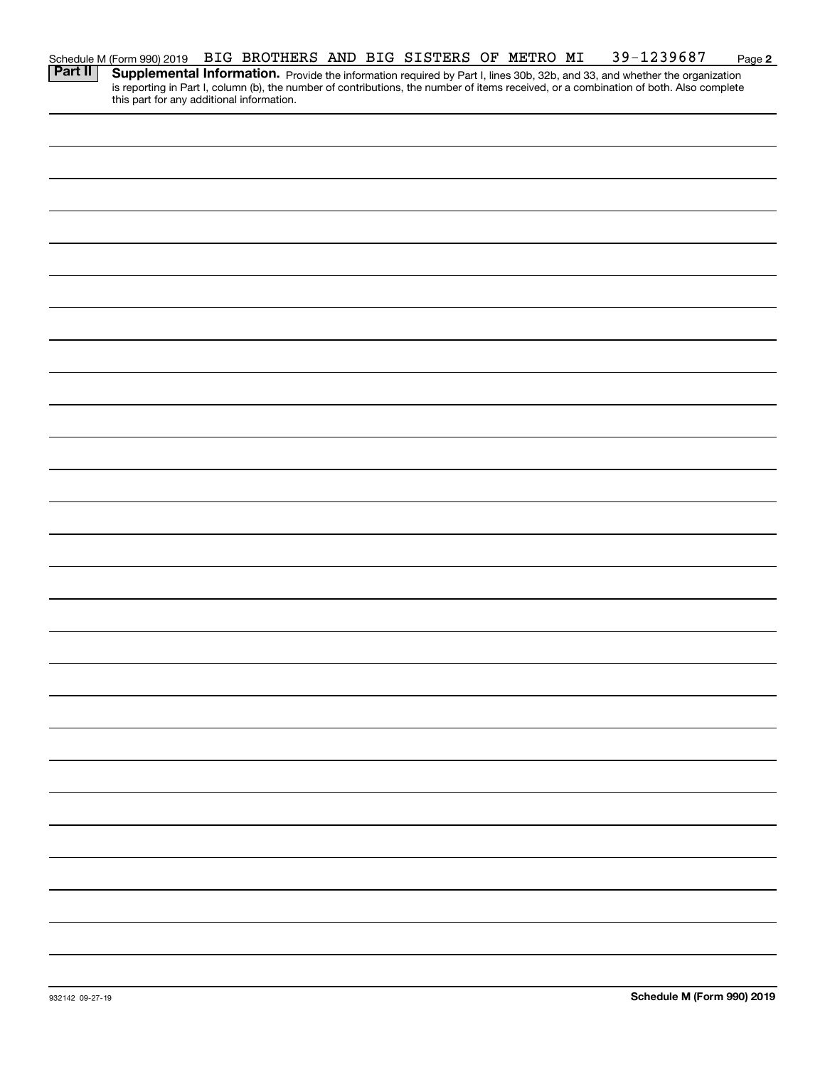Schedule M (Form 990) 2019 BIG BROTHERS AND BIG SISTERS OF METRO MI 39-1239687 Page **2**

**Part II** **Supplemental Information.** Provide the information required by Part I, lines 30b, 32b, and 33, and whether the organization is reporting in Part I, column (b), the number of contributions, the number of items received, or a combination of both. Also complete this part for any additional information.

932142 09-27-19 **Schedule M (Form 990) 2019**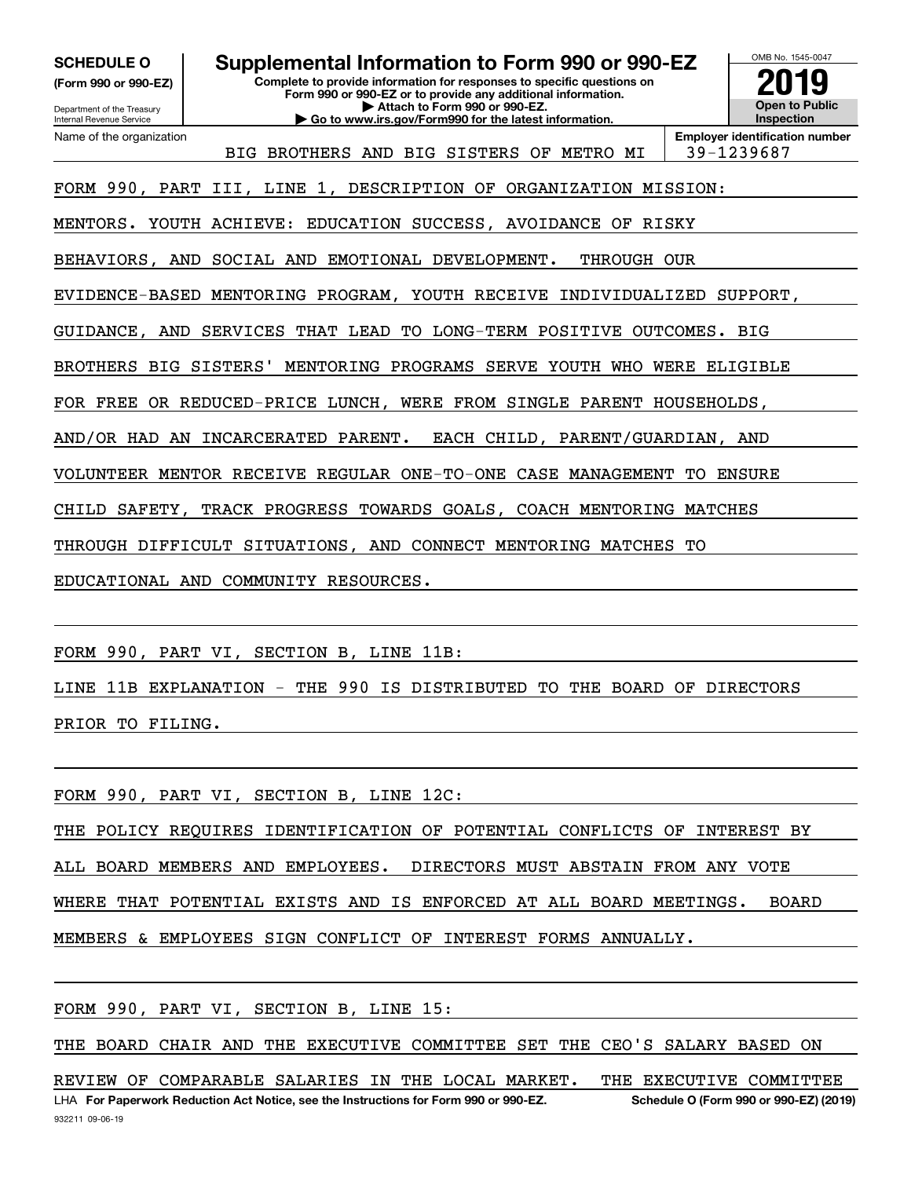**SCHEDULE O** (Form 990 or 990-EZ)

Department of the Treasury
Internal Revenue Service

# Supplemental Information to Form 990 or 990-EZ

**Complete to provide information for responses to specific questions on Form 990 or 990-EZ or to provide any additional information.**
**▶ Attach to Form 990 or 990-EZ.**
**▶ Go to www.irs.gov/Form990 for the latest information.**

OMB No. 1545-0047

**2019**

**Open to Public Inspection**

Name of the organization: BIG BROTHERS AND BIG SISTERS OF METRO MI

**Employer identification number:** 39-1239687

FORM 990, PART III, LINE 1, DESCRIPTION OF ORGANIZATION MISSION:

MENTORS. YOUTH ACHIEVE: EDUCATION SUCCESS, AVOIDANCE OF RISKY BEHAVIORS, AND SOCIAL AND EMOTIONAL DEVELOPMENT. THROUGH OUR EVIDENCE-BASED MENTORING PROGRAM, YOUTH RECEIVE INDIVIDUALIZED SUPPORT, GUIDANCE, AND SERVICES THAT LEAD TO LONG-TERM POSITIVE OUTCOMES. BIG BROTHERS BIG SISTERS' MENTORING PROGRAMS SERVE YOUTH WHO WERE ELIGIBLE FOR FREE OR REDUCED-PRICE LUNCH, WERE FROM SINGLE PARENT HOUSEHOLDS, AND/OR HAD AN INCARCERATED PARENT. EACH CHILD, PARENT/GUARDIAN, AND VOLUNTEER MENTOR RECEIVE REGULAR ONE-TO-ONE CASE MANAGEMENT TO ENSURE CHILD SAFETY, TRACK PROGRESS TOWARDS GOALS, COACH MENTORING MATCHES THROUGH DIFFICULT SITUATIONS, AND CONNECT MENTORING MATCHES TO EDUCATIONAL AND COMMUNITY RESOURCES.

FORM 990, PART VI, SECTION B, LINE 11B:

LINE 11B EXPLANATION - THE 990 IS DISTRIBUTED TO THE BOARD OF DIRECTORS PRIOR TO FILING.

FORM 990, PART VI, SECTION B, LINE 12C:

THE POLICY REQUIRES IDENTIFICATION OF POTENTIAL CONFLICTS OF INTEREST BY ALL BOARD MEMBERS AND EMPLOYEES. DIRECTORS MUST ABSTAIN FROM ANY VOTE WHERE THAT POTENTIAL EXISTS AND IS ENFORCED AT ALL BOARD MEETINGS. BOARD MEMBERS & EMPLOYEES SIGN CONFLICT OF INTEREST FORMS ANNUALLY.

FORM 990, PART VI, SECTION B, LINE 15:

THE BOARD CHAIR AND THE EXECUTIVE COMMITTEE SET THE CEO'S SALARY BASED ON REVIEW OF COMPARABLE SALARIES IN THE LOCAL MARKET. THE EXECUTIVE COMMITTEE

LHA **For Paperwork Reduction Act Notice, see the Instructions for Form 990 or 990-EZ.** **Schedule O (Form 990 or 990-EZ) (2019)**

932211 09-06-19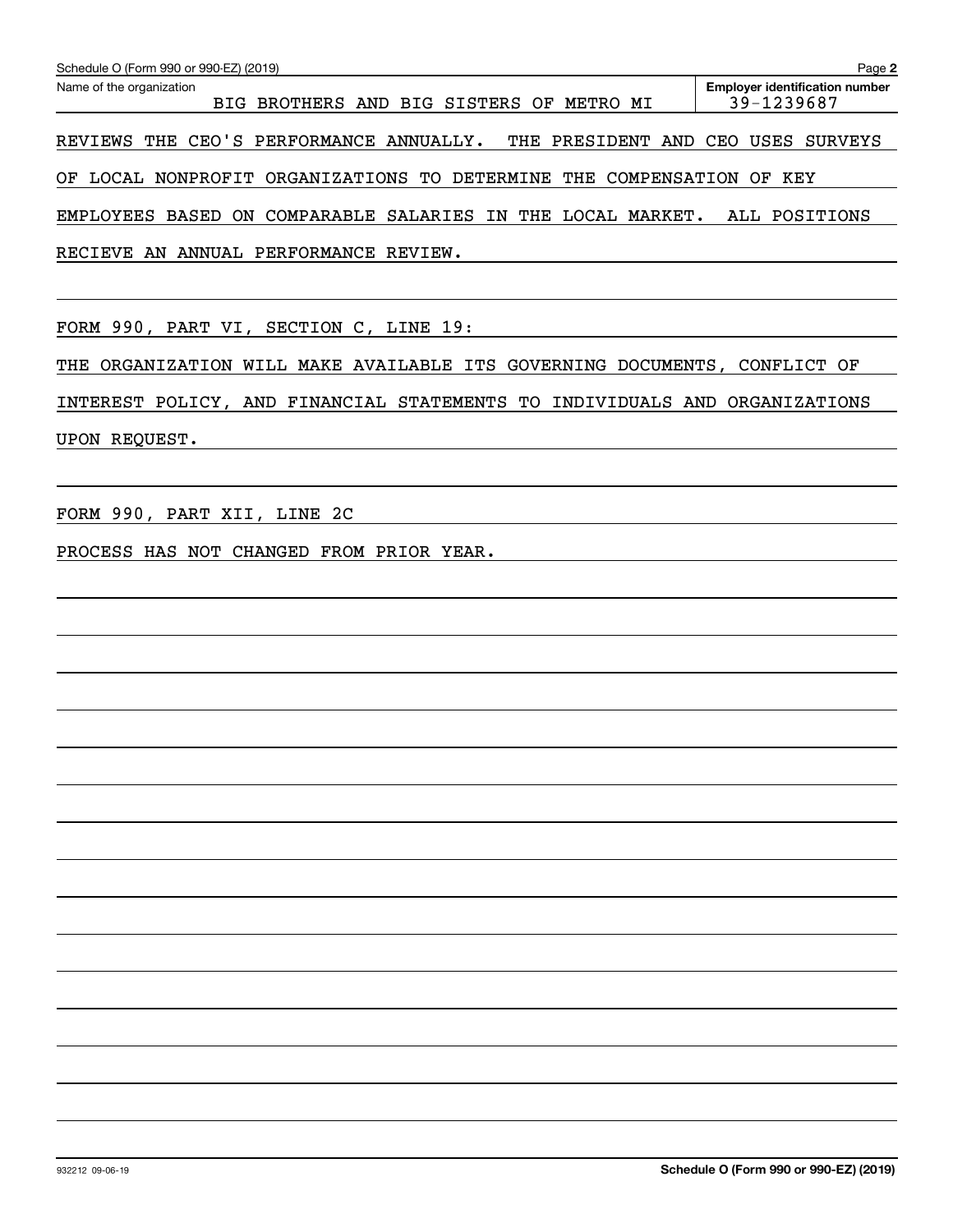Name of the organization: BIG BROTHERS AND BIG SISTERS OF METRO MI

Employer identification number: 39-1239687

REVIEWS THE CEO'S PERFORMANCE ANNUALLY. THE PRESIDENT AND CEO USES SURVEYS OF LOCAL NONPROFIT ORGANIZATIONS TO DETERMINE THE COMPENSATION OF KEY EMPLOYEES BASED ON COMPARABLE SALARIES IN THE LOCAL MARKET. ALL POSITIONS RECIEVE AN ANNUAL PERFORMANCE REVIEW.

FORM 990, PART VI, SECTION C, LINE 19:

THE ORGANIZATION WILL MAKE AVAILABLE ITS GOVERNING DOCUMENTS, CONFLICT OF INTEREST POLICY, AND FINANCIAL STATEMENTS TO INDIVIDUALS AND ORGANIZATIONS UPON REQUEST.

FORM 990, PART XII, LINE 2C

PROCESS HAS NOT CHANGED FROM PRIOR YEAR.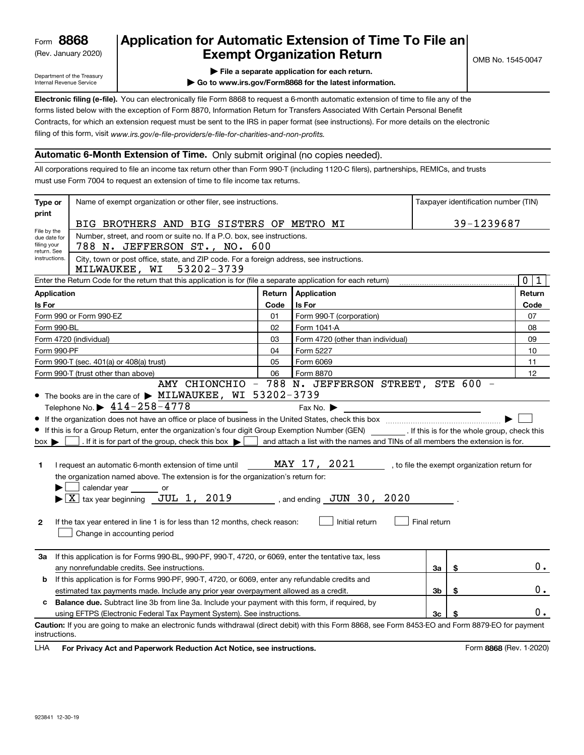Form **8868**
(Rev. January 2020)

Department of the Treasury
Internal Revenue Service

# Application for Automatic Extension of Time To File an Exempt Organization Return

▶ File a separate application for each return.

▶ Go to www.irs.gov/Form8868 for the latest information.

OMB No. 1545-0047

**Electronic filing (e-file).** You can electronically file Form 8868 to request a 6-month automatic extension of time to file any of the forms listed below with the exception of Form 8870, Information Return for Transfers Associated With Certain Personal Benefit Contracts, for which an extension request must be sent to the IRS in paper format (see instructions). For more details on the electronic filing of this form, visit *www.irs.gov/e-file-providers/e-file-for-charities-and-non-profits.*

## Automatic 6-Month Extension of Time. Only submit original (no copies needed).

All corporations required to file an income tax return other than Form 990-T (including 1120-C filers), partnerships, REMICs, and trusts must use Form 7004 to request an extension of time to file income tax returns.

**Type or print**

File by the due date for filing your return. See instructions.

Name of exempt organization or other filer, see instructions.
BIG BROTHERS AND BIG SISTERS OF METRO MI

Taxpayer identification number (TIN)
39-1239687

Number, street, and room or suite no. If a P.O. box, see instructions.
788 N. JEFFERSON ST., NO. 600

City, town or post office, state, and ZIP code. For a foreign address, see instructions.
MILWAUKEE, WI 53202-3739

Enter the Return Code for the return that this application is for (file a separate application for each return) 0 1

| Application Is For | Return Code | Application Is For | Return Code |
|---|---|---|---|
| Form 990 or Form 990-EZ | 01 | Form 990-T (corporation) | 07 |
| Form 990-BL | 02 | Form 1041-A | 08 |
| Form 4720 (individual) | 03 | Form 4720 (other than individual) | 09 |
| Form 990-PF | 04 | Form 5227 | 10 |
| Form 990-T (sec. 401(a) or 408(a) trust) | 05 | Form 6069 | 11 |
| Form 990-T (trust other than above) | 06 | Form 8870 | 12 |

- The books are in the care of ▶ AMY CHIONCHIO - 788 N. JEFFERSON STREET, STE 600 - MILWAUKEE, WI 53202-3739

  Telephone No. ▶ 414-258-4778  Fax No. ▶
- If the organization does not have an office or place of business in the United States, check this box ▶ ☐
- If this is for a Group Return, enter the organization's four digit Group Exemption Number (GEN) ______. If this is for the whole group, check this box ▶ ☐. If it is for part of the group, check this box ▶ ☐ and attach a list with the names and TINs of all members the extension is for.

**1** I request an automatic 6-month extension of time until MAY 17, 2021, to file the exempt organization return for the organization named above. The extension is for the organization's return for:

▶ ☐ calendar year ______ or

▶ ☒ tax year beginning JUL 1, 2019, and ending JUN 30, 2020.

**2** If the tax year entered in line 1 is for less than 12 months, check reason: ☐ Initial return ☐ Final return ☐ Change in accounting period

| | | | |
|---|---|---|---|
| **3a** | If this application is for Forms 990-BL, 990-PF, 990-T, 4720, or 6069, enter the tentative tax, less any nonrefundable credits. See instructions. | 3a | $ 0. |
| **b** | If this application is for Forms 990-PF, 990-T, 4720, or 6069, enter any refundable credits and estimated tax payments made. Include any prior year overpayment allowed as a credit. | 3b | $ 0. |
| **c** | **Balance due.** Subtract line 3b from line 3a. Include your payment with this form, if required, by using EFTPS (Electronic Federal Tax Payment System). See instructions. | 3c | $ 0. |

**Caution:** If you are going to make an electronic funds withdrawal (direct debit) with this Form 8868, see Form 8453-EO and Form 8879-EO for payment instructions.

LHA **For Privacy Act and Paperwork Reduction Act Notice, see instructions.** Form **8868** (Rev. 1-2020)

923841 12-30-19